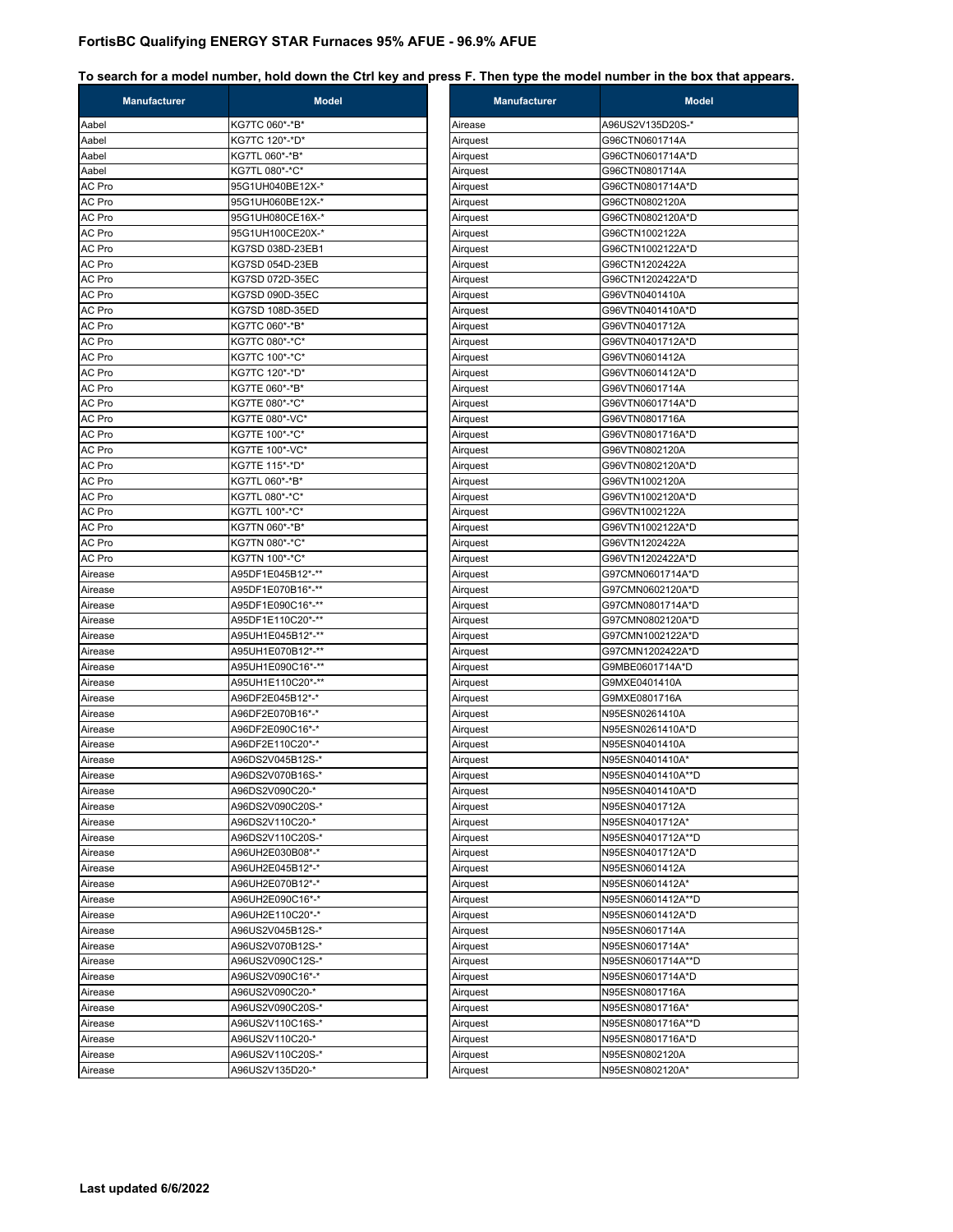# FortisBC Qualifying ENERGY STAR Furnaces 95% AFUE - 96.9% AFUE

**To search for a model number, hold down the Ctrl key and press F. Then type the model number in the box that appears.**

| Manufacturer | Model |
|---|---|
| Aabel | KG7TC 060*-*B* |
| Aabel | KG7TC 120*-*D* |
| Aabel | KG7TL 060*-*B* |
| Aabel | KG7TL 080*-*C* |
| AC Pro | 95G1UH040BE12X-* |
| AC Pro | 95G1UH060BE12X-* |
| AC Pro | 95G1UH080CE16X-* |
| AC Pro | 95G1UH100CE20X-* |
| AC Pro | KG7SD 038D-23EB1 |
| AC Pro | KG7SD 054D-23EB |
| AC Pro | KG7SD 072D-35EC |
| AC Pro | KG7SD 090D-35EC |
| AC Pro | KG7SD 108D-35ED |
| AC Pro | KG7TC 060*-*B* |
| AC Pro | KG7TC 080*-*C* |
| AC Pro | KG7TC 100*-*C* |
| AC Pro | KG7TC 120*-*D* |
| AC Pro | KG7TE 060*-*B* |
| AC Pro | KG7TE 080*-*C* |
| AC Pro | KG7TE 080*-VC* |
| AC Pro | KG7TE 100*-*C* |
| AC Pro | KG7TE 100*-VC* |
| AC Pro | KG7TE 115*-*D* |
| AC Pro | KG7TL 060*-*B* |
| AC Pro | KG7TL 080*-*C* |
| AC Pro | KG7TL 100*-*C* |
| AC Pro | KG7TN 060*-*B* |
| AC Pro | KG7TN 080*-*C* |
| AC Pro | KG7TN 100*-*C* |
| Airease | A95DF1E045B12*-** |
| Airease | A95DF1E070B16*-** |
| Airease | A95DF1E090C16*-** |
| Airease | A95DF1E110C20*-** |
| Airease | A95UH1E045B12*-** |
| Airease | A95UH1E070B12*-** |
| Airease | A95UH1E090C16*-** |
| Airease | A95UH1E110C20*-** |
| Airease | A96DF2E045B12*-* |
| Airease | A96DF2E070B16*-* |
| Airease | A96DF2E090C16*-* |
| Airease | A96DF2E110C20*-* |
| Airease | A96DS2V045B12S-* |
| Airease | A96DS2V070B16S-* |
| Airease | A96DS2V090C20-* |
| Airease | A96DS2V090C20S-* |
| Airease | A96DS2V110C20-* |
| Airease | A96DS2V110C20S-* |
| Airease | A96UH2E030B08*-* |
| Airease | A96UH2E045B12*-* |
| Airease | A96UH2E070B12*-* |
| Airease | A96UH2E090C16*-* |
| Airease | A96UH2E110C20*-* |
| Airease | A96US2V045B12S-* |
| Airease | A96US2V070B12S-* |
| Airease | A96US2V090C12S-* |
| Airease | A96US2V090C16*-* |
| Airease | A96US2V090C20-* |
| Airease | A96US2V090C20S-* |
| Airease | A96US2V110C16S-* |
| Airease | A96US2V110C20-* |
| Airease | A96US2V110C20S-* |
| Airease | A96US2V135D20-* |
| Airease | A96US2V135D20S-* |
| Airquest | G96CTN0601714A |
| Airquest | G96CTN0601714A*D |
| Airquest | G96CTN0801714A |
| Airquest | G96CTN0801714A*D |
| Airquest | G96CTN0802120A |
| Airquest | G96CTN0802120A*D |
| Airquest | G96CTN1002122A |
| Airquest | G96CTN1002122A*D |
| Airquest | G96CTN1202422A |
| Airquest | G96CTN1202422A*D |
| Airquest | G96VTN0401410A |
| Airquest | G96VTN0401410A*D |
| Airquest | G96VTN0401712A |
| Airquest | G96VTN0401712A*D |
| Airquest | G96VTN0601412A |
| Airquest | G96VTN0601412A*D |
| Airquest | G96VTN0601714A |
| Airquest | G96VTN0601714A*D |
| Airquest | G96VTN0801716A |
| Airquest | G96VTN0801716A*D |
| Airquest | G96VTN0802120A |
| Airquest | G96VTN0802120A*D |
| Airquest | G96VTN1002120A |
| Airquest | G96VTN1002120A*D |
| Airquest | G96VTN1002122A |
| Airquest | G96VTN1002122A*D |
| Airquest | G96VTN1202422A |
| Airquest | G96VTN1202422A*D |
| Airquest | G97CMN0601714A*D |
| Airquest | G97CMN0602120A*D |
| Airquest | G97CMN0801714A*D |
| Airquest | G97CMN0802120A*D |
| Airquest | G97CMN1002122A*D |
| Airquest | G97CMN1202422A*D |
| Airquest | G9MBE0601714A*D |
| Airquest | G9MXE0401410A |
| Airquest | G9MXE0801716A |
| Airquest | N95ESN0261410A |
| Airquest | N95ESN0261410A*D |
| Airquest | N95ESN0401410A |
| Airquest | N95ESN0401410A* |
| Airquest | N95ESN0401410A**D |
| Airquest | N95ESN0401410A*D |
| Airquest | N95ESN0401712A |
| Airquest | N95ESN0401712A* |
| Airquest | N95ESN0401712A**D |
| Airquest | N95ESN0401712A*D |
| Airquest | N95ESN0601412A |
| Airquest | N95ESN0601412A* |
| Airquest | N95ESN0601412A**D |
| Airquest | N95ESN0601412A*D |
| Airquest | N95ESN0601714A |
| Airquest | N95ESN0601714A* |
| Airquest | N95ESN0601714A**D |
| Airquest | N95ESN0601714A*D |
| Airquest | N95ESN0801716A |
| Airquest | N95ESN0801716A* |
| Airquest | N95ESN0801716A**D |
| Airquest | N95ESN0801716A*D |
| Airquest | N95ESN0802120A |
| Airquest | N95ESN0802120A* |

**Last updated 6/6/2022**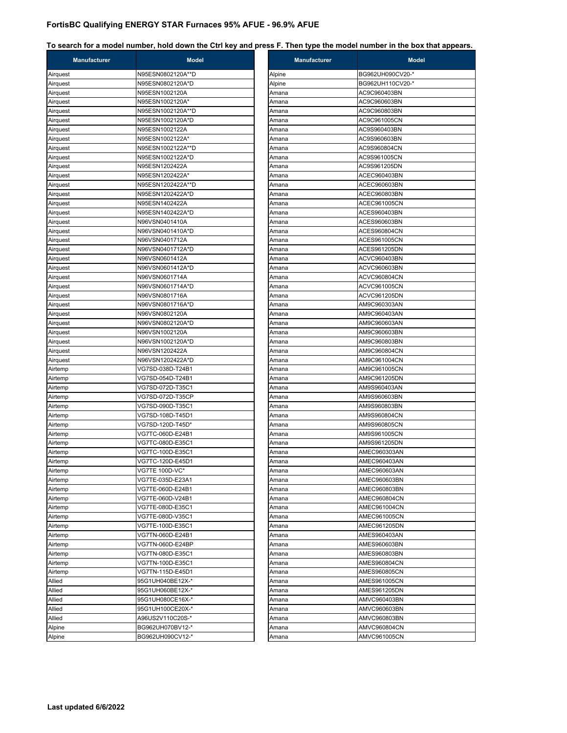## FortisBC Qualifying ENERGY STAR Furnaces 95% AFUE - 96.9% AFUE

**To search for a model number, hold down the Ctrl key and press F. Then type the model number in the box that appears.**

| Manufacturer | Model |
|---|---|
| Airquest | N95ESN0802120A**D |
| Airquest | N95ESN0802120A*D |
| Airquest | N95ESN1002120A |
| Airquest | N95ESN1002120A* |
| Airquest | N95ESN1002120A**D |
| Airquest | N95ESN1002120A*D |
| Airquest | N95ESN1002122A |
| Airquest | N95ESN1002122A* |
| Airquest | N95ESN1002122A**D |
| Airquest | N95ESN1002122A*D |
| Airquest | N95ESN1202422A |
| Airquest | N95ESN1202422A* |
| Airquest | N95ESN1202422A**D |
| Airquest | N95ESN1202422A*D |
| Airquest | N95ESN1402422A |
| Airquest | N95ESN1402422A*D |
| Airquest | N96VSN0401410A |
| Airquest | N96VSN0401410A*D |
| Airquest | N96VSN0401712A |
| Airquest | N96VSN0401712A*D |
| Airquest | N96VSN0601412A |
| Airquest | N96VSN0601412A*D |
| Airquest | N96VSN0601714A |
| Airquest | N96VSN0601714A*D |
| Airquest | N96VSN0801716A |
| Airquest | N96VSN0801716A*D |
| Airquest | N96VSN0802120A |
| Airquest | N96VSN0802120A*D |
| Airquest | N96VSN1002120A |
| Airquest | N96VSN1002120A*D |
| Airquest | N96VSN1202422A |
| Airquest | N96VSN1202422A*D |
| Airtemp | VG7SD-038D-T24B1 |
| Airtemp | VG7SD-054D-T24B1 |
| Airtemp | VG7SD-072D-T35C1 |
| Airtemp | VG7SD-072D-T35CP |
| Airtemp | VG7SD-090D-T35C1 |
| Airtemp | VG7SD-108D-T45D1 |
| Airtemp | VG7SD-120D-T45D* |
| Airtemp | VG7TC-060D-E24B1 |
| Airtemp | VG7TC-080D-E35C1 |
| Airtemp | VG7TC-100D-E35C1 |
| Airtemp | VG7TC-120D-E45D1 |
| Airtemp | VG7TE 100D-VC* |
| Airtemp | VG7TE-035D-E23A1 |
| Airtemp | VG7TE-060D-E24B1 |
| Airtemp | VG7TE-060D-V24B1 |
| Airtemp | VG7TE-080D-E35C1 |
| Airtemp | VG7TE-080D-V35C1 |
| Airtemp | VG7TE-100D-E35C1 |
| Airtemp | VG7TN-060D-E24B1 |
| Airtemp | VG7TN-060D-E24BP |
| Airtemp | VG7TN-080D-E35C1 |
| Airtemp | VG7TN-100D-E35C1 |
| Airtemp | VG7TN-115D-E45D1 |
| Allied | 95G1UH040BE12X-* |
| Allied | 95G1UH060BE12X-* |
| Allied | 95G1UH080CE16X-* |
| Allied | 95G1UH100CE20X-* |
| Allied | A96US2V110C20S-* |
| Alpine | BG962UH070BV12-* |
| Alpine | BG962UH090CV12-* |
| Alpine | BG962UH090CV20-* |
| Alpine | BG962UH110CV20-* |
| Amana | AC9C960403BN |
| Amana | AC9C960603BN |
| Amana | AC9C960803BN |
| Amana | AC9C961005CN |
| Amana | AC9S960403BN |
| Amana | AC9S960603BN |
| Amana | AC9S960804CN |
| Amana | AC9S961005CN |
| Amana | AC9S961205DN |
| Amana | ACEC960403BN |
| Amana | ACEC960603BN |
| Amana | ACEC960803BN |
| Amana | ACEC961005CN |
| Amana | ACES960403BN |
| Amana | ACES960603BN |
| Amana | ACES960804CN |
| Amana | ACES961005CN |
| Amana | ACES961205DN |
| Amana | ACVC960403BN |
| Amana | ACVC960603BN |
| Amana | ACVC960804CN |
| Amana | ACVC961005CN |
| Amana | ACVC961205DN |
| Amana | AM9C960303AN |
| Amana | AM9C960403AN |
| Amana | AM9C960603AN |
| Amana | AM9C960603BN |
| Amana | AM9C960803BN |
| Amana | AM9C960804CN |
| Amana | AM9C961004CN |
| Amana | AM9C961005CN |
| Amana | AM9C961205DN |
| Amana | AM9S960403AN |
| Amana | AM9S960603BN |
| Amana | AM9S960803BN |
| Amana | AM9S960804CN |
| Amana | AM9S960805CN |
| Amana | AM9S961005CN |
| Amana | AM9S961205DN |
| Amana | AMEC960303AN |
| Amana | AMEC960403AN |
| Amana | AMEC960603AN |
| Amana | AMEC960603BN |
| Amana | AMEC960803BN |
| Amana | AMEC960804CN |
| Amana | AMEC961004CN |
| Amana | AMEC961005CN |
| Amana | AMEC961205DN |
| Amana | AMES960403AN |
| Amana | AMES960603BN |
| Amana | AMES960803BN |
| Amana | AMES960804CN |
| Amana | AMES960805CN |
| Amana | AMES961005CN |
| Amana | AMES961205DN |
| Amana | AMVC960403BN |
| Amana | AMVC960603BN |
| Amana | AMVC960803BN |
| Amana | AMVC960804CN |
| Amana | AMVC961005CN |

**Last updated 6/6/2022**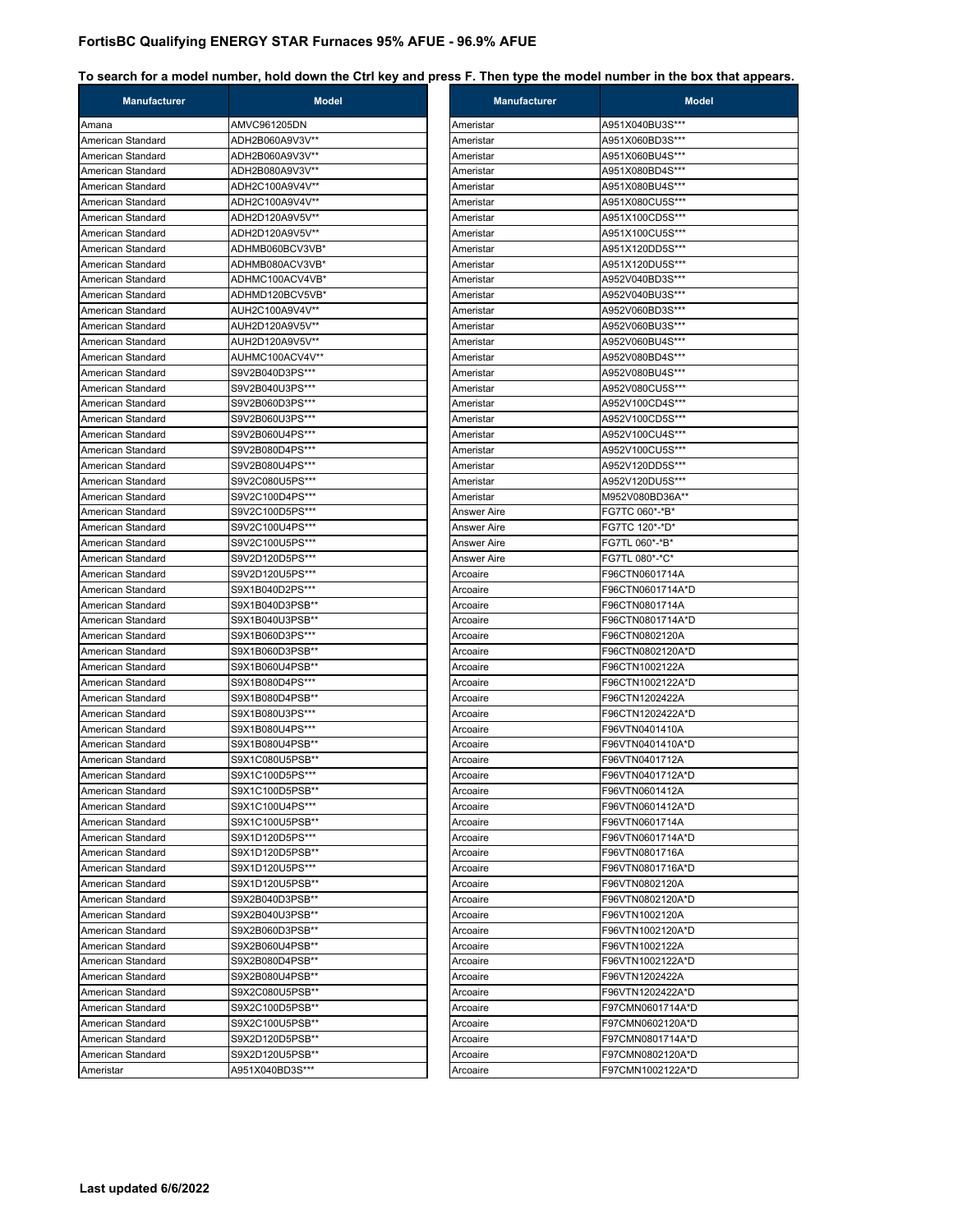## FortisBC Qualifying ENERGY STAR Furnaces 95% AFUE - 96.9% AFUE

**To search for a model number, hold down the Ctrl key and press F. Then type the model number in the box that appears.**

| Manufacturer | Model |
|---|---|
| Amana | AMVC961205DN |
| American Standard | ADH2B060A9V3V** |
| American Standard | ADH2B060A9V3V** |
| American Standard | ADH2B080A9V3V** |
| American Standard | ADH2C100A9V4V** |
| American Standard | ADH2C100A9V4V** |
| American Standard | ADH2D120A9V5V** |
| American Standard | ADH2D120A9V5V** |
| American Standard | ADHMB060BCV3VB* |
| American Standard | ADHMB080ACV3VB* |
| American Standard | ADHMC100ACV4VB* |
| American Standard | ADHMD120BCV5VB* |
| American Standard | AUH2C100A9V4V** |
| American Standard | AUH2D120A9V5V** |
| American Standard | AUH2D120A9V5V** |
| American Standard | AUHMC100ACV4V** |
| American Standard | S9V2B040D3PS*** |
| American Standard | S9V2B040U3PS*** |
| American Standard | S9V2B060D3PS*** |
| American Standard | S9V2B060U3PS*** |
| American Standard | S9V2B060U4PS*** |
| American Standard | S9V2B080D4PS*** |
| American Standard | S9V2B080U4PS*** |
| American Standard | S9V2C080U5PS*** |
| American Standard | S9V2C100D4PS*** |
| American Standard | S9V2C100D5PS*** |
| American Standard | S9V2C100U4PS*** |
| American Standard | S9V2C100U5PS*** |
| American Standard | S9V2D120D5PS*** |
| American Standard | S9V2D120U5PS*** |
| American Standard | S9X1B040D2PS*** |
| American Standard | S9X1B040D3PSB** |
| American Standard | S9X1B040U3PSB** |
| American Standard | S9X1B060D3PS*** |
| American Standard | S9X1B060D3PSB** |
| American Standard | S9X1B060U4PSB** |
| American Standard | S9X1B080D4PS*** |
| American Standard | S9X1B080D4PSB** |
| American Standard | S9X1B080U3PS*** |
| American Standard | S9X1B080U4PS*** |
| American Standard | S9X1B080U4PSB** |
| American Standard | S9X1C080U5PSB** |
| American Standard | S9X1C100D5PS*** |
| American Standard | S9X1C100D5PSB** |
| American Standard | S9X1C100U4PS*** |
| American Standard | S9X1C100U5PSB** |
| American Standard | S9X1D120D5PS*** |
| American Standard | S9X1D120D5PSB** |
| American Standard | S9X1D120U5PS*** |
| American Standard | S9X1D120U5PSB** |
| American Standard | S9X2B040D3PSB** |
| American Standard | S9X2B040U3PSB** |
| American Standard | S9X2B060D3PSB** |
| American Standard | S9X2B060U4PSB** |
| American Standard | S9X2B080D4PSB** |
| American Standard | S9X2B080U4PSB** |
| American Standard | S9X2C080U5PSB** |
| American Standard | S9X2C100D5PSB** |
| American Standard | S9X2C100U5PSB** |
| American Standard | S9X2D120D5PSB** |
| American Standard | S9X2D120U5PSB** |
| Ameristar | A951X040BD3S*** |
| Ameristar | A951X040BU3S*** |
| Ameristar | A951X060BD3S*** |
| Ameristar | A951X060BU4S*** |
| Ameristar | A951X080BD4S*** |
| Ameristar | A951X080BU4S*** |
| Ameristar | A951X080CU5S*** |
| Ameristar | A951X100CD5S*** |
| Ameristar | A951X100CU5S*** |
| Ameristar | A951X120DD5S*** |
| Ameristar | A951X120DU5S*** |
| Ameristar | A952V040BD3S*** |
| Ameristar | A952V040BU3S*** |
| Ameristar | A952V060BD3S*** |
| Ameristar | A952V060BU3S*** |
| Ameristar | A952V060BU4S*** |
| Ameristar | A952V080BD4S*** |
| Ameristar | A952V080BU4S*** |
| Ameristar | A952V080CU5S*** |
| Ameristar | A952V100CD4S*** |
| Ameristar | A952V100CD5S*** |
| Ameristar | A952V100CU4S*** |
| Ameristar | A952V100CU5S*** |
| Ameristar | A952V120DD5S*** |
| Ameristar | A952V120DU5S*** |
| Ameristar | M952V080BD36A** |
| Answer Aire | FG7TC 060*-*B* |
| Answer Aire | FG7TC 120*-*D* |
| Answer Aire | FG7TL 060*-*B* |
| Answer Aire | FG7TL 080*-*C* |
| Arcoaire | F96CTN0601714A |
| Arcoaire | F96CTN0601714A*D |
| Arcoaire | F96CTN0801714A |
| Arcoaire | F96CTN0801714A*D |
| Arcoaire | F96CTN0802120A |
| Arcoaire | F96CTN0802120A*D |
| Arcoaire | F96CTN1002122A |
| Arcoaire | F96CTN1002122A*D |
| Arcoaire | F96CTN1202422A |
| Arcoaire | F96CTN1202422A*D |
| Arcoaire | F96VTN0401410A |
| Arcoaire | F96VTN0401410A*D |
| Arcoaire | F96VTN0401712A |
| Arcoaire | F96VTN0401712A*D |
| Arcoaire | F96VTN0601412A |
| Arcoaire | F96VTN0601412A*D |
| Arcoaire | F96VTN0601714A |
| Arcoaire | F96VTN0601714A*D |
| Arcoaire | F96VTN0801716A |
| Arcoaire | F96VTN0801716A*D |
| Arcoaire | F96VTN0802120A |
| Arcoaire | F96VTN0802120A*D |
| Arcoaire | F96VTN1002120A |
| Arcoaire | F96VTN1002120A*D |
| Arcoaire | F96VTN1002122A |
| Arcoaire | F96VTN1002122A*D |
| Arcoaire | F96VTN1202422A |
| Arcoaire | F96VTN1202422A*D |
| Arcoaire | F97CMN0601714A*D |
| Arcoaire | F97CMN0602120A*D |
| Arcoaire | F97CMN0801714A*D |
| Arcoaire | F97CMN0802120A*D |
| Arcoaire | F97CMN1002122A*D |

**Last updated 6/6/2022**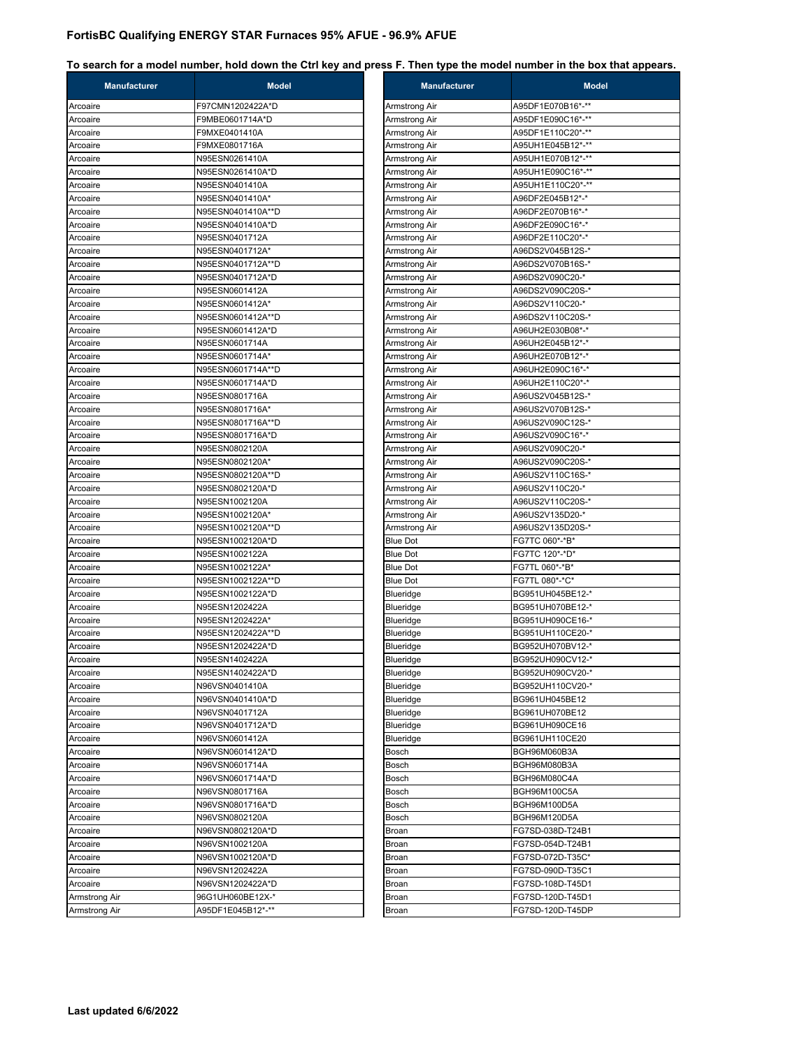## FortisBC Qualifying ENERGY STAR Furnaces 95% AFUE - 96.9% AFUE

**To search for a model number, hold down the Ctrl key and press F. Then type the model number in the box that appears.**

| Manufacturer | Model |
|---|---|
| Arcoaire | F97CMN1202422A*D |
| Arcoaire | F9MBE0601714A*D |
| Arcoaire | F9MXE0401410A |
| Arcoaire | F9MXE0801716A |
| Arcoaire | N95ESN0261410A |
| Arcoaire | N95ESN0261410A*D |
| Arcoaire | N95ESN0401410A |
| Arcoaire | N95ESN0401410A* |
| Arcoaire | N95ESN0401410A**D |
| Arcoaire | N95ESN0401410A*D |
| Arcoaire | N95ESN0401712A |
| Arcoaire | N95ESN0401712A* |
| Arcoaire | N95ESN0401712A**D |
| Arcoaire | N95ESN0401712A*D |
| Arcoaire | N95ESN0601412A |
| Arcoaire | N95ESN0601412A* |
| Arcoaire | N95ESN0601412A**D |
| Arcoaire | N95ESN0601412A*D |
| Arcoaire | N95ESN0601714A |
| Arcoaire | N95ESN0601714A* |
| Arcoaire | N95ESN0601714A**D |
| Arcoaire | N95ESN0601714A*D |
| Arcoaire | N95ESN0801716A |
| Arcoaire | N95ESN0801716A* |
| Arcoaire | N95ESN0801716A**D |
| Arcoaire | N95ESN0801716A*D |
| Arcoaire | N95ESN0802120A |
| Arcoaire | N95ESN0802120A* |
| Arcoaire | N95ESN0802120A**D |
| Arcoaire | N95ESN0802120A*D |
| Arcoaire | N95ESN1002120A |
| Arcoaire | N95ESN1002120A* |
| Arcoaire | N95ESN1002120A**D |
| Arcoaire | N95ESN1002120A*D |
| Arcoaire | N95ESN1002122A |
| Arcoaire | N95ESN1002122A* |
| Arcoaire | N95ESN1002122A**D |
| Arcoaire | N95ESN1002122A*D |
| Arcoaire | N95ESN1202422A |
| Arcoaire | N95ESN1202422A* |
| Arcoaire | N95ESN1202422A**D |
| Arcoaire | N95ESN1202422A*D |
| Arcoaire | N95ESN1402422A |
| Arcoaire | N95ESN1402422A*D |
| Arcoaire | N96VSN0401410A |
| Arcoaire | N96VSN0401410A*D |
| Arcoaire | N96VSN0401712A |
| Arcoaire | N96VSN0401712A*D |
| Arcoaire | N96VSN0601412A |
| Arcoaire | N96VSN0601412A*D |
| Arcoaire | N96VSN0601714A |
| Arcoaire | N96VSN0601714A*D |
| Arcoaire | N96VSN0801716A |
| Arcoaire | N96VSN0801716A*D |
| Arcoaire | N96VSN0802120A |
| Arcoaire | N96VSN0802120A*D |
| Arcoaire | N96VSN1002120A |
| Arcoaire | N96VSN1002120A*D |
| Arcoaire | N96VSN1202422A |
| Arcoaire | N96VSN1202422A*D |
| Armstrong Air | 96G1UH060BE12X-* |
| Armstrong Air | A95DF1E045B12*-** |
| Armstrong Air | A95DF1E070B16*-** |
| Armstrong Air | A95DF1E090C16*-** |
| Armstrong Air | A95DF1E110C20*-** |
| Armstrong Air | A95UH1E045B12*-** |
| Armstrong Air | A95UH1E070B12*-** |
| Armstrong Air | A95UH1E090C16*-** |
| Armstrong Air | A95UH1E110C20*-** |
| Armstrong Air | A96DF2E045B12*-* |
| Armstrong Air | A96DF2E070B16*-* |
| Armstrong Air | A96DF2E090C16*-* |
| Armstrong Air | A96DF2E110C20*-* |
| Armstrong Air | A96DS2V045B12S-* |
| Armstrong Air | A96DS2V070B16S-* |
| Armstrong Air | A96DS2V090C20-* |
| Armstrong Air | A96DS2V090C20S-* |
| Armstrong Air | A96DS2V110C20-* |
| Armstrong Air | A96DS2V110C20S-* |
| Armstrong Air | A96UH2E030B08*-* |
| Armstrong Air | A96UH2E045B12*-* |
| Armstrong Air | A96UH2E070B12*-* |
| Armstrong Air | A96UH2E090C16*-* |
| Armstrong Air | A96UH2E110C20*-* |
| Armstrong Air | A96US2V045B12S-* |
| Armstrong Air | A96US2V070B12S-* |
| Armstrong Air | A96US2V090C12S-* |
| Armstrong Air | A96US2V090C16*-* |
| Armstrong Air | A96US2V090C20-* |
| Armstrong Air | A96US2V090C20S-* |
| Armstrong Air | A96US2V110C16S-* |
| Armstrong Air | A96US2V110C20-* |
| Armstrong Air | A96US2V110C20S-* |
| Armstrong Air | A96US2V135D20-* |
| Armstrong Air | A96US2V135D20S-* |
| Blue Dot | FG7TC 060*-*B* |
| Blue Dot | FG7TC 120*-*D* |
| Blue Dot | FG7TL 060*-*B* |
| Blue Dot | FG7TL 080*-*C* |
| Blueridge | BG951UH045BE12-* |
| Blueridge | BG951UH070BE12-* |
| Blueridge | BG951UH090CE16-* |
| Blueridge | BG951UH110CE20-* |
| Blueridge | BG952UH070BV12-* |
| Blueridge | BG952UH090CV12-* |
| Blueridge | BG952UH090CV20-* |
| Blueridge | BG952UH110CV20-* |
| Blueridge | BG961UH045BE12 |
| Blueridge | BG961UH070BE12 |
| Blueridge | BG961UH090CE16 |
| Blueridge | BG961UH110CE20 |
| Bosch | BGH96M060B3A |
| Bosch | BGH96M080B3A |
| Bosch | BGH96M080C4A |
| Bosch | BGH96M100C5A |
| Bosch | BGH96M100D5A |
| Bosch | BGH96M120D5A |
| Broan | FG7SD-038D-T24B1 |
| Broan | FG7SD-054D-T24B1 |
| Broan | FG7SD-072D-T35C* |
| Broan | FG7SD-090D-T35C1 |
| Broan | FG7SD-108D-T45D1 |
| Broan | FG7SD-120D-T45D1 |
| Broan | FG7SD-120D-T45DP |

**Last updated 6/6/2022**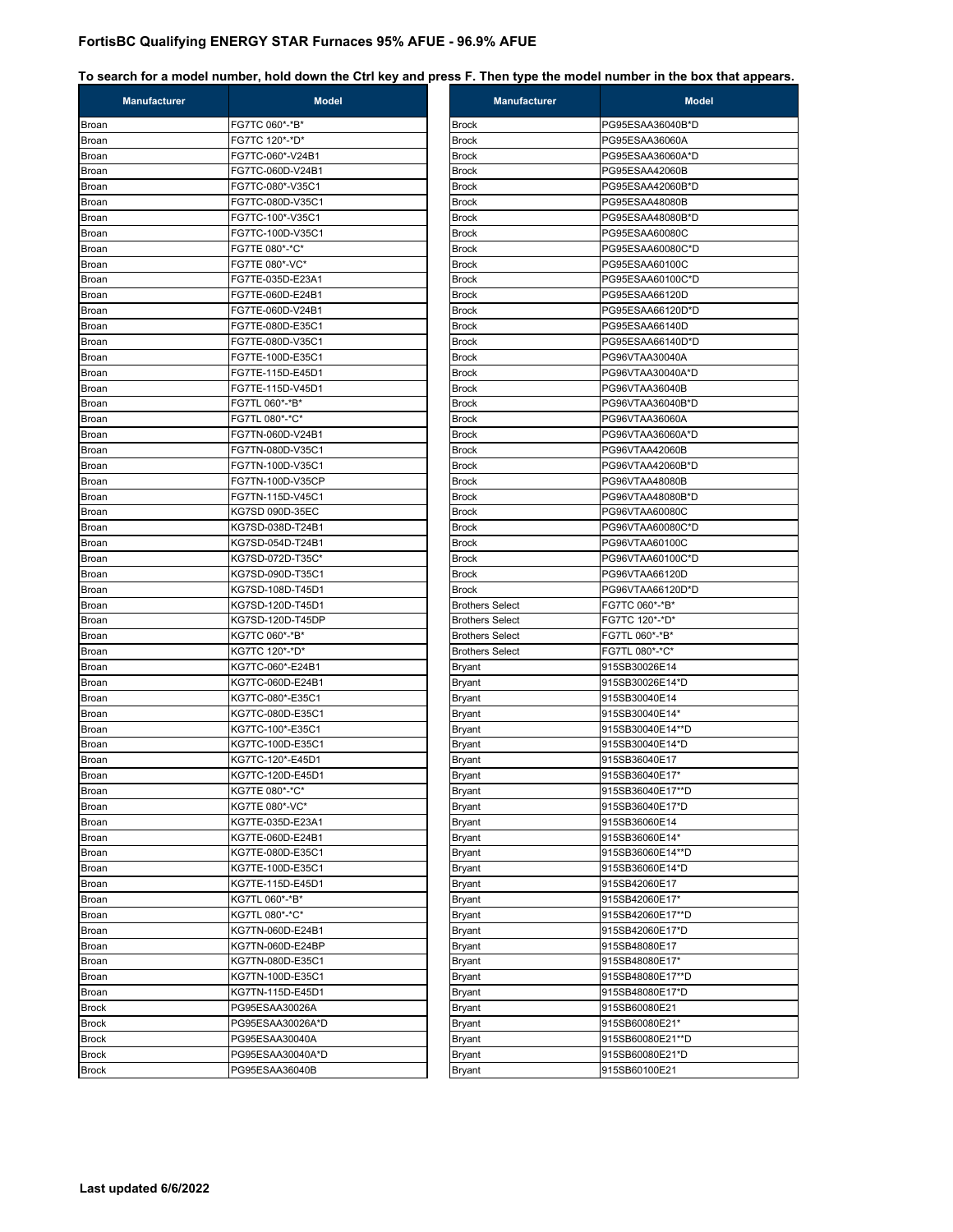## FortisBC Qualifying ENERGY STAR Furnaces 95% AFUE - 96.9% AFUE

**To search for a model number, hold down the Ctrl key and press F. Then type the model number in the box that appears.**

| Manufacturer | Model |
|---|---|
| Broan | FG7TC 060*-*B* |
| Broan | FG7TC 120*-*D* |
| Broan | FG7TC-060*-V24B1 |
| Broan | FG7TC-060D-V24B1 |
| Broan | FG7TC-080*-V35C1 |
| Broan | FG7TC-080D-V35C1 |
| Broan | FG7TC-100*-V35C1 |
| Broan | FG7TC-100D-V35C1 |
| Broan | FG7TE 080*-*C* |
| Broan | FG7TE 080*-VC* |
| Broan | FG7TE-035D-E23A1 |
| Broan | FG7TE-060D-E24B1 |
| Broan | FG7TE-060D-V24B1 |
| Broan | FG7TE-080D-E35C1 |
| Broan | FG7TE-080D-V35C1 |
| Broan | FG7TE-100D-E35C1 |
| Broan | FG7TE-115D-E45D1 |
| Broan | FG7TE-115D-V45D1 |
| Broan | FG7TL 060*-*B* |
| Broan | FG7TL 080*-*C* |
| Broan | FG7TN-060D-V24B1 |
| Broan | FG7TN-080D-V35C1 |
| Broan | FG7TN-100D-V35C1 |
| Broan | FG7TN-100D-V35CP |
| Broan | FG7TN-115D-V45C1 |
| Broan | KG7SD 090D-35EC |
| Broan | KG7SD-038D-T24B1 |
| Broan | KG7SD-054D-T24B1 |
| Broan | KG7SD-072D-T35C* |
| Broan | KG7SD-090D-T35C1 |
| Broan | KG7SD-108D-T45D1 |
| Broan | KG7SD-120D-T45D1 |
| Broan | KG7SD-120D-T45DP |
| Broan | KG7TC 060*-*B* |
| Broan | KG7TC 120*-*D* |
| Broan | KG7TC-060*-E24B1 |
| Broan | KG7TC-060D-E24B1 |
| Broan | KG7TC-080*-E35C1 |
| Broan | KG7TC-080D-E35C1 |
| Broan | KG7TC-100*-E35C1 |
| Broan | KG7TC-100D-E35C1 |
| Broan | KG7TC-120*-E45D1 |
| Broan | KG7TC-120D-E45D1 |
| Broan | KG7TE 080*-*C* |
| Broan | KG7TE 080*-VC* |
| Broan | KG7TE-035D-E23A1 |
| Broan | KG7TE-060D-E24B1 |
| Broan | KG7TE-080D-E35C1 |
| Broan | KG7TE-100D-E35C1 |
| Broan | KG7TE-115D-E45D1 |
| Broan | KG7TL 060*-*B* |
| Broan | KG7TL 080*-*C* |
| Broan | KG7TN-060D-E24B1 |
| Broan | KG7TN-060D-E24BP |
| Broan | KG7TN-080D-E35C1 |
| Broan | KG7TN-100D-E35C1 |
| Broan | KG7TN-115D-E45D1 |
| Brock | PG95ESAA30026A |
| Brock | PG95ESAA30026A*D |
| Brock | PG95ESAA30040A |
| Brock | PG95ESAA30040A*D |
| Brock | PG95ESAA36040B |
| Brock | PG95ESAA36040B*D |
| Brock | PG95ESAA36060A |
| Brock | PG95ESAA36060A*D |
| Brock | PG95ESAA42060B |
| Brock | PG95ESAA42060B*D |
| Brock | PG95ESAA48080B |
| Brock | PG95ESAA48080B*D |
| Brock | PG95ESAA60080C |
| Brock | PG95ESAA60080C*D |
| Brock | PG95ESAA60100C |
| Brock | PG95ESAA60100C*D |
| Brock | PG95ESAA66120D |
| Brock | PG95ESAA66120D*D |
| Brock | PG95ESAA66140D |
| Brock | PG95ESAA66140D*D |
| Brock | PG96VTAA30040A |
| Brock | PG96VTAA30040A*D |
| Brock | PG96VTAA36040B |
| Brock | PG96VTAA36040B*D |
| Brock | PG96VTAA36060A |
| Brock | PG96VTAA36060A*D |
| Brock | PG96VTAA42060B |
| Brock | PG96VTAA42060B*D |
| Brock | PG96VTAA48080B |
| Brock | PG96VTAA48080B*D |
| Brock | PG96VTAA60080C |
| Brock | PG96VTAA60080C*D |
| Brock | PG96VTAA60100C |
| Brock | PG96VTAA60100C*D |
| Brock | PG96VTAA66120D |
| Brock | PG96VTAA66120D*D |
| Brothers Select | FG7TC 060*-*B* |
| Brothers Select | FG7TC 120*-*D* |
| Brothers Select | FG7TL 060*-*B* |
| Brothers Select | FG7TL 080*-*C* |
| Bryant | 915SB30026E14 |
| Bryant | 915SB30026E14*D |
| Bryant | 915SB30040E14 |
| Bryant | 915SB30040E14* |
| Bryant | 915SB30040E14**D |
| Bryant | 915SB30040E14*D |
| Bryant | 915SB36040E17 |
| Bryant | 915SB36040E17* |
| Bryant | 915SB36040E17**D |
| Bryant | 915SB36040E17*D |
| Bryant | 915SB36060E14 |
| Bryant | 915SB36060E14* |
| Bryant | 915SB36060E14**D |
| Bryant | 915SB36060E14*D |
| Bryant | 915SB42060E17 |
| Bryant | 915SB42060E17* |
| Bryant | 915SB42060E17**D |
| Bryant | 915SB42060E17*D |
| Bryant | 915SB48080E17 |
| Bryant | 915SB48080E17* |
| Bryant | 915SB48080E17**D |
| Bryant | 915SB48080E17*D |
| Bryant | 915SB60080E21 |
| Bryant | 915SB60080E21* |
| Bryant | 915SB60080E21**D |
| Bryant | 915SB60080E21*D |
| Bryant | 915SB60100E21 |

**Last updated 6/6/2022**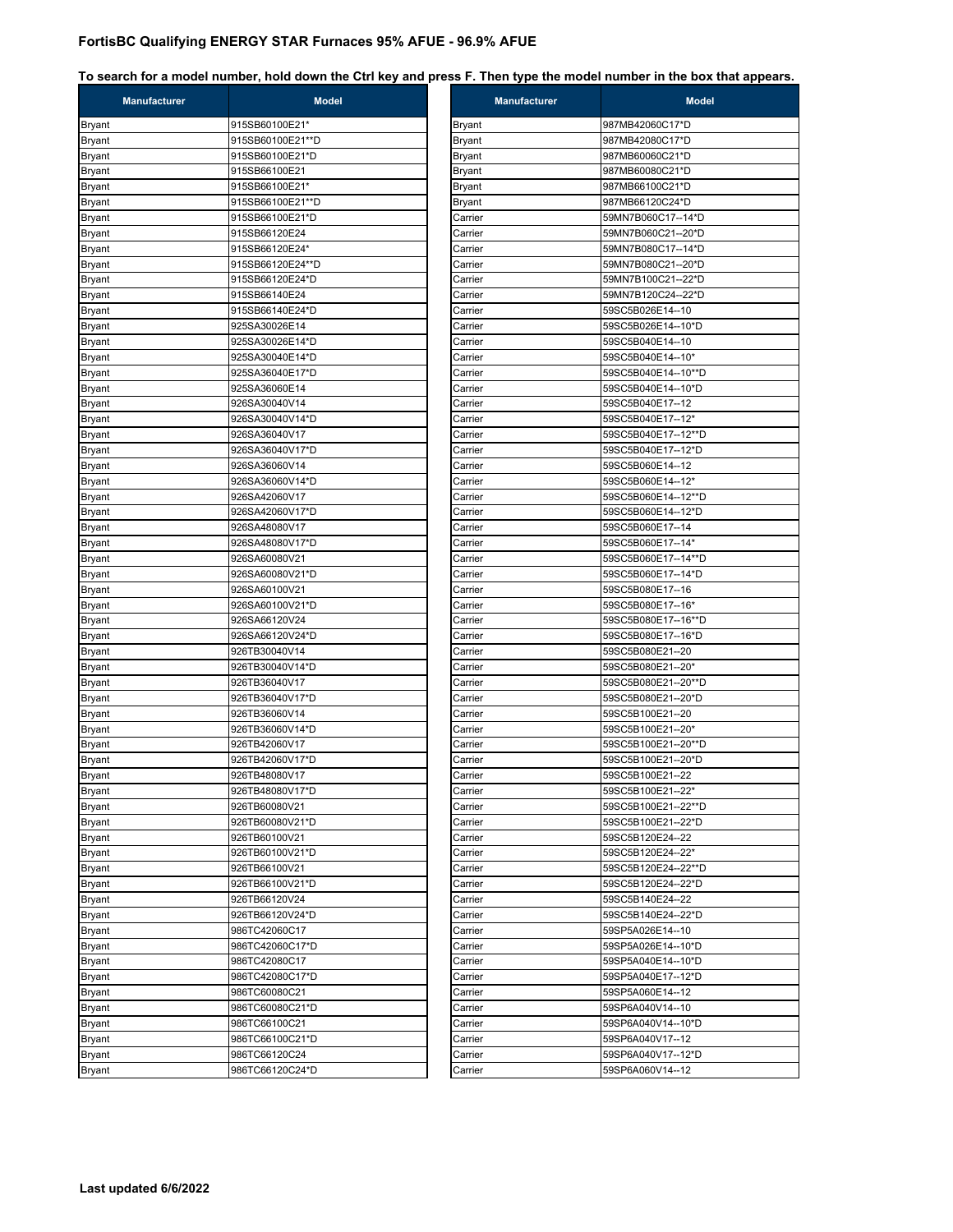## FortisBC Qualifying ENERGY STAR Furnaces 95% AFUE - 96.9% AFUE

**To search for a model number, hold down the Ctrl key and press F. Then type the model number in the box that appears.**

| Manufacturer | Model |
|---|---|
| Bryant | 915SB60100E21* |
| Bryant | 915SB60100E21**D |
| Bryant | 915SB60100E21*D |
| Bryant | 915SB66100E21 |
| Bryant | 915SB66100E21* |
| Bryant | 915SB66100E21**D |
| Bryant | 915SB66100E21*D |
| Bryant | 915SB66120E24 |
| Bryant | 915SB66120E24* |
| Bryant | 915SB66120E24**D |
| Bryant | 915SB66120E24*D |
| Bryant | 915SB66140E24 |
| Bryant | 915SB66140E24*D |
| Bryant | 925SA30026E14 |
| Bryant | 925SA30026E14*D |
| Bryant | 925SA30040E14*D |
| Bryant | 925SA36040E17*D |
| Bryant | 925SA36060E14 |
| Bryant | 926SA30040V14 |
| Bryant | 926SA30040V14*D |
| Bryant | 926SA36040V17 |
| Bryant | 926SA36040V17*D |
| Bryant | 926SA36060V14 |
| Bryant | 926SA36060V14*D |
| Bryant | 926SA42060V17 |
| Bryant | 926SA42060V17*D |
| Bryant | 926SA48080V17 |
| Bryant | 926SA48080V17*D |
| Bryant | 926SA60080V21 |
| Bryant | 926SA60080V21*D |
| Bryant | 926SA60100V21 |
| Bryant | 926SA60100V21*D |
| Bryant | 926SA66120V24 |
| Bryant | 926SA66120V24*D |
| Bryant | 926TB30040V14 |
| Bryant | 926TB30040V14*D |
| Bryant | 926TB36040V17 |
| Bryant | 926TB36040V17*D |
| Bryant | 926TB36060V14 |
| Bryant | 926TB36060V14*D |
| Bryant | 926TB42060V17 |
| Bryant | 926TB42060V17*D |
| Bryant | 926TB48080V17 |
| Bryant | 926TB48080V17*D |
| Bryant | 926TB60080V21 |
| Bryant | 926TB60080V21*D |
| Bryant | 926TB60100V21 |
| Bryant | 926TB60100V21*D |
| Bryant | 926TB66100V21 |
| Bryant | 926TB66100V21*D |
| Bryant | 926TB66120V24 |
| Bryant | 926TB66120V24*D |
| Bryant | 986TC42060C17 |
| Bryant | 986TC42060C17*D |
| Bryant | 986TC42080C17 |
| Bryant | 986TC42080C17*D |
| Bryant | 986TC60080C21 |
| Bryant | 986TC60080C21*D |
| Bryant | 986TC66100C21 |
| Bryant | 986TC66100C21*D |
| Bryant | 986TC66120C24 |
| Bryant | 986TC66120C24*D |
| Bryant | 987MB42060C17*D |
| Bryant | 987MB42080C17*D |
| Bryant | 987MB60060C21*D |
| Bryant | 987MB60080C21*D |
| Bryant | 987MB66100C21*D |
| Bryant | 987MB66120C24*D |
| Carrier | 59MN7B060C17--14*D |
| Carrier | 59MN7B060C21--20*D |
| Carrier | 59MN7B080C17--14*D |
| Carrier | 59MN7B080C21--20*D |
| Carrier | 59MN7B100C21--22*D |
| Carrier | 59MN7B120C24--22*D |
| Carrier | 59SC5B026E14--10 |
| Carrier | 59SC5B026E14--10*D |
| Carrier | 59SC5B040E14--10 |
| Carrier | 59SC5B040E14--10* |
| Carrier | 59SC5B040E14--10**D |
| Carrier | 59SC5B040E14--10*D |
| Carrier | 59SC5B040E17--12 |
| Carrier | 59SC5B040E17--12* |
| Carrier | 59SC5B040E17--12**D |
| Carrier | 59SC5B040E17--12*D |
| Carrier | 59SC5B060E14--12 |
| Carrier | 59SC5B060E14--12* |
| Carrier | 59SC5B060E14--12**D |
| Carrier | 59SC5B060E14--12*D |
| Carrier | 59SC5B060E17--14 |
| Carrier | 59SC5B060E17--14* |
| Carrier | 59SC5B060E17--14**D |
| Carrier | 59SC5B060E17--14*D |
| Carrier | 59SC5B080E17--16 |
| Carrier | 59SC5B080E17--16* |
| Carrier | 59SC5B080E17--16**D |
| Carrier | 59SC5B080E17--16*D |
| Carrier | 59SC5B080E21--20 |
| Carrier | 59SC5B080E21--20* |
| Carrier | 59SC5B080E21--20**D |
| Carrier | 59SC5B080E21--20*D |
| Carrier | 59SC5B100E21--20 |
| Carrier | 59SC5B100E21--20* |
| Carrier | 59SC5B100E21--20**D |
| Carrier | 59SC5B100E21--20*D |
| Carrier | 59SC5B100E21--22 |
| Carrier | 59SC5B100E21--22* |
| Carrier | 59SC5B100E21--22**D |
| Carrier | 59SC5B100E21--22*D |
| Carrier | 59SC5B120E24--22 |
| Carrier | 59SC5B120E24--22* |
| Carrier | 59SC5B120E24--22**D |
| Carrier | 59SC5B120E24--22*D |
| Carrier | 59SC5B140E24--22 |
| Carrier | 59SC5B140E24--22*D |
| Carrier | 59SP5A026E14--10 |
| Carrier | 59SP5A026E14--10*D |
| Carrier | 59SP5A040E14--10*D |
| Carrier | 59SP5A040E17--12*D |
| Carrier | 59SP5A060E14--12 |
| Carrier | 59SP6A040V14--10 |
| Carrier | 59SP6A040V14--10*D |
| Carrier | 59SP6A040V17--12 |
| Carrier | 59SP6A040V17--12*D |
| Carrier | 59SP6A060V14--12 |

**Last updated 6/6/2022**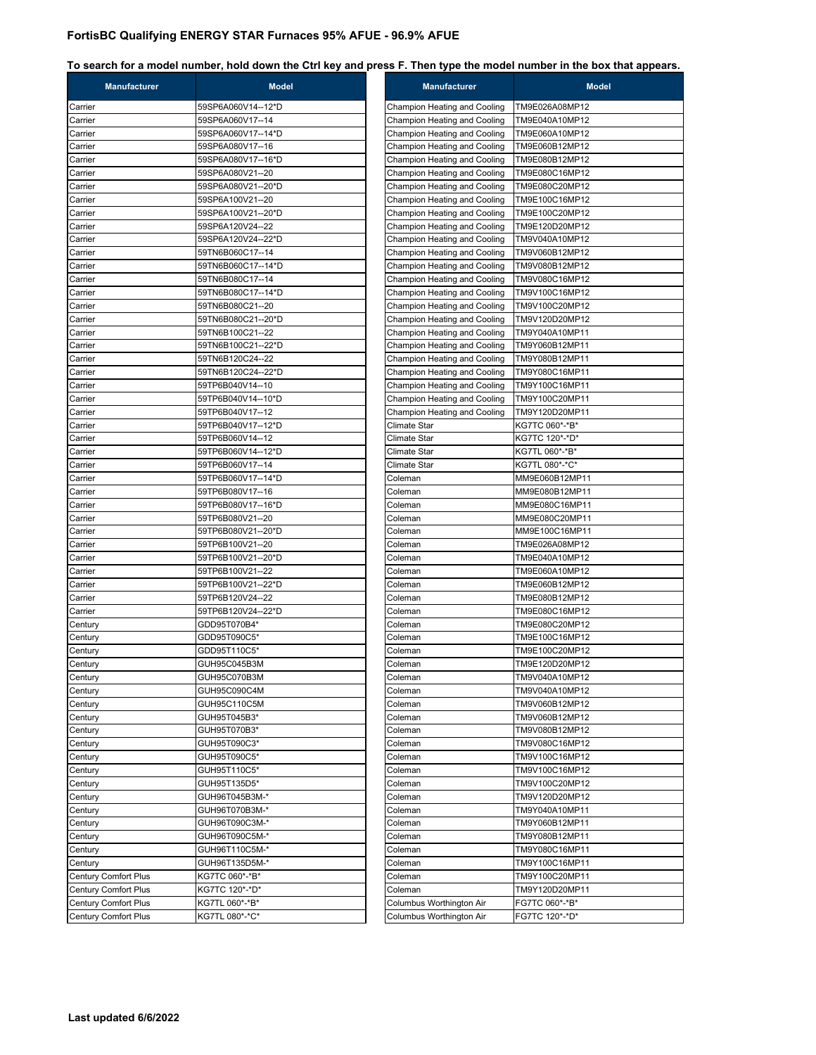## FortisBC Qualifying ENERGY STAR Furnaces 95% AFUE - 96.9% AFUE

**To search for a model number, hold down the Ctrl key and press F. Then type the model number in the box that appears.**

| Manufacturer | Model |
|---|---|
| Carrier | 59SP6A060V14--12*D |
| Carrier | 59SP6A060V17--14 |
| Carrier | 59SP6A060V17--14*D |
| Carrier | 59SP6A080V17--16 |
| Carrier | 59SP6A080V17--16*D |
| Carrier | 59SP6A080V21--20 |
| Carrier | 59SP6A080V21--20*D |
| Carrier | 59SP6A100V21--20 |
| Carrier | 59SP6A100V21--20*D |
| Carrier | 59SP6A120V24--22 |
| Carrier | 59SP6A120V24--22*D |
| Carrier | 59TN6B060C17--14 |
| Carrier | 59TN6B060C17--14*D |
| Carrier | 59TN6B080C17--14 |
| Carrier | 59TN6B080C17--14*D |
| Carrier | 59TN6B080C21--20 |
| Carrier | 59TN6B080C21--20*D |
| Carrier | 59TN6B100C21--22 |
| Carrier | 59TN6B100C21--22*D |
| Carrier | 59TN6B120C24--22 |
| Carrier | 59TN6B120C24--22*D |
| Carrier | 59TP6B040V14--10 |
| Carrier | 59TP6B040V14--10*D |
| Carrier | 59TP6B040V17--12 |
| Carrier | 59TP6B040V17--12*D |
| Carrier | 59TP6B060V14--12 |
| Carrier | 59TP6B060V14--12*D |
| Carrier | 59TP6B060V17--14 |
| Carrier | 59TP6B060V17--14*D |
| Carrier | 59TP6B080V17--16 |
| Carrier | 59TP6B080V17--16*D |
| Carrier | 59TP6B080V21--20 |
| Carrier | 59TP6B080V21--20*D |
| Carrier | 59TP6B100V21--20 |
| Carrier | 59TP6B100V21--20*D |
| Carrier | 59TP6B100V21--22 |
| Carrier | 59TP6B100V21--22*D |
| Carrier | 59TP6B120V24--22 |
| Carrier | 59TP6B120V24--22*D |
| Century | GDD95T070B4* |
| Century | GDD95T090C5* |
| Century | GDD95T110C5* |
| Century | GUH95C045B3M |
| Century | GUH95C070B3M |
| Century | GUH95C090C4M |
| Century | GUH95C110C5M |
| Century | GUH95T045B3* |
| Century | GUH95T070B3* |
| Century | GUH95T090C3* |
| Century | GUH95T090C5* |
| Century | GUH95T110C5* |
| Century | GUH95T135D5* |
| Century | GUH96T045B3M-* |
| Century | GUH96T070B3M-* |
| Century | GUH96T090C3M-* |
| Century | GUH96T090C5M-* |
| Century | GUH96T110C5M-* |
| Century | GUH96T135D5M-* |
| Century Comfort Plus | KG7TC 060*-*B* |
| Century Comfort Plus | KG7TC 120*-*D* |
| Century Comfort Plus | KG7TL 060*-*B* |
| Century Comfort Plus | KG7TL 080*-*C* |
| Champion Heating and Cooling | TM9E026A08MP12 |
| Champion Heating and Cooling | TM9E040A10MP12 |
| Champion Heating and Cooling | TM9E060A10MP12 |
| Champion Heating and Cooling | TM9E060B12MP12 |
| Champion Heating and Cooling | TM9E080B12MP12 |
| Champion Heating and Cooling | TM9E080C16MP12 |
| Champion Heating and Cooling | TM9E080C20MP12 |
| Champion Heating and Cooling | TM9E100C16MP12 |
| Champion Heating and Cooling | TM9E100C20MP12 |
| Champion Heating and Cooling | TM9E120D20MP12 |
| Champion Heating and Cooling | TM9V040A10MP12 |
| Champion Heating and Cooling | TM9V060B12MP12 |
| Champion Heating and Cooling | TM9V080B12MP12 |
| Champion Heating and Cooling | TM9V080C16MP12 |
| Champion Heating and Cooling | TM9V100C16MP12 |
| Champion Heating and Cooling | TM9V100C20MP12 |
| Champion Heating and Cooling | TM9V120D20MP12 |
| Champion Heating and Cooling | TM9Y040A10MP11 |
| Champion Heating and Cooling | TM9Y060B12MP11 |
| Champion Heating and Cooling | TM9Y080B12MP11 |
| Champion Heating and Cooling | TM9Y080C16MP11 |
| Champion Heating and Cooling | TM9Y100C16MP11 |
| Champion Heating and Cooling | TM9Y100C20MP11 |
| Champion Heating and Cooling | TM9Y120D20MP11 |
| Climate Star | KG7TC 060*-*B* |
| Climate Star | KG7TC 120*-*D* |
| Climate Star | KG7TL 060*-*B* |
| Climate Star | KG7TL 080*-*C* |
| Coleman | MM9E060B12MP11 |
| Coleman | MM9E080B12MP11 |
| Coleman | MM9E080C16MP11 |
| Coleman | MM9E080C20MP11 |
| Coleman | MM9E100C16MP11 |
| Coleman | TM9E026A08MP12 |
| Coleman | TM9E040A10MP12 |
| Coleman | TM9E060A10MP12 |
| Coleman | TM9E060B12MP12 |
| Coleman | TM9E080B12MP12 |
| Coleman | TM9E080C16MP12 |
| Coleman | TM9E080C20MP12 |
| Coleman | TM9E100C16MP12 |
| Coleman | TM9E100C20MP12 |
| Coleman | TM9E120D20MP12 |
| Coleman | TM9V040A10MP12 |
| Coleman | TM9V040A10MP12 |
| Coleman | TM9V060B12MP12 |
| Coleman | TM9V060B12MP12 |
| Coleman | TM9V080B12MP12 |
| Coleman | TM9V080C16MP12 |
| Coleman | TM9V100C16MP12 |
| Coleman | TM9V100C16MP12 |
| Coleman | TM9V100C20MP12 |
| Coleman | TM9V120D20MP12 |
| Coleman | TM9Y040A10MP11 |
| Coleman | TM9Y060B12MP11 |
| Coleman | TM9Y080B12MP11 |
| Coleman | TM9Y080C16MP11 |
| Coleman | TM9Y100C16MP11 |
| Coleman | TM9Y100C20MP11 |
| Coleman | TM9Y120D20MP11 |
| Columbus Worthington Air | FG7TC 060*-*B* |
| Columbus Worthington Air | FG7TC 120*-*D* |

**Last updated 6/6/2022**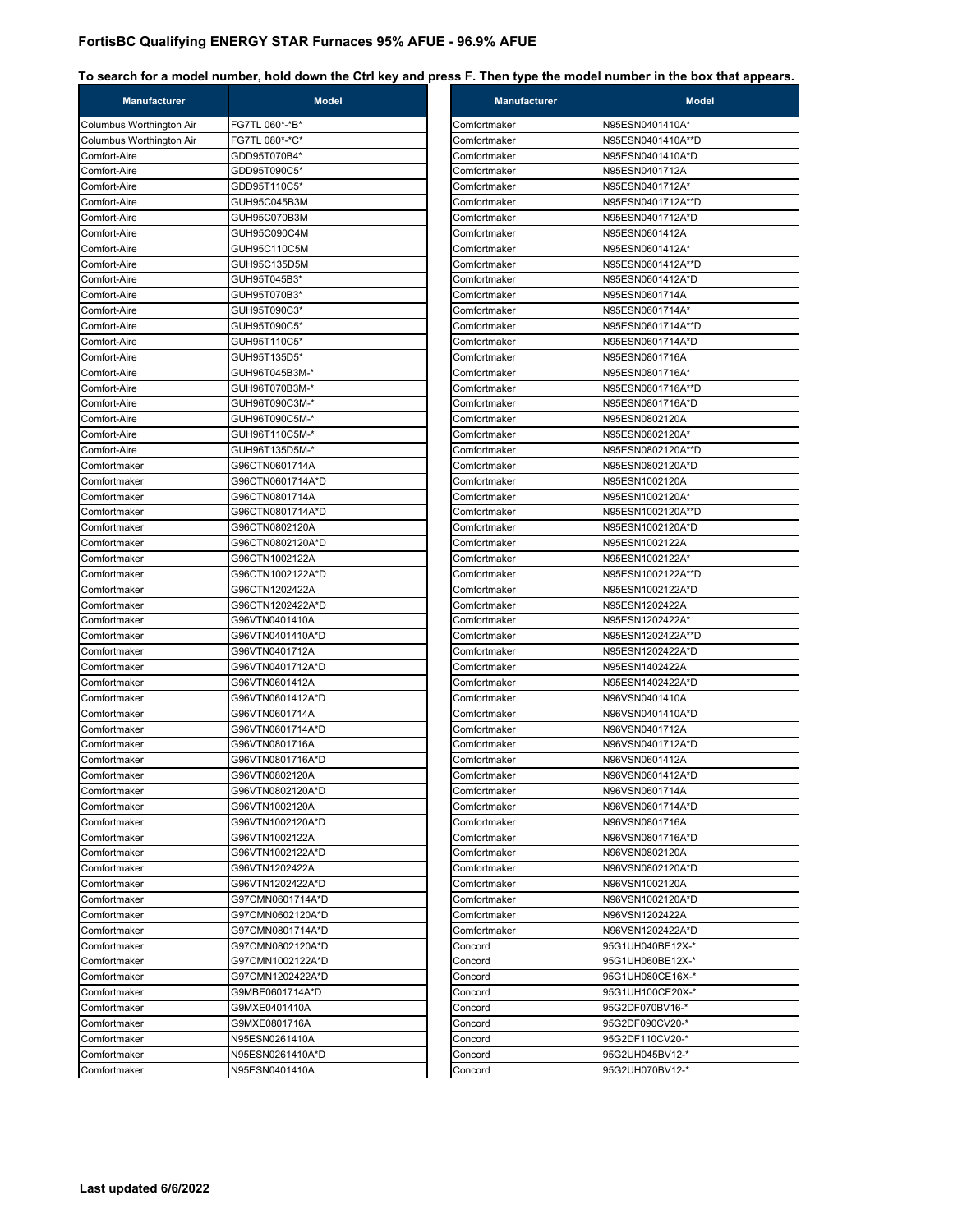**FortisBC Qualifying ENERGY STAR Furnaces 95% AFUE - 96.9% AFUE**

**To search for a model number, hold down the Ctrl key and press F. Then type the model number in the box that appears.**

| Manufacturer | Model |
|---|---|
| Columbus Worthington Air | FG7TL 060*-*B* |
| Columbus Worthington Air | FG7TL 080*-*C* |
| Comfort-Aire | GDD95T070B4* |
| Comfort-Aire | GDD95T090C5* |
| Comfort-Aire | GDD95T110C5* |
| Comfort-Aire | GUH95C045B3M |
| Comfort-Aire | GUH95C070B3M |
| Comfort-Aire | GUH95C090C4M |
| Comfort-Aire | GUH95C110C5M |
| Comfort-Aire | GUH95C135D5M |
| Comfort-Aire | GUH95T045B3* |
| Comfort-Aire | GUH95T070B3* |
| Comfort-Aire | GUH95T090C3* |
| Comfort-Aire | GUH95T090C5* |
| Comfort-Aire | GUH95T110C5* |
| Comfort-Aire | GUH95T135D5* |
| Comfort-Aire | GUH96T045B3M-* |
| Comfort-Aire | GUH96T070B3M-* |
| Comfort-Aire | GUH96T090C3M-* |
| Comfort-Aire | GUH96T090C5M-* |
| Comfort-Aire | GUH96T110C5M-* |
| Comfort-Aire | GUH96T135D5M-* |
| Comfortmaker | G96CTN0601714A |
| Comfortmaker | G96CTN0601714A*D |
| Comfortmaker | G96CTN0801714A |
| Comfortmaker | G96CTN0801714A*D |
| Comfortmaker | G96CTN0802120A |
| Comfortmaker | G96CTN0802120A*D |
| Comfortmaker | G96CTN1002122A |
| Comfortmaker | G96CTN1002122A*D |
| Comfortmaker | G96CTN1202422A |
| Comfortmaker | G96CTN1202422A*D |
| Comfortmaker | G96VTN0401410A |
| Comfortmaker | G96VTN0401410A*D |
| Comfortmaker | G96VTN0401712A |
| Comfortmaker | G96VTN0401712A*D |
| Comfortmaker | G96VTN0601412A |
| Comfortmaker | G96VTN0601412A*D |
| Comfortmaker | G96VTN0601714A |
| Comfortmaker | G96VTN0601714A*D |
| Comfortmaker | G96VTN0801716A |
| Comfortmaker | G96VTN0801716A*D |
| Comfortmaker | G96VTN0802120A |
| Comfortmaker | G96VTN0802120A*D |
| Comfortmaker | G96VTN1002120A |
| Comfortmaker | G96VTN1002120A*D |
| Comfortmaker | G96VTN1002122A |
| Comfortmaker | G96VTN1002122A*D |
| Comfortmaker | G96VTN1202422A |
| Comfortmaker | G96VTN1202422A*D |
| Comfortmaker | G97CMN0601714A*D |
| Comfortmaker | G97CMN0602120A*D |
| Comfortmaker | G97CMN0801714A*D |
| Comfortmaker | G97CMN0802120A*D |
| Comfortmaker | G97CMN1002122A*D |
| Comfortmaker | G97CMN1202422A*D |
| Comfortmaker | G9MBE0601714A*D |
| Comfortmaker | G9MXE0401410A |
| Comfortmaker | G9MXE0801716A |
| Comfortmaker | N95ESN0261410A |
| Comfortmaker | N95ESN0261410A*D |
| Comfortmaker | N95ESN0401410A |
| Comfortmaker | N95ESN0401410A* |
| Comfortmaker | N95ESN0401410A**D |
| Comfortmaker | N95ESN0401410A*D |
| Comfortmaker | N95ESN0401712A |
| Comfortmaker | N95ESN0401712A* |
| Comfortmaker | N95ESN0401712A**D |
| Comfortmaker | N95ESN0401712A*D |
| Comfortmaker | N95ESN0601412A |
| Comfortmaker | N95ESN0601412A* |
| Comfortmaker | N95ESN0601412A**D |
| Comfortmaker | N95ESN0601412A*D |
| Comfortmaker | N95ESN0601714A |
| Comfortmaker | N95ESN0601714A* |
| Comfortmaker | N95ESN0601714A**D |
| Comfortmaker | N95ESN0601714A*D |
| Comfortmaker | N95ESN0801716A |
| Comfortmaker | N95ESN0801716A* |
| Comfortmaker | N95ESN0801716A**D |
| Comfortmaker | N95ESN0801716A*D |
| Comfortmaker | N95ESN0802120A |
| Comfortmaker | N95ESN0802120A* |
| Comfortmaker | N95ESN0802120A**D |
| Comfortmaker | N95ESN0802120A*D |
| Comfortmaker | N95ESN1002120A |
| Comfortmaker | N95ESN1002120A* |
| Comfortmaker | N95ESN1002120A**D |
| Comfortmaker | N95ESN1002120A*D |
| Comfortmaker | N95ESN1002122A |
| Comfortmaker | N95ESN1002122A* |
| Comfortmaker | N95ESN1002122A**D |
| Comfortmaker | N95ESN1002122A*D |
| Comfortmaker | N95ESN1202422A |
| Comfortmaker | N95ESN1202422A* |
| Comfortmaker | N95ESN1202422A**D |
| Comfortmaker | N95ESN1202422A*D |
| Comfortmaker | N95ESN1402422A |
| Comfortmaker | N95ESN1402422A*D |
| Comfortmaker | N96VSN0401410A |
| Comfortmaker | N96VSN0401410A*D |
| Comfortmaker | N96VSN0401712A |
| Comfortmaker | N96VSN0401712A*D |
| Comfortmaker | N96VSN0601412A |
| Comfortmaker | N96VSN0601412A*D |
| Comfortmaker | N96VSN0601714A |
| Comfortmaker | N96VSN0601714A*D |
| Comfortmaker | N96VSN0801716A |
| Comfortmaker | N96VSN0801716A*D |
| Comfortmaker | N96VSN0802120A |
| Comfortmaker | N96VSN0802120A*D |
| Comfortmaker | N96VSN1002120A |
| Comfortmaker | N96VSN1002120A*D |
| Comfortmaker | N96VSN1202422A |
| Comfortmaker | N96VSN1202422A*D |
| Concord | 95G1UH040BE12X-* |
| Concord | 95G1UH060BE12X-* |
| Concord | 95G1UH080CE16X-* |
| Concord | 95G1UH100CE20X-* |
| Concord | 95G2DF070BV16-* |
| Concord | 95G2DF090CV20-* |
| Concord | 95G2DF110CV20-* |
| Concord | 95G2UH045BV12-* |
| Concord | 95G2UH070BV12-* |

**Last updated 6/6/2022**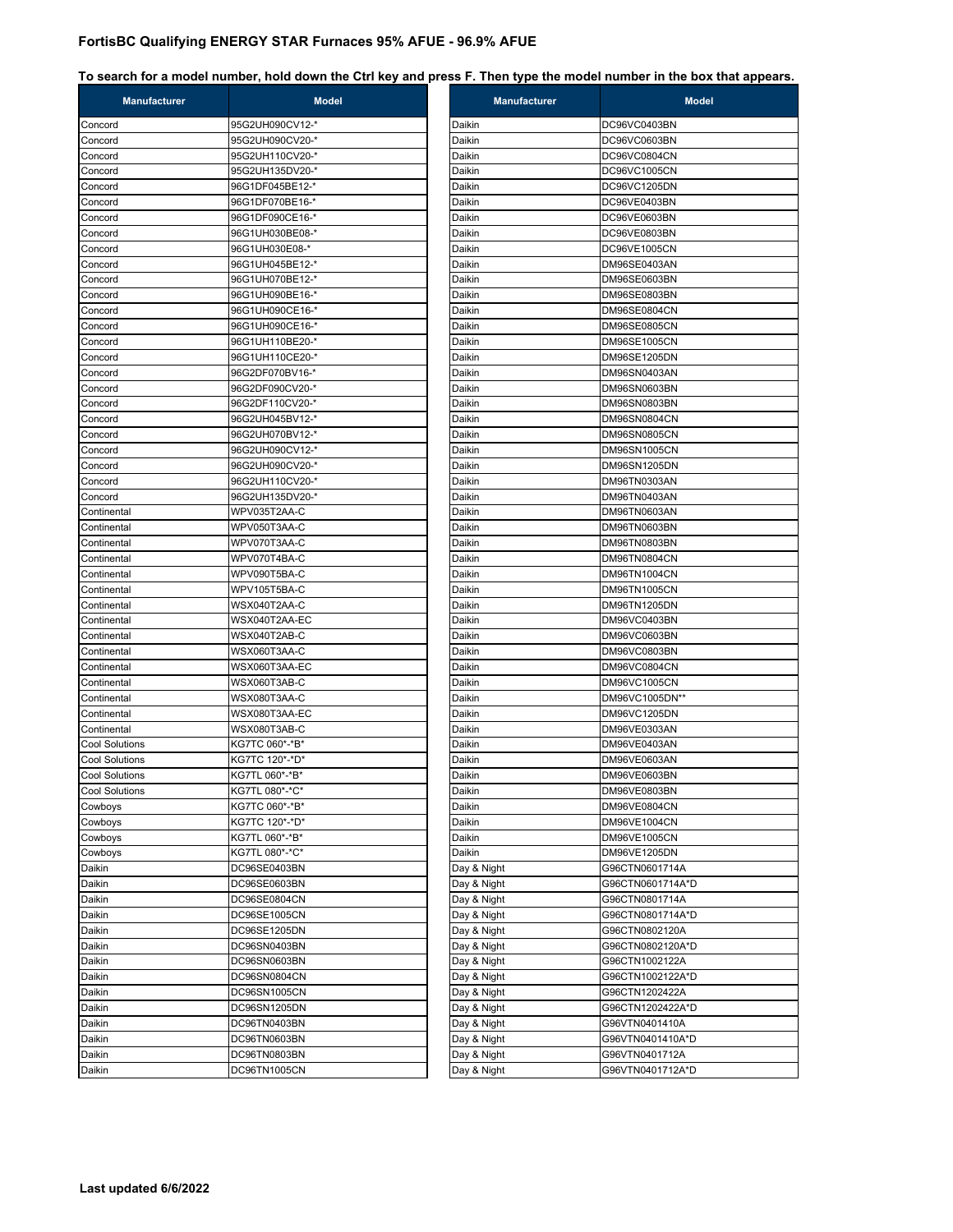## FortisBC Qualifying ENERGY STAR Furnaces 95% AFUE - 96.9% AFUE

**To search for a model number, hold down the Ctrl key and press F. Then type the model number in the box that appears.**

| Manufacturer | Model |
|---|---|
| Concord | 95G2UH090CV12-* |
| Concord | 95G2UH090CV20-* |
| Concord | 95G2UH110CV20-* |
| Concord | 95G2UH135DV20-* |
| Concord | 96G1DF045BE12-* |
| Concord | 96G1DF070BE16-* |
| Concord | 96G1DF090CE16-* |
| Concord | 96G1UH030BE08-* |
| Concord | 96G1UH030E08-* |
| Concord | 96G1UH045BE12-* |
| Concord | 96G1UH070BE12-* |
| Concord | 96G1UH090BE16-* |
| Concord | 96G1UH090CE16-* |
| Concord | 96G1UH090CE16-* |
| Concord | 96G1UH110BE20-* |
| Concord | 96G1UH110CE20-* |
| Concord | 96G2DF070BV16-* |
| Concord | 96G2DF090CV20-* |
| Concord | 96G2DF110CV20-* |
| Concord | 96G2UH045BV12-* |
| Concord | 96G2UH070BV12-* |
| Concord | 96G2UH090CV12-* |
| Concord | 96G2UH090CV20-* |
| Concord | 96G2UH110CV20-* |
| Concord | 96G2UH135DV20-* |
| Continental | WPV035T2AA-C |
| Continental | WPV050T3AA-C |
| Continental | WPV070T3AA-C |
| Continental | WPV070T4BA-C |
| Continental | WPV090T5BA-C |
| Continental | WPV105T5BA-C |
| Continental | WSX040T2AA-C |
| Continental | WSX040T2AA-EC |
| Continental | WSX040T2AB-C |
| Continental | WSX060T3AA-C |
| Continental | WSX060T3AA-EC |
| Continental | WSX060T3AB-C |
| Continental | WSX080T3AA-C |
| Continental | WSX080T3AA-EC |
| Continental | WSX080T3AB-C |
| Cool Solutions | KG7TC 060*-*B* |
| Cool Solutions | KG7TC 120*-*D* |
| Cool Solutions | KG7TL 060*-*B* |
| Cool Solutions | KG7TL 080*-*C* |
| Cowboys | KG7TC 060*-*B* |
| Cowboys | KG7TC 120*-*D* |
| Cowboys | KG7TL 060*-*B* |
| Cowboys | KG7TL 080*-*C* |
| Daikin | DC96SE0403BN |
| Daikin | DC96SE0603BN |
| Daikin | DC96SE0804CN |
| Daikin | DC96SE1005CN |
| Daikin | DC96SE1205DN |
| Daikin | DC96SN0403BN |
| Daikin | DC96SN0603BN |
| Daikin | DC96SN0804CN |
| Daikin | DC96SN1005CN |
| Daikin | DC96SN1205DN |
| Daikin | DC96TN0403BN |
| Daikin | DC96TN0603BN |
| Daikin | DC96TN0803BN |
| Daikin | DC96TN1005CN |
| Daikin | DC96VC0403BN |
| Daikin | DC96VC0603BN |
| Daikin | DC96VC0804CN |
| Daikin | DC96VC1005CN |
| Daikin | DC96VC1205DN |
| Daikin | DC96VE0403BN |
| Daikin | DC96VE0603BN |
| Daikin | DC96VE0803BN |
| Daikin | DC96VE1005CN |
| Daikin | DM96SE0403AN |
| Daikin | DM96SE0603BN |
| Daikin | DM96SE0803BN |
| Daikin | DM96SE0804CN |
| Daikin | DM96SE0805CN |
| Daikin | DM96SE1005CN |
| Daikin | DM96SE1205DN |
| Daikin | DM96SN0403AN |
| Daikin | DM96SN0603BN |
| Daikin | DM96SN0803BN |
| Daikin | DM96SN0804CN |
| Daikin | DM96SN0805CN |
| Daikin | DM96SN1005CN |
| Daikin | DM96SN1205DN |
| Daikin | DM96TN0303AN |
| Daikin | DM96TN0403AN |
| Daikin | DM96TN0603AN |
| Daikin | DM96TN0603BN |
| Daikin | DM96TN0803BN |
| Daikin | DM96TN0804CN |
| Daikin | DM96TN1004CN |
| Daikin | DM96TN1005CN |
| Daikin | DM96TN1205DN |
| Daikin | DM96VC0403BN |
| Daikin | DM96VC0603BN |
| Daikin | DM96VC0803BN |
| Daikin | DM96VC0804CN |
| Daikin | DM96VC1005CN |
| Daikin | DM96VC1005DN** |
| Daikin | DM96VC1205DN |
| Daikin | DM96VE0303AN |
| Daikin | DM96VE0403AN |
| Daikin | DM96VE0603AN |
| Daikin | DM96VE0603BN |
| Daikin | DM96VE0803BN |
| Daikin | DM96VE0804CN |
| Daikin | DM96VE1004CN |
| Daikin | DM96VE1005CN |
| Daikin | DM96VE1205DN |
| Day & Night | G96CTN0601714A |
| Day & Night | G96CTN0601714A*D |
| Day & Night | G96CTN0801714A |
| Day & Night | G96CTN0801714A*D |
| Day & Night | G96CTN0802120A |
| Day & Night | G96CTN0802120A*D |
| Day & Night | G96CTN1002122A |
| Day & Night | G96CTN1002122A*D |
| Day & Night | G96CTN1202422A |
| Day & Night | G96CTN1202422A*D |
| Day & Night | G96VTN0401410A |
| Day & Night | G96VTN0401410A*D |
| Day & Night | G96VTN0401712A |
| Day & Night | G96VTN0401712A*D |

**Last updated 6/6/2022**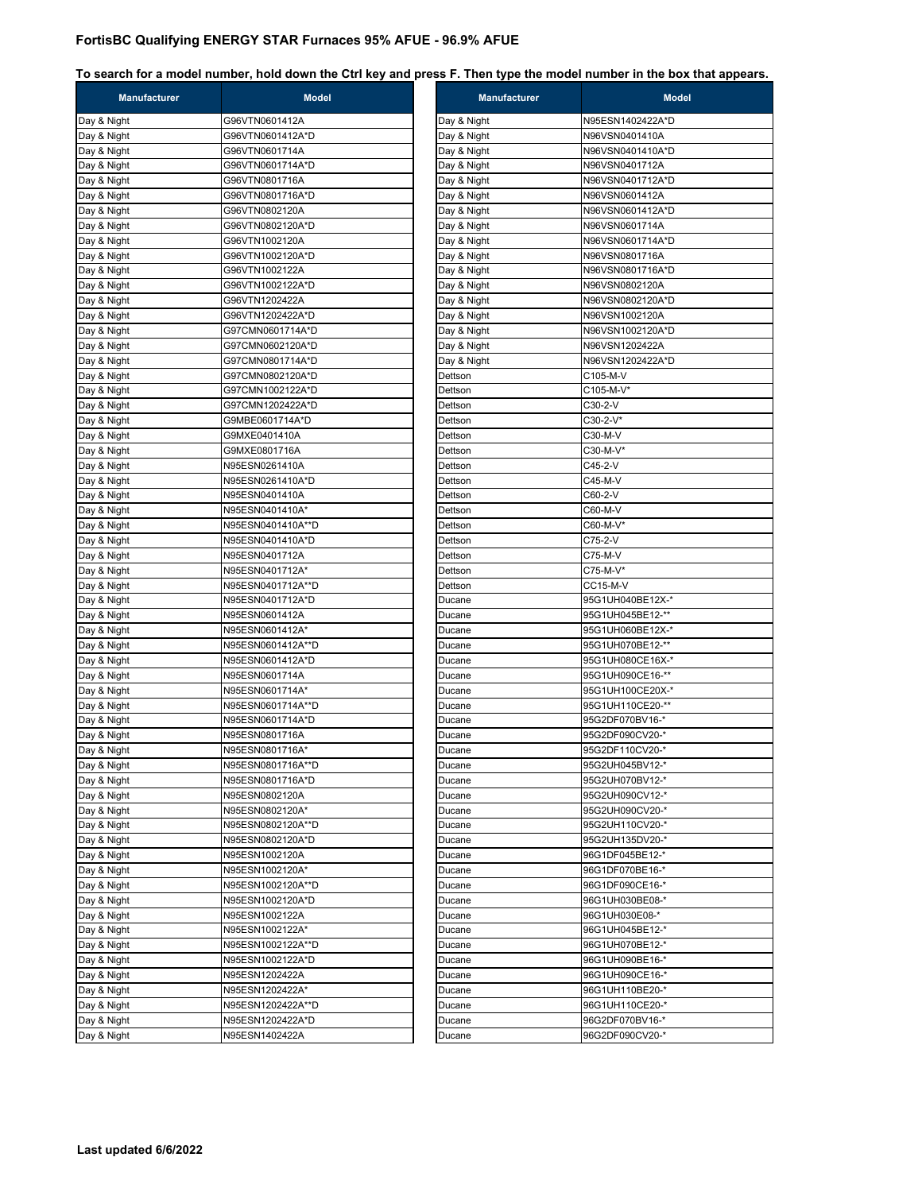## FortisBC Qualifying ENERGY STAR Furnaces 95% AFUE - 96.9% AFUE

**To search for a model number, hold down the Ctrl key and press F. Then type the model number in the box that appears.**

| Manufacturer | Model |
|---|---|
| Day & Night | G96VTN0601412A |
| Day & Night | G96VTN0601412A*D |
| Day & Night | G96VTN0601714A |
| Day & Night | G96VTN0601714A*D |
| Day & Night | G96VTN0801716A |
| Day & Night | G96VTN0801716A*D |
| Day & Night | G96VTN0802120A |
| Day & Night | G96VTN0802120A*D |
| Day & Night | G96VTN1002120A |
| Day & Night | G96VTN1002120A*D |
| Day & Night | G96VTN1002122A |
| Day & Night | G96VTN1002122A*D |
| Day & Night | G96VTN1202422A |
| Day & Night | G96VTN1202422A*D |
| Day & Night | G97CMN0601714A*D |
| Day & Night | G97CMN0602120A*D |
| Day & Night | G97CMN0801714A*D |
| Day & Night | G97CMN0802120A*D |
| Day & Night | G97CMN1002122A*D |
| Day & Night | G97CMN1202422A*D |
| Day & Night | G9MBE0601714A*D |
| Day & Night | G9MXE0401410A |
| Day & Night | G9MXE0801716A |
| Day & Night | N95ESN0261410A |
| Day & Night | N95ESN0261410A*D |
| Day & Night | N95ESN0401410A |
| Day & Night | N95ESN0401410A* |
| Day & Night | N95ESN0401410A**D |
| Day & Night | N95ESN0401410A*D |
| Day & Night | N95ESN0401712A |
| Day & Night | N95ESN0401712A* |
| Day & Night | N95ESN0401712A**D |
| Day & Night | N95ESN0401712A*D |
| Day & Night | N95ESN0601412A |
| Day & Night | N95ESN0601412A* |
| Day & Night | N95ESN0601412A**D |
| Day & Night | N95ESN0601412A*D |
| Day & Night | N95ESN0601714A |
| Day & Night | N95ESN0601714A* |
| Day & Night | N95ESN0601714A**D |
| Day & Night | N95ESN0601714A*D |
| Day & Night | N95ESN0801716A |
| Day & Night | N95ESN0801716A* |
| Day & Night | N95ESN0801716A**D |
| Day & Night | N95ESN0801716A*D |
| Day & Night | N95ESN0802120A |
| Day & Night | N95ESN0802120A* |
| Day & Night | N95ESN0802120A**D |
| Day & Night | N95ESN0802120A*D |
| Day & Night | N95ESN1002120A |
| Day & Night | N95ESN1002120A* |
| Day & Night | N95ESN1002120A**D |
| Day & Night | N95ESN1002120A*D |
| Day & Night | N95ESN1002122A |
| Day & Night | N95ESN1002122A* |
| Day & Night | N95ESN1002122A**D |
| Day & Night | N95ESN1002122A*D |
| Day & Night | N95ESN1202422A |
| Day & Night | N95ESN1202422A* |
| Day & Night | N95ESN1202422A**D |
| Day & Night | N95ESN1202422A*D |
| Day & Night | N95ESN1402422A |
| Day & Night | N95ESN1402422A*D |
| Day & Night | N96VSN0401410A |
| Day & Night | N96VSN0401410A*D |
| Day & Night | N96VSN0401712A |
| Day & Night | N96VSN0401712A*D |
| Day & Night | N96VSN0601412A |
| Day & Night | N96VSN0601412A*D |
| Day & Night | N96VSN0601714A |
| Day & Night | N96VSN0601714A*D |
| Day & Night | N96VSN0801716A |
| Day & Night | N96VSN0801716A*D |
| Day & Night | N96VSN0802120A |
| Day & Night | N96VSN0802120A*D |
| Day & Night | N96VSN1002120A |
| Day & Night | N96VSN1002120A*D |
| Day & Night | N96VSN1202422A |
| Day & Night | N96VSN1202422A*D |
| Dettson | C105-M-V |
| Dettson | C105-M-V* |
| Dettson | C30-2-V |
| Dettson | C30-2-V* |
| Dettson | C30-M-V |
| Dettson | C30-M-V* |
| Dettson | C45-2-V |
| Dettson | C45-M-V |
| Dettson | C60-2-V |
| Dettson | C60-M-V |
| Dettson | C60-M-V* |
| Dettson | C75-2-V |
| Dettson | C75-M-V |
| Dettson | C75-M-V* |
| Dettson | CC15-M-V |
| Ducane | 95G1UH040BE12X-* |
| Ducane | 95G1UH045BE12-** |
| Ducane | 95G1UH060BE12X-* |
| Ducane | 95G1UH070BE12-** |
| Ducane | 95G1UH080CE16X-* |
| Ducane | 95G1UH090CE16-** |
| Ducane | 95G1UH100CE20X-* |
| Ducane | 95G1UH110CE20-** |
| Ducane | 95G2DF070BV16-* |
| Ducane | 95G2DF090CV20-* |
| Ducane | 95G2DF110CV20-* |
| Ducane | 95G2UH045BV12-* |
| Ducane | 95G2UH070BV12-* |
| Ducane | 95G2UH090CV12-* |
| Ducane | 95G2UH090CV20-* |
| Ducane | 95G2UH110CV20-* |
| Ducane | 95G2UH135DV20-* |
| Ducane | 96G1DF045BE12-* |
| Ducane | 96G1DF070BE16-* |
| Ducane | 96G1DF090CE16-* |
| Ducane | 96G1UH030BE08-* |
| Ducane | 96G1UH030E08-* |
| Ducane | 96G1UH045BE12-* |
| Ducane | 96G1UH070BE12-* |
| Ducane | 96G1UH090BE16-* |
| Ducane | 96G1UH090CE16-* |
| Ducane | 96G1UH110BE20-* |
| Ducane | 96G1UH110CE20-* |
| Ducane | 96G2DF070BV16-* |
| Ducane | 96G2DF090CV20-* |

**Last updated 6/6/2022**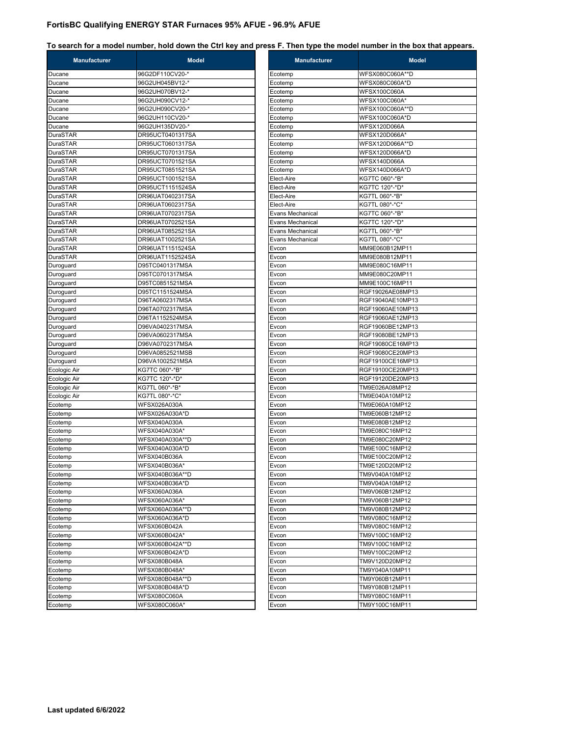**FortisBC Qualifying ENERGY STAR Furnaces 95% AFUE - 96.9% AFUE**

**To search for a model number, hold down the Ctrl key and press F. Then type the model number in the box that appears.**

| Manufacturer | Model |
|---|---|
| Ducane | 96G2DF110CV20-* |
| Ducane | 96G2UH045BV12-* |
| Ducane | 96G2UH070BV12-* |
| Ducane | 96G2UH090CV12-* |
| Ducane | 96G2UH090CV20-* |
| Ducane | 96G2UH110CV20-* |
| Ducane | 96G2UH135DV20-* |
| DuraSTAR | DR95UCT0401317SA |
| DuraSTAR | DR95UCT0601317SA |
| DuraSTAR | DR95UCT0701317SA |
| DuraSTAR | DR95UCT0701521SA |
| DuraSTAR | DR95UCT0851521SA |
| DuraSTAR | DR95UCT1001521SA |
| DuraSTAR | DR95UCT1151524SA |
| DuraSTAR | DR96UAT0402317SA |
| DuraSTAR | DR96UAT0602317SA |
| DuraSTAR | DR96UAT0702317SA |
| DuraSTAR | DR96UAT0702521SA |
| DuraSTAR | DR96UAT0852521SA |
| DuraSTAR | DR96UAT1002521SA |
| DuraSTAR | DR96UAT1151524SA |
| DuraSTAR | DR96UAT1152524SA |
| Duroguard | D95TC0401317MSA |
| Duroguard | D95TC0701317MSA |
| Duroguard | D95TC0851521MSA |
| Duroguard | D95TC1151524MSA |
| Duroguard | D96TA0602317MSA |
| Duroguard | D96TA0702317MSA |
| Duroguard | D96TA1152524MSA |
| Duroguard | D96VA0402317MSA |
| Duroguard | D96VA0602317MSA |
| Duroguard | D96VA0702317MSA |
| Duroguard | D96VA0852521MSB |
| Duroguard | D96VA1002521MSA |
| Ecologic Air | KG7TC 060*-*B* |
| Ecologic Air | KG7TC 120*-*D* |
| Ecologic Air | KG7TL 060*-*B* |
| Ecologic Air | KG7TL 080*-*C* |
| Ecotemp | WFSX026A030A |
| Ecotemp | WFSX026A030A*D |
| Ecotemp | WFSX040A030A |
| Ecotemp | WFSX040A030A* |
| Ecotemp | WFSX040A030A**D |
| Ecotemp | WFSX040A030A*D |
| Ecotemp | WFSX040B036A |
| Ecotemp | WFSX040B036A* |
| Ecotemp | WFSX040B036A**D |
| Ecotemp | WFSX040B036A*D |
| Ecotemp | WFSX060A036A |
| Ecotemp | WFSX060A036A* |
| Ecotemp | WFSX060A036A**D |
| Ecotemp | WFSX060A036A*D |
| Ecotemp | WFSX060B042A |
| Ecotemp | WFSX060B042A* |
| Ecotemp | WFSX060B042A**D |
| Ecotemp | WFSX060B042A*D |
| Ecotemp | WFSX080B048A |
| Ecotemp | WFSX080B048A* |
| Ecotemp | WFSX080B048A**D |
| Ecotemp | WFSX080B048A*D |
| Ecotemp | WFSX080C060A |
| Ecotemp | WFSX080C060A* |
| Ecotemp | WFSX080C060A**D |
| Ecotemp | WFSX080C060A*D |
| Ecotemp | WFSX100C060A |
| Ecotemp | WFSX100C060A* |
| Ecotemp | WFSX100C060A**D |
| Ecotemp | WFSX100C060A*D |
| Ecotemp | WFSX120D066A |
| Ecotemp | WFSX120D066A* |
| Ecotemp | WFSX120D066A**D |
| Ecotemp | WFSX120D066A*D |
| Ecotemp | WFSX140D066A |
| Ecotemp | WFSX140D066A*D |
| Elect-Aire | KG7TC 060*-*B* |
| Elect-Aire | KG7TC 120*-*D* |
| Elect-Aire | KG7TL 060*-*B* |
| Elect-Aire | KG7TL 080*-*C* |
| Evans Mechanical | KG7TC 060*-*B* |
| Evans Mechanical | KG7TC 120*-*D* |
| Evans Mechanical | KG7TL 060*-*B* |
| Evans Mechanical | KG7TL 080*-*C* |
| Evcon | MM9E060B12MP11 |
| Evcon | MM9E080B12MP11 |
| Evcon | MM9E080C16MP11 |
| Evcon | MM9E080C20MP11 |
| Evcon | MM9E100C16MP11 |
| Evcon | RGF19026AE08MP13 |
| Evcon | RGF19040AE10MP13 |
| Evcon | RGF19060AE10MP13 |
| Evcon | RGF19060AE12MP13 |
| Evcon | RGF19060BE12MP13 |
| Evcon | RGF19080BE12MP13 |
| Evcon | RGF19080CE16MP13 |
| Evcon | RGF19080CE20MP13 |
| Evcon | RGF19100CE16MP13 |
| Evcon | RGF19100CE20MP13 |
| Evcon | RGF19120DE20MP13 |
| Evcon | TM9E026A08MP12 |
| Evcon | TM9E040A10MP12 |
| Evcon | TM9E060A10MP12 |
| Evcon | TM9E060B12MP12 |
| Evcon | TM9E080B12MP12 |
| Evcon | TM9E080C16MP12 |
| Evcon | TM9E080C20MP12 |
| Evcon | TM9E100C16MP12 |
| Evcon | TM9E100C20MP12 |
| Evcon | TM9E120D20MP12 |
| Evcon | TM9V040A10MP12 |
| Evcon | TM9V040A10MP12 |
| Evcon | TM9V060B12MP12 |
| Evcon | TM9V060B12MP12 |
| Evcon | TM9V080B12MP12 |
| Evcon | TM9V080C16MP12 |
| Evcon | TM9V080C16MP12 |
| Evcon | TM9V100C16MP12 |
| Evcon | TM9V100C16MP12 |
| Evcon | TM9V100C20MP12 |
| Evcon | TM9V120D20MP12 |
| Evcon | TM9Y040A10MP11 |
| Evcon | TM9Y060B12MP11 |
| Evcon | TM9Y080B12MP11 |
| Evcon | TM9Y080C16MP11 |
| Evcon | TM9Y100C16MP11 |

**Last updated 6/6/2022**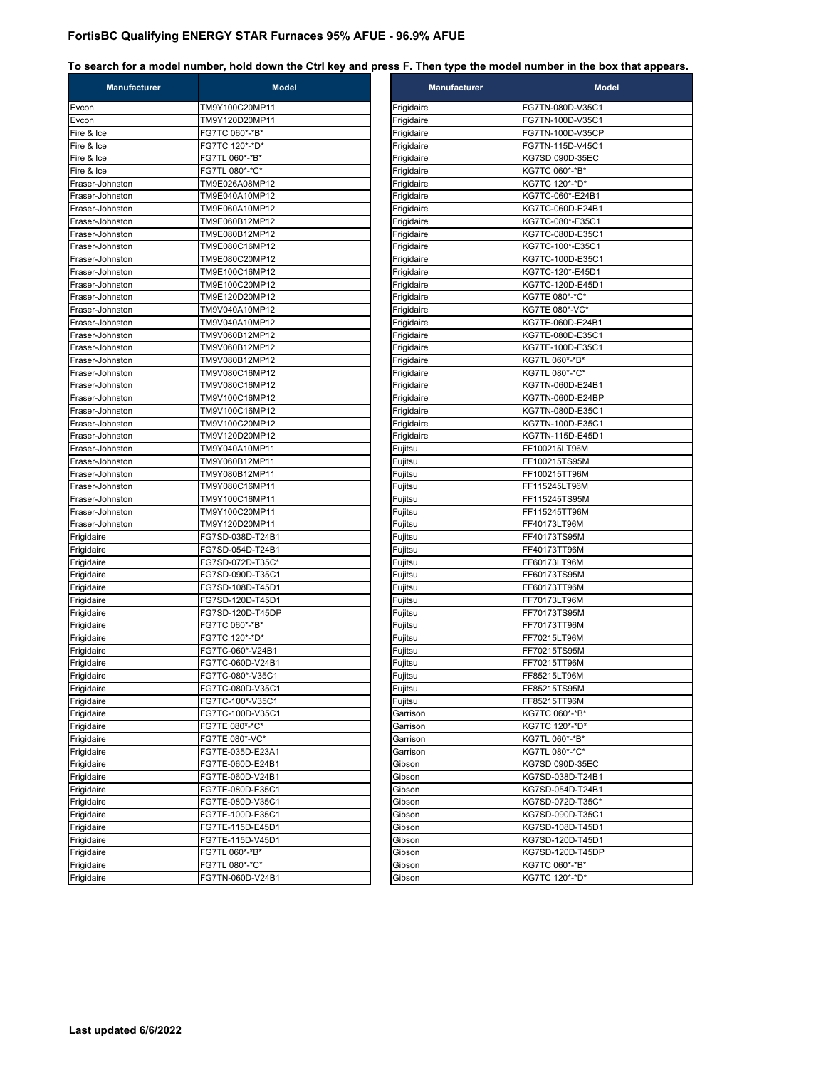**FortisBC Qualifying ENERGY STAR Furnaces 95% AFUE - 96.9% AFUE**

**To search for a model number, hold down the Ctrl key and press F. Then type the model number in the box that appears.**

| Manufacturer | Model |
|---|---|
| Evcon | TM9Y100C20MP11 |
| Evcon | TM9Y120D20MP11 |
| Fire & Ice | FG7TC 060*-*B* |
| Fire & Ice | FG7TC 120*-*D* |
| Fire & Ice | FG7TL 060*-*B* |
| Fire & Ice | FG7TL 080*-*C* |
| Fraser-Johnston | TM9E026A08MP12 |
| Fraser-Johnston | TM9E040A10MP12 |
| Fraser-Johnston | TM9E060A10MP12 |
| Fraser-Johnston | TM9E060B12MP12 |
| Fraser-Johnston | TM9E080B12MP12 |
| Fraser-Johnston | TM9E080C16MP12 |
| Fraser-Johnston | TM9E080C20MP12 |
| Fraser-Johnston | TM9E100C16MP12 |
| Fraser-Johnston | TM9E100C20MP12 |
| Fraser-Johnston | TM9E120D20MP12 |
| Fraser-Johnston | TM9V040A10MP12 |
| Fraser-Johnston | TM9V040A10MP12 |
| Fraser-Johnston | TM9V060B12MP12 |
| Fraser-Johnston | TM9V060B12MP12 |
| Fraser-Johnston | TM9V080B12MP12 |
| Fraser-Johnston | TM9V080C16MP12 |
| Fraser-Johnston | TM9V080C16MP12 |
| Fraser-Johnston | TM9V100C16MP12 |
| Fraser-Johnston | TM9V100C16MP12 |
| Fraser-Johnston | TM9V100C20MP12 |
| Fraser-Johnston | TM9V120D20MP12 |
| Fraser-Johnston | TM9Y040A10MP11 |
| Fraser-Johnston | TM9Y060B12MP11 |
| Fraser-Johnston | TM9Y080B12MP11 |
| Fraser-Johnston | TM9Y080C16MP11 |
| Fraser-Johnston | TM9Y100C16MP11 |
| Fraser-Johnston | TM9Y100C20MP11 |
| Fraser-Johnston | TM9Y120D20MP11 |
| Frigidaire | FG7SD-038D-T24B1 |
| Frigidaire | FG7SD-054D-T24B1 |
| Frigidaire | FG7SD-072D-T35C* |
| Frigidaire | FG7SD-090D-T35C1 |
| Frigidaire | FG7SD-108D-T45D1 |
| Frigidaire | FG7SD-120D-T45D1 |
| Frigidaire | FG7SD-120D-T45DP |
| Frigidaire | FG7TC 060*-*B* |
| Frigidaire | FG7TC 120*-*D* |
| Frigidaire | FG7TC-060*-V24B1 |
| Frigidaire | FG7TC-060D-V24B1 |
| Frigidaire | FG7TC-080*-V35C1 |
| Frigidaire | FG7TC-080D-V35C1 |
| Frigidaire | FG7TC-100*-V35C1 |
| Frigidaire | FG7TC-100D-V35C1 |
| Frigidaire | FG7TE 080*-*C* |
| Frigidaire | FG7TE 080*-VC* |
| Frigidaire | FG7TE-035D-E23A1 |
| Frigidaire | FG7TE-060D-E24B1 |
| Frigidaire | FG7TE-060D-V24B1 |
| Frigidaire | FG7TE-080D-E35C1 |
| Frigidaire | FG7TE-080D-V35C1 |
| Frigidaire | FG7TE-100D-E35C1 |
| Frigidaire | FG7TE-115D-E45D1 |
| Frigidaire | FG7TE-115D-V45D1 |
| Frigidaire | FG7TL 060*-*B* |
| Frigidaire | FG7TL 080*-*C* |
| Frigidaire | FG7TN-060D-V24B1 |
| Frigidaire | FG7TN-080D-V35C1 |
| Frigidaire | FG7TN-100D-V35C1 |
| Frigidaire | FG7TN-100D-V35CP |
| Frigidaire | FG7TN-115D-V45C1 |
| Frigidaire | KG7SD 090D-35EC |
| Frigidaire | KG7TC 060*-*B* |
| Frigidaire | KG7TC 120*-*D* |
| Frigidaire | KG7TC-060*-E24B1 |
| Frigidaire | KG7TC-060D-E24B1 |
| Frigidaire | KG7TC-080*-E35C1 |
| Frigidaire | KG7TC-080D-E35C1 |
| Frigidaire | KG7TC-100*-E35C1 |
| Frigidaire | KG7TC-100D-E35C1 |
| Frigidaire | KG7TC-120*-E45D1 |
| Frigidaire | KG7TC-120D-E45D1 |
| Frigidaire | KG7TE 080*-*C* |
| Frigidaire | KG7TE 080*-VC* |
| Frigidaire | KG7TE-060D-E24B1 |
| Frigidaire | KG7TE-080D-E35C1 |
| Frigidaire | KG7TE-100D-E35C1 |
| Frigidaire | KG7TL 060*-*B* |
| Frigidaire | KG7TL 080*-*C* |
| Frigidaire | KG7TN-060D-E24B1 |
| Frigidaire | KG7TN-060D-E24BP |
| Frigidaire | KG7TN-080D-E35C1 |
| Frigidaire | KG7TN-100D-E35C1 |
| Frigidaire | KG7TN-115D-E45D1 |
| Fujitsu | FF100215LT96M |
| Fujitsu | FF100215TS95M |
| Fujitsu | FF100215TT96M |
| Fujitsu | FF115245LT96M |
| Fujitsu | FF115245TS95M |
| Fujitsu | FF115245TT96M |
| Fujitsu | FF40173LT96M |
| Fujitsu | FF40173TS95M |
| Fujitsu | FF40173TT96M |
| Fujitsu | FF60173LT96M |
| Fujitsu | FF60173TS95M |
| Fujitsu | FF60173TT96M |
| Fujitsu | FF70173LT96M |
| Fujitsu | FF70173TS95M |
| Fujitsu | FF70173TT96M |
| Fujitsu | FF70215LT96M |
| Fujitsu | FF70215TS95M |
| Fujitsu | FF70215TT96M |
| Fujitsu | FF85215LT96M |
| Fujitsu | FF85215TS95M |
| Fujitsu | FF85215TT96M |
| Garrison | KG7TC 060*-*B* |
| Garrison | KG7TC 120*-*D* |
| Garrison | KG7TL 060*-*B* |
| Garrison | KG7TL 080*-*C* |
| Gibson | KG7SD 090D-35EC |
| Gibson | KG7SD-038D-T24B1 |
| Gibson | KG7SD-054D-T24B1 |
| Gibson | KG7SD-072D-T35C* |
| Gibson | KG7SD-090D-T35C1 |
| Gibson | KG7SD-108D-T45D1 |
| Gibson | KG7SD-120D-T45D1 |
| Gibson | KG7SD-120D-T45DP |
| Gibson | KG7TC 060*-*B* |
| Gibson | KG7TC 120*-*D* |

**Last updated 6/6/2022**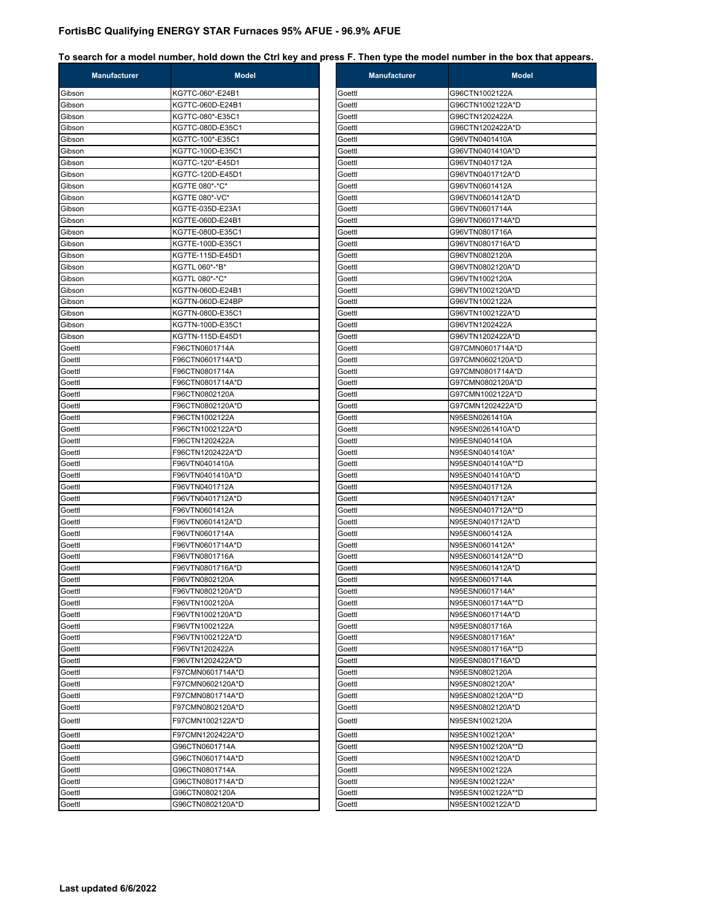## FortisBC Qualifying ENERGY STAR Furnaces 95% AFUE - 96.9% AFUE

**To search for a model number, hold down the Ctrl key and press F. Then type the model number in the box that appears.**

| Manufacturer | Model |
|---|---|
| Gibson | KG7TC-060*-E24B1 |
| Gibson | KG7TC-060D-E24B1 |
| Gibson | KG7TC-080*-E35C1 |
| Gibson | KG7TC-080D-E35C1 |
| Gibson | KG7TC-100*-E35C1 |
| Gibson | KG7TC-100D-E35C1 |
| Gibson | KG7TC-120*-E45D1 |
| Gibson | KG7TC-120D-E45D1 |
| Gibson | KG7TE 080*-*C* |
| Gibson | KG7TE 080*-VC* |
| Gibson | KG7TE-035D-E23A1 |
| Gibson | KG7TE-060D-E24B1 |
| Gibson | KG7TE-080D-E35C1 |
| Gibson | KG7TE-100D-E35C1 |
| Gibson | KG7TE-115D-E45D1 |
| Gibson | KG7TL 060*-*B* |
| Gibson | KG7TL 080*-*C* |
| Gibson | KG7TN-060D-E24B1 |
| Gibson | KG7TN-060D-E24BP |
| Gibson | KG7TN-080D-E35C1 |
| Gibson | KG7TN-100D-E35C1 |
| Gibson | KG7TN-115D-E45D1 |
| Goettl | F96CTN0601714A |
| Goettl | F96CTN0601714A*D |
| Goettl | F96CTN0801714A |
| Goettl | F96CTN0801714A*D |
| Goettl | F96CTN0802120A |
| Goettl | F96CTN0802120A*D |
| Goettl | F96CTN1002122A |
| Goettl | F96CTN1002122A*D |
| Goettl | F96CTN1202422A |
| Goettl | F96CTN1202422A*D |
| Goettl | F96VTN0401410A |
| Goettl | F96VTN0401410A*D |
| Goettl | F96VTN0401712A |
| Goettl | F96VTN0401712A*D |
| Goettl | F96VTN0601412A |
| Goettl | F96VTN0601412A*D |
| Goettl | F96VTN0601714A |
| Goettl | F96VTN0601714A*D |
| Goettl | F96VTN0801716A |
| Goettl | F96VTN0801716A*D |
| Goettl | F96VTN0802120A |
| Goettl | F96VTN0802120A*D |
| Goettl | F96VTN1002120A |
| Goettl | F96VTN1002120A*D |
| Goettl | F96VTN1002122A |
| Goettl | F96VTN1002122A*D |
| Goettl | F96VTN1202422A |
| Goettl | F96VTN1202422A*D |
| Goettl | F97CMN0601714A*D |
| Goettl | F97CMN0602120A*D |
| Goettl | F97CMN0801714A*D |
| Goettl | F97CMN0802120A*D |
| Goettl | F97CMN1002122A*D |
| Goettl | F97CMN1202422A*D |
| Goettl | G96CTN0601714A |
| Goettl | G96CTN0601714A*D |
| Goettl | G96CTN0801714A |
| Goettl | G96CTN0801714A*D |
| Goettl | G96CTN0802120A |
| Goettl | G96CTN0802120A*D |
| Goettl | G96CTN1002122A |
| Goettl | G96CTN1002122A*D |
| Goettl | G96CTN1202422A |
| Goettl | G96CTN1202422A*D |
| Goettl | G96VTN0401410A |
| Goettl | G96VTN0401410A*D |
| Goettl | G96VTN0401712A |
| Goettl | G96VTN0401712A*D |
| Goettl | G96VTN0601412A |
| Goettl | G96VTN0601412A*D |
| Goettl | G96VTN0601714A |
| Goettl | G96VTN0601714A*D |
| Goettl | G96VTN0801716A |
| Goettl | G96VTN0801716A*D |
| Goettl | G96VTN0802120A |
| Goettl | G96VTN0802120A*D |
| Goettl | G96VTN1002120A |
| Goettl | G96VTN1002120A*D |
| Goettl | G96VTN1002122A |
| Goettl | G96VTN1002122A*D |
| Goettl | G96VTN1202422A |
| Goettl | G96VTN1202422A*D |
| Goettl | G97CMN0601714A*D |
| Goettl | G97CMN0602120A*D |
| Goettl | G97CMN0801714A*D |
| Goettl | G97CMN0802120A*D |
| Goettl | G97CMN1002122A*D |
| Goettl | G97CMN1202422A*D |
| Goettl | N95ESN0261410A |
| Goettl | N95ESN0261410A*D |
| Goettl | N95ESN0401410A |
| Goettl | N95ESN0401410A* |
| Goettl | N95ESN0401410A**D |
| Goettl | N95ESN0401410A*D |
| Goettl | N95ESN0401712A |
| Goettl | N95ESN0401712A* |
| Goettl | N95ESN0401712A**D |
| Goettl | N95ESN0401712A*D |
| Goettl | N95ESN0601412A |
| Goettl | N95ESN0601412A* |
| Goettl | N95ESN0601412A**D |
| Goettl | N95ESN0601412A*D |
| Goettl | N95ESN0601714A |
| Goettl | N95ESN0601714A* |
| Goettl | N95ESN0601714A**D |
| Goettl | N95ESN0601714A*D |
| Goettl | N95ESN0801716A |
| Goettl | N95ESN0801716A* |
| Goettl | N95ESN0801716A**D |
| Goettl | N95ESN0801716A*D |
| Goettl | N95ESN0802120A |
| Goettl | N95ESN0802120A* |
| Goettl | N95ESN0802120A**D |
| Goettl | N95ESN0802120A*D |
| Goettl | N95ESN1002120A |
| Goettl | N95ESN1002120A* |
| Goettl | N95ESN1002120A**D |
| Goettl | N95ESN1002120A*D |
| Goettl | N95ESN1002122A |
| Goettl | N95ESN1002122A* |
| Goettl | N95ESN1002122A**D |
| Goettl | N95ESN1002122A*D |

**Last updated 6/6/2022**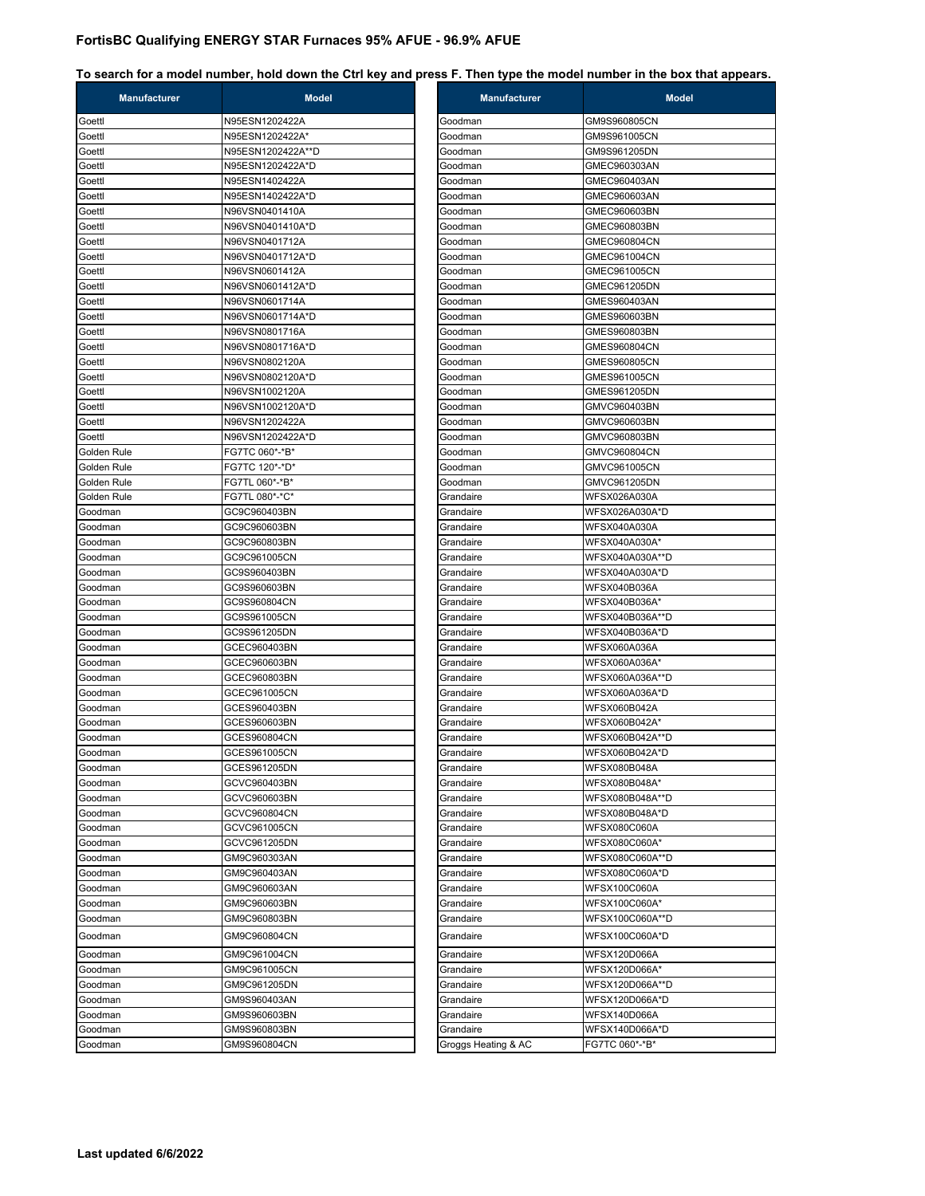**FortisBC Qualifying ENERGY STAR Furnaces 95% AFUE - 96.9% AFUE**

**To search for a model number, hold down the Ctrl key and press F. Then type the model number in the box that appears.**

| Manufacturer | Model |
|---|---|
| Goettl | N95ESN1202422A |
| Goettl | N95ESN1202422A* |
| Goettl | N95ESN1202422A**D |
| Goettl | N95ESN1202422A*D |
| Goettl | N95ESN1402422A |
| Goettl | N95ESN1402422A*D |
| Goettl | N96VSN0401410A |
| Goettl | N96VSN0401410A*D |
| Goettl | N96VSN0401712A |
| Goettl | N96VSN0401712A*D |
| Goettl | N96VSN0601412A |
| Goettl | N96VSN0601412A*D |
| Goettl | N96VSN0601714A |
| Goettl | N96VSN0601714A*D |
| Goettl | N96VSN0801716A |
| Goettl | N96VSN0801716A*D |
| Goettl | N96VSN0802120A |
| Goettl | N96VSN0802120A*D |
| Goettl | N96VSN1002120A |
| Goettl | N96VSN1002120A*D |
| Goettl | N96VSN1202422A |
| Goettl | N96VSN1202422A*D |
| Golden Rule | FG7TC 060*-*B* |
| Golden Rule | FG7TC 120*-*D* |
| Golden Rule | FG7TL 060*-*B* |
| Golden Rule | FG7TL 080*-*C* |
| Goodman | GC9C960403BN |
| Goodman | GC9C960603BN |
| Goodman | GC9C960803BN |
| Goodman | GC9C961005CN |
| Goodman | GC9S960403BN |
| Goodman | GC9S960603BN |
| Goodman | GC9S960804CN |
| Goodman | GC9S961005CN |
| Goodman | GC9S961205DN |
| Goodman | GCEC960403BN |
| Goodman | GCEC960603BN |
| Goodman | GCEC960803BN |
| Goodman | GCEC961005CN |
| Goodman | GCES960403BN |
| Goodman | GCES960603BN |
| Goodman | GCES960804CN |
| Goodman | GCES961005CN |
| Goodman | GCES961205DN |
| Goodman | GCVC960403BN |
| Goodman | GCVC960603BN |
| Goodman | GCVC960804CN |
| Goodman | GCVC961005CN |
| Goodman | GCVC961205DN |
| Goodman | GM9C960303AN |
| Goodman | GM9C960403AN |
| Goodman | GM9C960603AN |
| Goodman | GM9C960603BN |
| Goodman | GM9C960803BN |
| Goodman | GM9C960804CN |
| Goodman | GM9C961004CN |
| Goodman | GM9C961005CN |
| Goodman | GM9C961205DN |
| Goodman | GM9S960403AN |
| Goodman | GM9S960603BN |
| Goodman | GM9S960803BN |
| Goodman | GM9S960804CN |
| Goodman | GM9S960805CN |
| Goodman | GM9S961005CN |
| Goodman | GM9S961205DN |
| Goodman | GMEC960303AN |
| Goodman | GMEC960403AN |
| Goodman | GMEC960603AN |
| Goodman | GMEC960603BN |
| Goodman | GMEC960803BN |
| Goodman | GMEC960804CN |
| Goodman | GMEC961004CN |
| Goodman | GMEC961005CN |
| Goodman | GMEC961205DN |
| Goodman | GMES960403AN |
| Goodman | GMES960603BN |
| Goodman | GMES960803BN |
| Goodman | GMES960804CN |
| Goodman | GMES960805CN |
| Goodman | GMES961005CN |
| Goodman | GMES961205DN |
| Goodman | GMVC960403BN |
| Goodman | GMVC960603BN |
| Goodman | GMVC960803BN |
| Goodman | GMVC960804CN |
| Goodman | GMVC961005CN |
| Goodman | GMVC961205DN |
| Grandaire | WFSX026A030A |
| Grandaire | WFSX026A030A*D |
| Grandaire | WFSX040A030A |
| Grandaire | WFSX040A030A* |
| Grandaire | WFSX040A030A**D |
| Grandaire | WFSX040A030A*D |
| Grandaire | WFSX040B036A |
| Grandaire | WFSX040B036A* |
| Grandaire | WFSX040B036A**D |
| Grandaire | WFSX040B036A*D |
| Grandaire | WFSX060A036A |
| Grandaire | WFSX060A036A* |
| Grandaire | WFSX060A036A**D |
| Grandaire | WFSX060A036A*D |
| Grandaire | WFSX060B042A |
| Grandaire | WFSX060B042A* |
| Grandaire | WFSX060B042A**D |
| Grandaire | WFSX060B042A*D |
| Grandaire | WFSX080B048A |
| Grandaire | WFSX080B048A* |
| Grandaire | WFSX080B048A**D |
| Grandaire | WFSX080B048A*D |
| Grandaire | WFSX080C060A |
| Grandaire | WFSX080C060A* |
| Grandaire | WFSX080C060A**D |
| Grandaire | WFSX080C060A*D |
| Grandaire | WFSX100C060A |
| Grandaire | WFSX100C060A* |
| Grandaire | WFSX100C060A**D |
| Grandaire | WFSX100C060A*D |
| Grandaire | WFSX120D066A |
| Grandaire | WFSX120D066A* |
| Grandaire | WFSX120D066A**D |
| Grandaire | WFSX120D066A*D |
| Grandaire | WFSX140D066A |
| Grandaire | WFSX140D066A*D |
| Groggs Heating & AC | FG7TC 060*-*B* |

**Last updated 6/6/2022**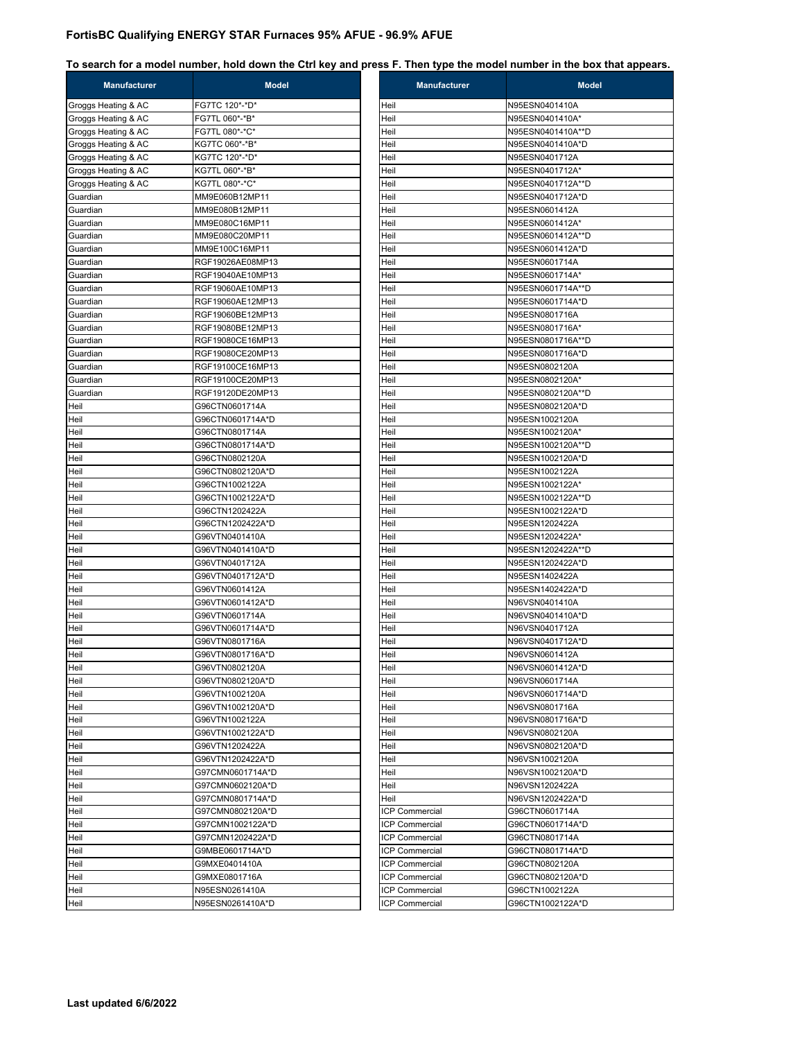# FortisBC Qualifying ENERGY STAR Furnaces 95% AFUE - 96.9% AFUE

**To search for a model number, hold down the Ctrl key and press F. Then type the model number in the box that appears.**

| Manufacturer | Model |
|---|---|
| Groggs Heating & AC | FG7TC 120*-*D* |
| Groggs Heating & AC | FG7TL 060*-*B* |
| Groggs Heating & AC | FG7TL 080*-*C* |
| Groggs Heating & AC | KG7TC 060*-*B* |
| Groggs Heating & AC | KG7TC 120*-*D* |
| Groggs Heating & AC | KG7TL 060*-*B* |
| Groggs Heating & AC | KG7TL 080*-*C* |
| Guardian | MM9E060B12MP11 |
| Guardian | MM9E080B12MP11 |
| Guardian | MM9E080C16MP11 |
| Guardian | MM9E080C20MP11 |
| Guardian | MM9E100C16MP11 |
| Guardian | RGF19026AE08MP13 |
| Guardian | RGF19040AE10MP13 |
| Guardian | RGF19060AE10MP13 |
| Guardian | RGF19060AE12MP13 |
| Guardian | RGF19060BE12MP13 |
| Guardian | RGF19080BE12MP13 |
| Guardian | RGF19080CE16MP13 |
| Guardian | RGF19080CE20MP13 |
| Guardian | RGF19100CE16MP13 |
| Guardian | RGF19100CE20MP13 |
| Guardian | RGF19120DE20MP13 |
| Heil | G96CTN0601714A |
| Heil | G96CTN0601714A*D |
| Heil | G96CTN0801714A |
| Heil | G96CTN0801714A*D |
| Heil | G96CTN0802120A |
| Heil | G96CTN0802120A*D |
| Heil | G96CTN1002122A |
| Heil | G96CTN1002122A*D |
| Heil | G96CTN1202422A |
| Heil | G96CTN1202422A*D |
| Heil | G96VTN0401410A |
| Heil | G96VTN0401410A*D |
| Heil | G96VTN0401712A |
| Heil | G96VTN0401712A*D |
| Heil | G96VTN0601412A |
| Heil | G96VTN0601412A*D |
| Heil | G96VTN0601714A |
| Heil | G96VTN0601714A*D |
| Heil | G96VTN0801716A |
| Heil | G96VTN0801716A*D |
| Heil | G96VTN0802120A |
| Heil | G96VTN0802120A*D |
| Heil | G96VTN1002120A |
| Heil | G96VTN1002120A*D |
| Heil | G96VTN1002122A |
| Heil | G96VTN1002122A*D |
| Heil | G96VTN1202422A |
| Heil | G96VTN1202422A*D |
| Heil | G97CMN0601714A*D |
| Heil | G97CMN0602120A*D |
| Heil | G97CMN0801714A*D |
| Heil | G97CMN0802120A*D |
| Heil | G97CMN1002122A*D |
| Heil | G97CMN1202422A*D |
| Heil | G9MBE0601714A*D |
| Heil | G9MXE0401410A |
| Heil | G9MXE0801716A |
| Heil | N95ESN0261410A |
| Heil | N95ESN0261410A*D |
| Heil | N95ESN0401410A |
| Heil | N95ESN0401410A* |
| Heil | N95ESN0401410A**D |
| Heil | N95ESN0401410A*D |
| Heil | N95ESN0401712A |
| Heil | N95ESN0401712A* |
| Heil | N95ESN0401712A**D |
| Heil | N95ESN0401712A*D |
| Heil | N95ESN0601412A |
| Heil | N95ESN0601412A* |
| Heil | N95ESN0601412A**D |
| Heil | N95ESN0601412A*D |
| Heil | N95ESN0601714A |
| Heil | N95ESN0601714A* |
| Heil | N95ESN0601714A**D |
| Heil | N95ESN0601714A*D |
| Heil | N95ESN0801716A |
| Heil | N95ESN0801716A* |
| Heil | N95ESN0801716A**D |
| Heil | N95ESN0801716A*D |
| Heil | N95ESN0802120A |
| Heil | N95ESN0802120A* |
| Heil | N95ESN0802120A**D |
| Heil | N95ESN0802120A*D |
| Heil | N95ESN1002120A |
| Heil | N95ESN1002120A* |
| Heil | N95ESN1002120A**D |
| Heil | N95ESN1002120A*D |
| Heil | N95ESN1002122A |
| Heil | N95ESN1002122A* |
| Heil | N95ESN1002122A**D |
| Heil | N95ESN1002122A*D |
| Heil | N95ESN1202422A |
| Heil | N95ESN1202422A* |
| Heil | N95ESN1202422A**D |
| Heil | N95ESN1202422A*D |
| Heil | N95ESN1402422A |
| Heil | N95ESN1402422A*D |
| Heil | N96VSN0401410A |
| Heil | N96VSN0401410A*D |
| Heil | N96VSN0401712A |
| Heil | N96VSN0401712A*D |
| Heil | N96VSN0601412A |
| Heil | N96VSN0601412A*D |
| Heil | N96VSN0601714A |
| Heil | N96VSN0601714A*D |
| Heil | N96VSN0801716A |
| Heil | N96VSN0801716A*D |
| Heil | N96VSN0802120A |
| Heil | N96VSN0802120A*D |
| Heil | N96VSN1002120A |
| Heil | N96VSN1002120A*D |
| Heil | N96VSN1202422A |
| Heil | N96VSN1202422A*D |
| ICP Commercial | G96CTN0601714A |
| ICP Commercial | G96CTN0601714A*D |
| ICP Commercial | G96CTN0801714A |
| ICP Commercial | G96CTN0801714A*D |
| ICP Commercial | G96CTN0802120A |
| ICP Commercial | G96CTN0802120A*D |
| ICP Commercial | G96CTN1002122A |
| ICP Commercial | G96CTN1002122A*D |

**Last updated 6/6/2022**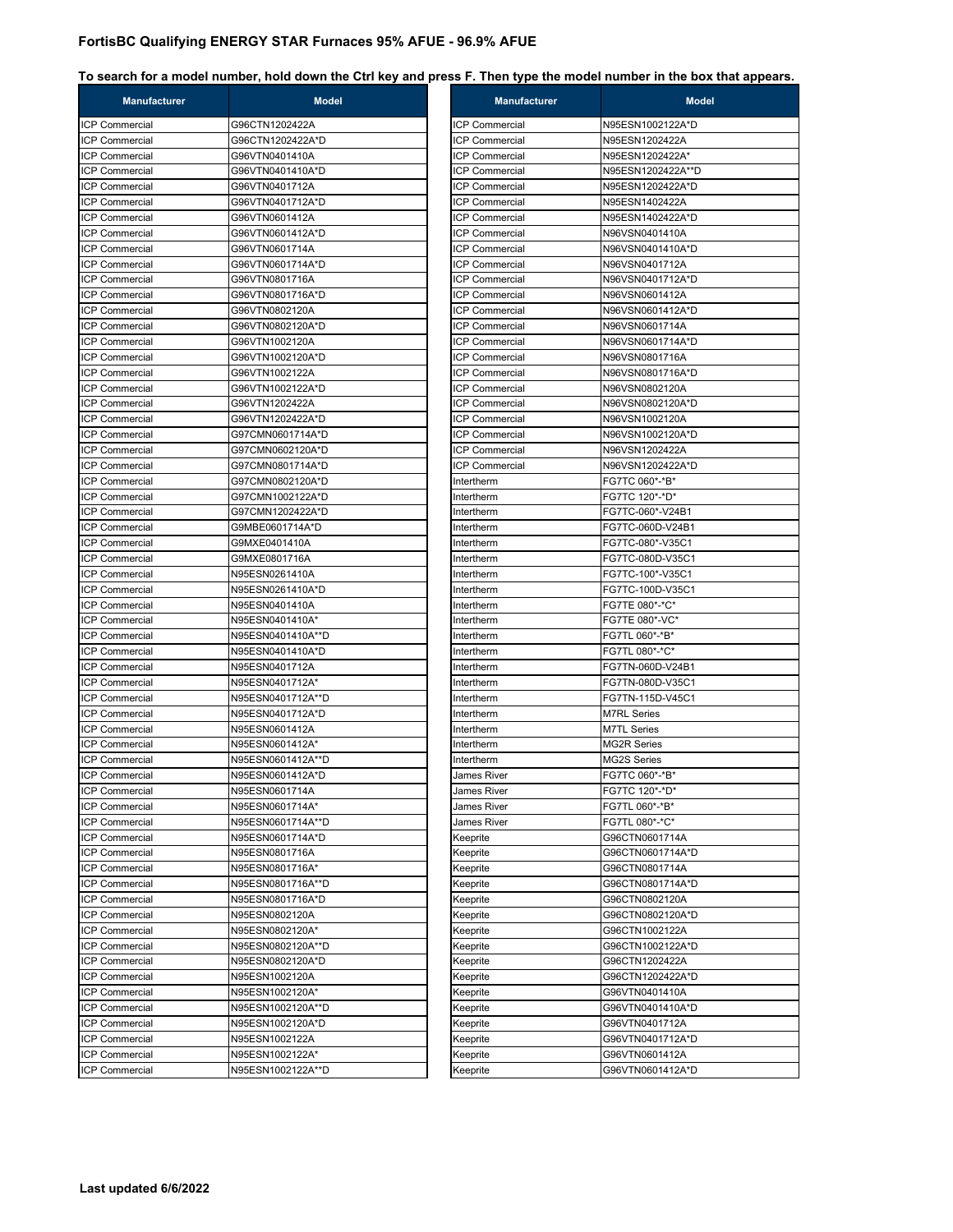## FortisBC Qualifying ENERGY STAR Furnaces 95% AFUE - 96.9% AFUE

**To search for a model number, hold down the Ctrl key and press F. Then type the model number in the box that appears.**

| Manufacturer | Model |
|---|---|
| ICP Commercial | G96CTN1202422A |
| ICP Commercial | G96CTN1202422A*D |
| ICP Commercial | G96VTN0401410A |
| ICP Commercial | G96VTN0401410A*D |
| ICP Commercial | G96VTN0401712A |
| ICP Commercial | G96VTN0401712A*D |
| ICP Commercial | G96VTN0601412A |
| ICP Commercial | G96VTN0601412A*D |
| ICP Commercial | G96VTN0601714A |
| ICP Commercial | G96VTN0601714A*D |
| ICP Commercial | G96VTN0801716A |
| ICP Commercial | G96VTN0801716A*D |
| ICP Commercial | G96VTN0802120A |
| ICP Commercial | G96VTN0802120A*D |
| ICP Commercial | G96VTN1002120A |
| ICP Commercial | G96VTN1002120A*D |
| ICP Commercial | G96VTN1002122A |
| ICP Commercial | G96VTN1002122A*D |
| ICP Commercial | G96VTN1202422A |
| ICP Commercial | G96VTN1202422A*D |
| ICP Commercial | G97CMN0601714A*D |
| ICP Commercial | G97CMN0602120A*D |
| ICP Commercial | G97CMN0801714A*D |
| ICP Commercial | G97CMN0802120A*D |
| ICP Commercial | G97CMN1002122A*D |
| ICP Commercial | G97CMN1202422A*D |
| ICP Commercial | G9MBE0601714A*D |
| ICP Commercial | G9MXE0401410A |
| ICP Commercial | G9MXE0801716A |
| ICP Commercial | N95ESN0261410A |
| ICP Commercial | N95ESN0261410A*D |
| ICP Commercial | N95ESN0401410A |
| ICP Commercial | N95ESN0401410A* |
| ICP Commercial | N95ESN0401410A**D |
| ICP Commercial | N95ESN0401410A*D |
| ICP Commercial | N95ESN0401712A |
| ICP Commercial | N95ESN0401712A* |
| ICP Commercial | N95ESN0401712A**D |
| ICP Commercial | N95ESN0401712A*D |
| ICP Commercial | N95ESN0601412A |
| ICP Commercial | N95ESN0601412A* |
| ICP Commercial | N95ESN0601412A**D |
| ICP Commercial | N95ESN0601412A*D |
| ICP Commercial | N95ESN0601714A |
| ICP Commercial | N95ESN0601714A* |
| ICP Commercial | N95ESN0601714A**D |
| ICP Commercial | N95ESN0601714A*D |
| ICP Commercial | N95ESN0801716A |
| ICP Commercial | N95ESN0801716A* |
| ICP Commercial | N95ESN0801716A**D |
| ICP Commercial | N95ESN0801716A*D |
| ICP Commercial | N95ESN0802120A |
| ICP Commercial | N95ESN0802120A* |
| ICP Commercial | N95ESN0802120A**D |
| ICP Commercial | N95ESN0802120A*D |
| ICP Commercial | N95ESN1002120A |
| ICP Commercial | N95ESN1002120A* |
| ICP Commercial | N95ESN1002120A**D |
| ICP Commercial | N95ESN1002120A*D |
| ICP Commercial | N95ESN1002122A |
| ICP Commercial | N95ESN1002122A* |
| ICP Commercial | N95ESN1002122A**D |
| ICP Commercial | N95ESN1002122A*D |
| ICP Commercial | N95ESN1202422A |
| ICP Commercial | N95ESN1202422A* |
| ICP Commercial | N95ESN1202422A**D |
| ICP Commercial | N95ESN1202422A*D |
| ICP Commercial | N95ESN1402422A |
| ICP Commercial | N95ESN1402422A*D |
| ICP Commercial | N96VSN0401410A |
| ICP Commercial | N96VSN0401410A*D |
| ICP Commercial | N96VSN0401712A |
| ICP Commercial | N96VSN0401712A*D |
| ICP Commercial | N96VSN0601412A |
| ICP Commercial | N96VSN0601412A*D |
| ICP Commercial | N96VSN0601714A |
| ICP Commercial | N96VSN0601714A*D |
| ICP Commercial | N96VSN0801716A |
| ICP Commercial | N96VSN0801716A*D |
| ICP Commercial | N96VSN0802120A |
| ICP Commercial | N96VSN0802120A*D |
| ICP Commercial | N96VSN1002120A |
| ICP Commercial | N96VSN1002120A*D |
| ICP Commercial | N96VSN1202422A |
| ICP Commercial | N96VSN1202422A*D |
| Intertherm | FG7TC 060*-*B* |
| Intertherm | FG7TC 120*-*D* |
| Intertherm | FG7TC-060*-V24B1 |
| Intertherm | FG7TC-060D-V24B1 |
| Intertherm | FG7TC-080*-V35C1 |
| Intertherm | FG7TC-080D-V35C1 |
| Intertherm | FG7TC-100*-V35C1 |
| Intertherm | FG7TC-100D-V35C1 |
| Intertherm | FG7TE 080*-*C* |
| Intertherm | FG7TE 080*-VC* |
| Intertherm | FG7TL 060*-*B* |
| Intertherm | FG7TL 080*-*C* |
| Intertherm | FG7TN-060D-V24B1 |
| Intertherm | FG7TN-080D-V35C1 |
| Intertherm | FG7TN-115D-V45C1 |
| Intertherm | M7RL Series |
| Intertherm | M7TL Series |
| Intertherm | MG2R Series |
| Intertherm | MG2S Series |
| James River | FG7TC 060*-*B* |
| James River | FG7TC 120*-*D* |
| James River | FG7TL 060*-*B* |
| James River | FG7TL 080*-*C* |
| Keeprite | G96CTN0601714A |
| Keeprite | G96CTN0601714A*D |
| Keeprite | G96CTN0801714A |
| Keeprite | G96CTN0801714A*D |
| Keeprite | G96CTN0802120A |
| Keeprite | G96CTN0802120A*D |
| Keeprite | G96CTN1002122A |
| Keeprite | G96CTN1002122A*D |
| Keeprite | G96CTN1202422A |
| Keeprite | G96CTN1202422A*D |
| Keeprite | G96VTN0401410A |
| Keeprite | G96VTN0401410A*D |
| Keeprite | G96VTN0401712A |
| Keeprite | G96VTN0401712A*D |
| Keeprite | G96VTN0601412A |
| Keeprite | G96VTN0601412A*D |

**Last updated 6/6/2022**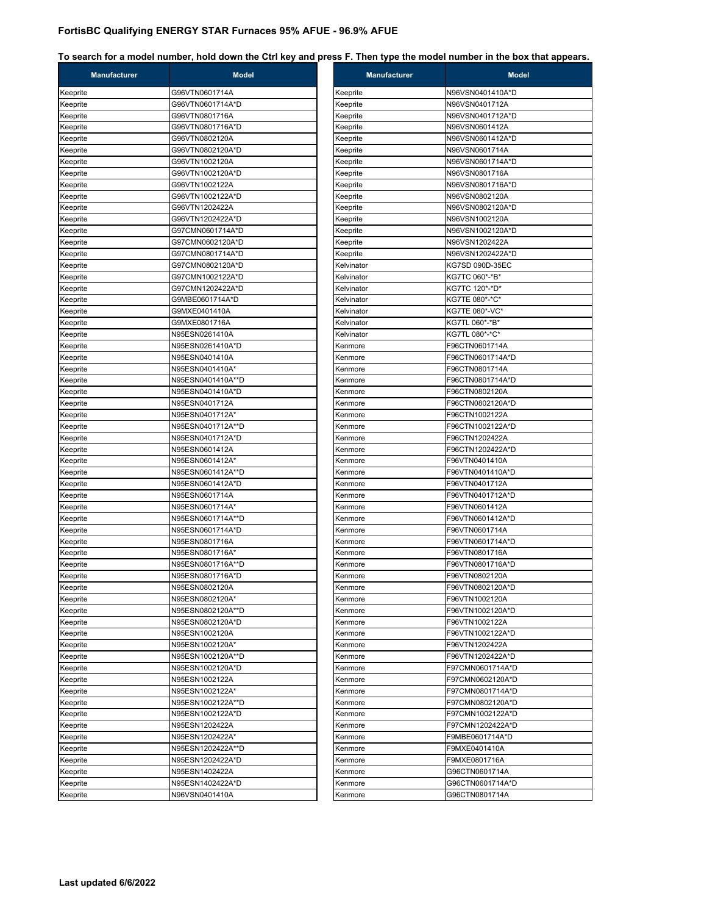# FortisBC Qualifying ENERGY STAR Furnaces 95% AFUE - 96.9% AFUE

**To search for a model number, hold down the Ctrl key and press F. Then type the model number in the box that appears.**

| Manufacturer | Model |
|---|---|
| Keeprite | G96VTN0601714A |
| Keeprite | G96VTN0601714A*D |
| Keeprite | G96VTN0801716A |
| Keeprite | G96VTN0801716A*D |
| Keeprite | G96VTN0802120A |
| Keeprite | G96VTN0802120A*D |
| Keeprite | G96VTN1002120A |
| Keeprite | G96VTN1002120A*D |
| Keeprite | G96VTN1002122A |
| Keeprite | G96VTN1002122A*D |
| Keeprite | G96VTN1202422A |
| Keeprite | G96VTN1202422A*D |
| Keeprite | G97CMN0601714A*D |
| Keeprite | G97CMN0602120A*D |
| Keeprite | G97CMN0801714A*D |
| Keeprite | G97CMN0802120A*D |
| Keeprite | G97CMN1002122A*D |
| Keeprite | G97CMN1202422A*D |
| Keeprite | G9MBE0601714A*D |
| Keeprite | G9MXE0401410A |
| Keeprite | G9MXE0801716A |
| Keeprite | N95ESN0261410A |
| Keeprite | N95ESN0261410A*D |
| Keeprite | N95ESN0401410A |
| Keeprite | N95ESN0401410A* |
| Keeprite | N95ESN0401410A**D |
| Keeprite | N95ESN0401410A*D |
| Keeprite | N95ESN0401712A |
| Keeprite | N95ESN0401712A* |
| Keeprite | N95ESN0401712A**D |
| Keeprite | N95ESN0401712A*D |
| Keeprite | N95ESN0601412A |
| Keeprite | N95ESN0601412A* |
| Keeprite | N95ESN0601412A**D |
| Keeprite | N95ESN0601412A*D |
| Keeprite | N95ESN0601714A |
| Keeprite | N95ESN0601714A* |
| Keeprite | N95ESN0601714A**D |
| Keeprite | N95ESN0601714A*D |
| Keeprite | N95ESN0801716A |
| Keeprite | N95ESN0801716A* |
| Keeprite | N95ESN0801716A**D |
| Keeprite | N95ESN0801716A*D |
| Keeprite | N95ESN0802120A |
| Keeprite | N95ESN0802120A* |
| Keeprite | N95ESN0802120A**D |
| Keeprite | N95ESN0802120A*D |
| Keeprite | N95ESN1002120A |
| Keeprite | N95ESN1002120A* |
| Keeprite | N95ESN1002120A**D |
| Keeprite | N95ESN1002120A*D |
| Keeprite | N95ESN1002122A |
| Keeprite | N95ESN1002122A* |
| Keeprite | N95ESN1002122A**D |
| Keeprite | N95ESN1002122A*D |
| Keeprite | N95ESN1202422A |
| Keeprite | N95ESN1202422A* |
| Keeprite | N95ESN1202422A**D |
| Keeprite | N95ESN1202422A*D |
| Keeprite | N95ESN1402422A |
| Keeprite | N95ESN1402422A*D |
| Keeprite | N96VSN0401410A |
| Keeprite | N96VSN0401410A*D |
| Keeprite | N96VSN0401712A |
| Keeprite | N96VSN0401712A*D |
| Keeprite | N96VSN0601412A |
| Keeprite | N96VSN0601412A*D |
| Keeprite | N96VSN0601714A |
| Keeprite | N96VSN0601714A*D |
| Keeprite | N96VSN0801716A |
| Keeprite | N96VSN0801716A*D |
| Keeprite | N96VSN0802120A |
| Keeprite | N96VSN0802120A*D |
| Keeprite | N96VSN1002120A |
| Keeprite | N96VSN1002120A*D |
| Keeprite | N96VSN1202422A |
| Keeprite | N96VSN1202422A*D |
| Kelvinator | KG7SD 090D-35EC |
| Kelvinator | KG7TC 060*-*B* |
| Kelvinator | KG7TC 120*-*D* |
| Kelvinator | KG7TE 080*-*C* |
| Kelvinator | KG7TE 080*-VC* |
| Kelvinator | KG7TL 060*-*B* |
| Kelvinator | KG7TL 080*-*C* |
| Kenmore | F96CTN0601714A |
| Kenmore | F96CTN0601714A*D |
| Kenmore | F96CTN0801714A |
| Kenmore | F96CTN0801714A*D |
| Kenmore | F96CTN0802120A |
| Kenmore | F96CTN0802120A*D |
| Kenmore | F96CTN1002122A |
| Kenmore | F96CTN1002122A*D |
| Kenmore | F96CTN1202422A |
| Kenmore | F96CTN1202422A*D |
| Kenmore | F96VTN0401410A |
| Kenmore | F96VTN0401410A*D |
| Kenmore | F96VTN0401712A |
| Kenmore | F96VTN0401712A*D |
| Kenmore | F96VTN0601412A |
| Kenmore | F96VTN0601412A*D |
| Kenmore | F96VTN0601714A |
| Kenmore | F96VTN0601714A*D |
| Kenmore | F96VTN0801716A |
| Kenmore | F96VTN0801716A*D |
| Kenmore | F96VTN0802120A |
| Kenmore | F96VTN0802120A*D |
| Kenmore | F96VTN1002120A |
| Kenmore | F96VTN1002120A*D |
| Kenmore | F96VTN1002122A |
| Kenmore | F96VTN1002122A*D |
| Kenmore | F96VTN1202422A |
| Kenmore | F96VTN1202422A*D |
| Kenmore | F97CMN0601714A*D |
| Kenmore | F97CMN0602120A*D |
| Kenmore | F97CMN0801714A*D |
| Kenmore | F97CMN0802120A*D |
| Kenmore | F97CMN1002122A*D |
| Kenmore | F97CMN1202422A*D |
| Kenmore | F9MBE0601714A*D |
| Kenmore | F9MXE0401410A |
| Kenmore | F9MXE0801716A |
| Kenmore | G96CTN0601714A |
| Kenmore | G96CTN0601714A*D |
| Kenmore | G96CTN0801714A |

**Last updated 6/6/2022**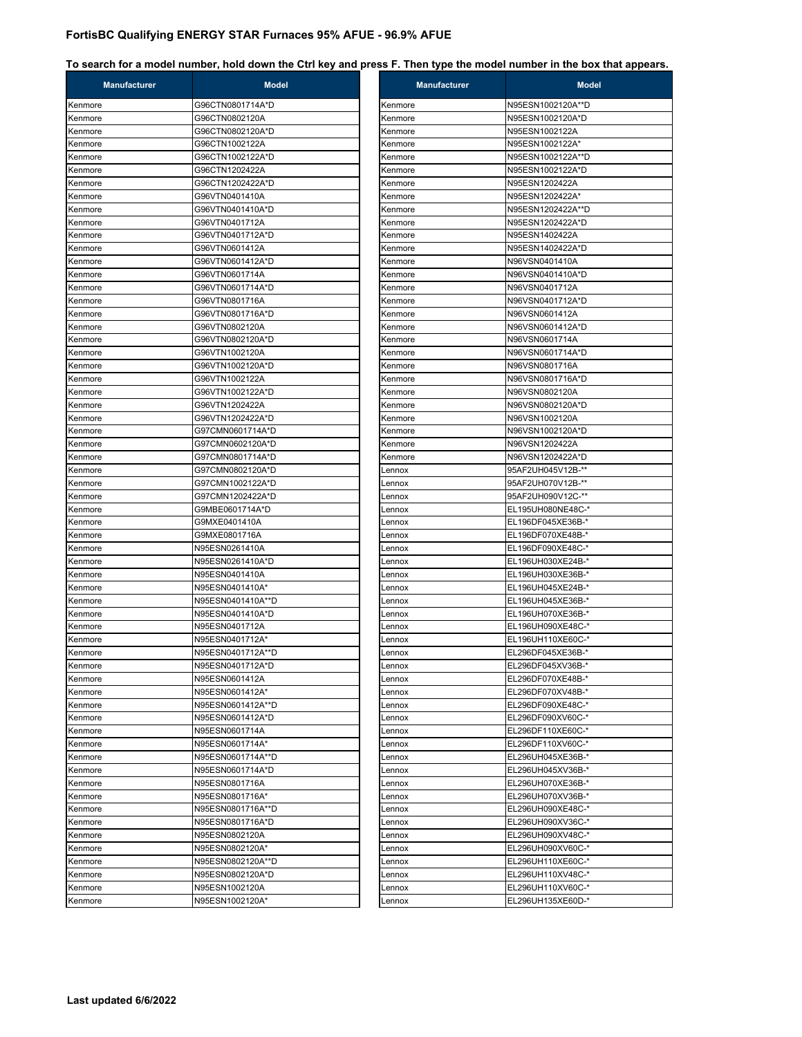## FortisBC Qualifying ENERGY STAR Furnaces 95% AFUE - 96.9% AFUE

**To search for a model number, hold down the Ctrl key and press F. Then type the model number in the box that appears.**

| Manufacturer | Model |
|---|---|
| Kenmore | G96CTN0801714A*D |
| Kenmore | G96CTN0802120A |
| Kenmore | G96CTN0802120A*D |
| Kenmore | G96CTN1002122A |
| Kenmore | G96CTN1002122A*D |
| Kenmore | G96CTN1202422A |
| Kenmore | G96CTN1202422A*D |
| Kenmore | G96VTN0401410A |
| Kenmore | G96VTN0401410A*D |
| Kenmore | G96VTN0401712A |
| Kenmore | G96VTN0401712A*D |
| Kenmore | G96VTN0601412A |
| Kenmore | G96VTN0601412A*D |
| Kenmore | G96VTN0601714A |
| Kenmore | G96VTN0601714A*D |
| Kenmore | G96VTN0801716A |
| Kenmore | G96VTN0801716A*D |
| Kenmore | G96VTN0802120A |
| Kenmore | G96VTN0802120A*D |
| Kenmore | G96VTN1002120A |
| Kenmore | G96VTN1002120A*D |
| Kenmore | G96VTN1002122A |
| Kenmore | G96VTN1002122A*D |
| Kenmore | G96VTN1202422A |
| Kenmore | G96VTN1202422A*D |
| Kenmore | G97CMN0601714A*D |
| Kenmore | G97CMN0602120A*D |
| Kenmore | G97CMN0801714A*D |
| Kenmore | G97CMN0802120A*D |
| Kenmore | G97CMN1002122A*D |
| Kenmore | G97CMN1202422A*D |
| Kenmore | G9MBE0601714A*D |
| Kenmore | G9MXE0401410A |
| Kenmore | G9MXE0801716A |
| Kenmore | N95ESN0261410A |
| Kenmore | N95ESN0261410A*D |
| Kenmore | N95ESN0401410A |
| Kenmore | N95ESN0401410A* |
| Kenmore | N95ESN0401410A**D |
| Kenmore | N95ESN0401410A*D |
| Kenmore | N95ESN0401712A |
| Kenmore | N95ESN0401712A* |
| Kenmore | N95ESN0401712A**D |
| Kenmore | N95ESN0401712A*D |
| Kenmore | N95ESN0601412A |
| Kenmore | N95ESN0601412A* |
| Kenmore | N95ESN0601412A**D |
| Kenmore | N95ESN0601412A*D |
| Kenmore | N95ESN0601714A |
| Kenmore | N95ESN0601714A* |
| Kenmore | N95ESN0601714A**D |
| Kenmore | N95ESN0601714A*D |
| Kenmore | N95ESN0801716A |
| Kenmore | N95ESN0801716A* |
| Kenmore | N95ESN0801716A**D |
| Kenmore | N95ESN0801716A*D |
| Kenmore | N95ESN0802120A |
| Kenmore | N95ESN0802120A* |
| Kenmore | N95ESN0802120A**D |
| Kenmore | N95ESN0802120A*D |
| Kenmore | N95ESN1002120A |
| Kenmore | N95ESN1002120A* |
| Kenmore | N95ESN1002120A**D |
| Kenmore | N95ESN1002120A*D |
| Kenmore | N95ESN1002122A |
| Kenmore | N95ESN1002122A* |
| Kenmore | N95ESN1002122A**D |
| Kenmore | N95ESN1002122A*D |
| Kenmore | N95ESN1202422A |
| Kenmore | N95ESN1202422A* |
| Kenmore | N95ESN1202422A**D |
| Kenmore | N95ESN1202422A*D |
| Kenmore | N95ESN1402422A |
| Kenmore | N95ESN1402422A*D |
| Kenmore | N96VSN0401410A |
| Kenmore | N96VSN0401410A*D |
| Kenmore | N96VSN0401712A |
| Kenmore | N96VSN0401712A*D |
| Kenmore | N96VSN0601412A |
| Kenmore | N96VSN0601412A*D |
| Kenmore | N96VSN0601714A |
| Kenmore | N96VSN0601714A*D |
| Kenmore | N96VSN0801716A |
| Kenmore | N96VSN0801716A*D |
| Kenmore | N96VSN0802120A |
| Kenmore | N96VSN0802120A*D |
| Kenmore | N96VSN1002120A |
| Kenmore | N96VSN1002120A*D |
| Kenmore | N96VSN1202422A |
| Kenmore | N96VSN1202422A*D |
| Lennox | 95AF2UH045V12B-** |
| Lennox | 95AF2UH070V12B-** |
| Lennox | 95AF2UH090V12C-** |
| Lennox | EL195UH080NE48C-* |
| Lennox | EL196DF045XE36B-* |
| Lennox | EL196DF070XE48B-* |
| Lennox | EL196DF090XE48C-* |
| Lennox | EL196UH030XE24B-* |
| Lennox | EL196UH030XE36B-* |
| Lennox | EL196UH045XE24B-* |
| Lennox | EL196UH045XE36B-* |
| Lennox | EL196UH070XE36B-* |
| Lennox | EL196UH090XE48C-* |
| Lennox | EL196UH110XE60C-* |
| Lennox | EL296DF045XE36B-* |
| Lennox | EL296DF045XV36B-* |
| Lennox | EL296DF070XE48B-* |
| Lennox | EL296DF070XV48B-* |
| Lennox | EL296DF090XE48C-* |
| Lennox | EL296DF090XV60C-* |
| Lennox | EL296DF110XE60C-* |
| Lennox | EL296DF110XV60C-* |
| Lennox | EL296UH045XE36B-* |
| Lennox | EL296UH045XV36B-* |
| Lennox | EL296UH070XE36B-* |
| Lennox | EL296UH070XV36B-* |
| Lennox | EL296UH090XE48C-* |
| Lennox | EL296UH090XV36C-* |
| Lennox | EL296UH090XV48C-* |
| Lennox | EL296UH090XV60C-* |
| Lennox | EL296UH110XE60C-* |
| Lennox | EL296UH110XV48C-* |
| Lennox | EL296UH110XV60C-* |
| Lennox | EL296UH135XE60D-* |

**Last updated 6/6/2022**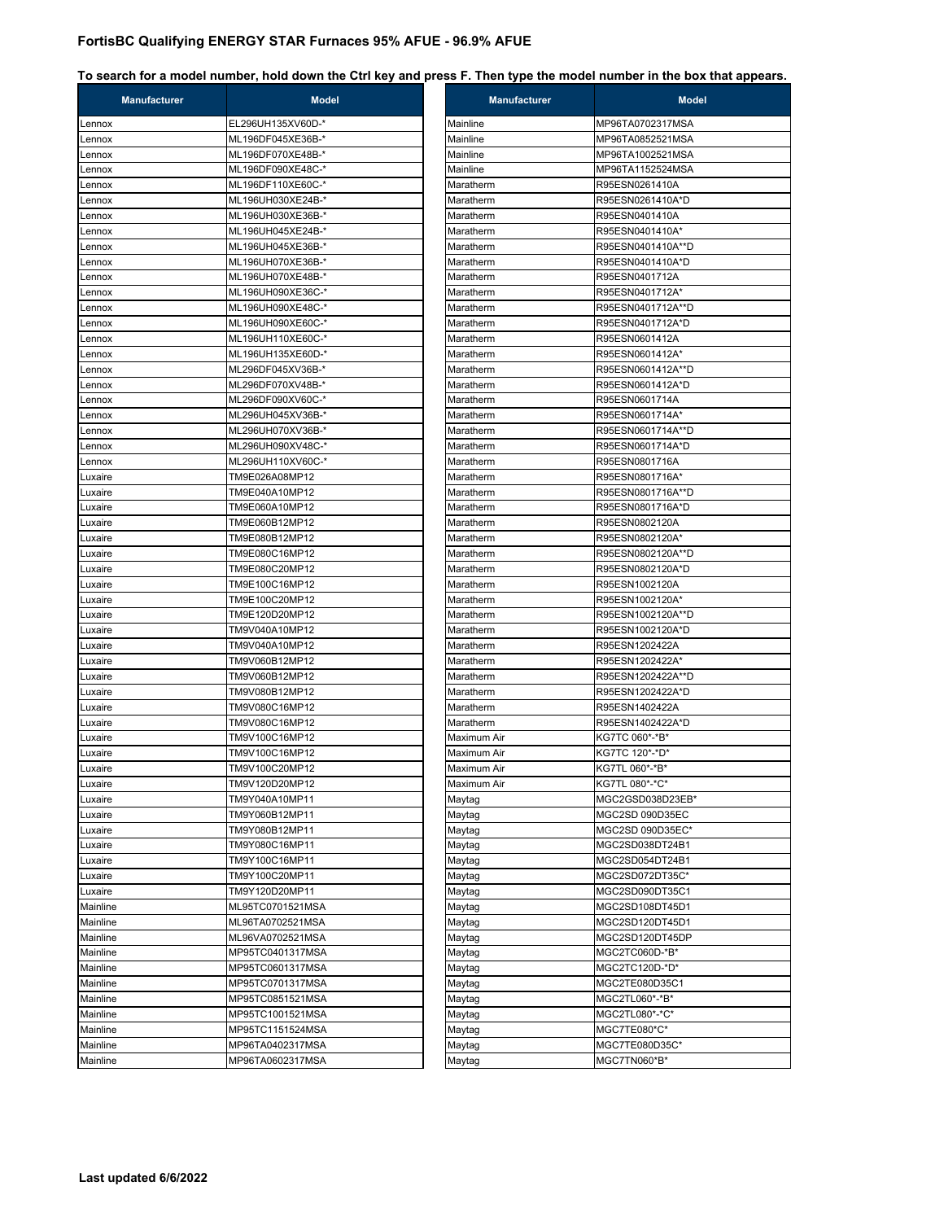**FortisBC Qualifying ENERGY STAR Furnaces 95% AFUE - 96.9% AFUE**

**To search for a model number, hold down the Ctrl key and press F. Then type the model number in the box that appears.**

| Manufacturer | Model |
|---|---|
| Lennox | EL296UH135XV60D-* |
| Lennox | ML196DF045XE36B-* |
| Lennox | ML196DF070XE48B-* |
| Lennox | ML196DF090XE48C-* |
| Lennox | ML196DF110XE60C-* |
| Lennox | ML196UH030XE24B-* |
| Lennox | ML196UH030XE36B-* |
| Lennox | ML196UH045XE24B-* |
| Lennox | ML196UH045XE36B-* |
| Lennox | ML196UH070XE36B-* |
| Lennox | ML196UH070XE48B-* |
| Lennox | ML196UH090XE36C-* |
| Lennox | ML196UH090XE48C-* |
| Lennox | ML196UH090XE60C-* |
| Lennox | ML196UH110XE60C-* |
| Lennox | ML196UH135XE60D-* |
| Lennox | ML296DF045XV36B-* |
| Lennox | ML296DF070XV48B-* |
| Lennox | ML296DF090XV60C-* |
| Lennox | ML296UH045XV36B-* |
| Lennox | ML296UH070XV36B-* |
| Lennox | ML296UH090XV48C-* |
| Lennox | ML296UH110XV60C-* |
| Luxaire | TM9E026A08MP12 |
| Luxaire | TM9E040A10MP12 |
| Luxaire | TM9E060A10MP12 |
| Luxaire | TM9E060B12MP12 |
| Luxaire | TM9E080B12MP12 |
| Luxaire | TM9E080C16MP12 |
| Luxaire | TM9E080C20MP12 |
| Luxaire | TM9E100C16MP12 |
| Luxaire | TM9E100C20MP12 |
| Luxaire | TM9E120D20MP12 |
| Luxaire | TM9V040A10MP12 |
| Luxaire | TM9V040A10MP12 |
| Luxaire | TM9V060B12MP12 |
| Luxaire | TM9V060B12MP12 |
| Luxaire | TM9V080B12MP12 |
| Luxaire | TM9V080C16MP12 |
| Luxaire | TM9V080C16MP12 |
| Luxaire | TM9V100C16MP12 |
| Luxaire | TM9V100C16MP12 |
| Luxaire | TM9V100C20MP12 |
| Luxaire | TM9V120D20MP12 |
| Luxaire | TM9Y040A10MP11 |
| Luxaire | TM9Y060B12MP11 |
| Luxaire | TM9Y080B12MP11 |
| Luxaire | TM9Y080C16MP11 |
| Luxaire | TM9Y100C16MP11 |
| Luxaire | TM9Y100C20MP11 |
| Luxaire | TM9Y120D20MP11 |
| Mainline | ML95TC0701521MSA |
| Mainline | ML96TA0702521MSA |
| Mainline | ML96VA0702521MSA |
| Mainline | MP95TC0401317MSA |
| Mainline | MP95TC0601317MSA |
| Mainline | MP95TC0701317MSA |
| Mainline | MP95TC0851521MSA |
| Mainline | MP95TC1001521MSA |
| Mainline | MP95TC1151524MSA |
| Mainline | MP96TA0402317MSA |
| Mainline | MP96TA0602317MSA |
| Mainline | MP96TA0702317MSA |
| Mainline | MP96TA0852521MSA |
| Mainline | MP96TA1002521MSA |
| Mainline | MP96TA1152524MSA |
| Maratherm | R95ESN0261410A |
| Maratherm | R95ESN0261410A*D |
| Maratherm | R95ESN0401410A |
| Maratherm | R95ESN0401410A* |
| Maratherm | R95ESN0401410A**D |
| Maratherm | R95ESN0401410A*D |
| Maratherm | R95ESN0401712A |
| Maratherm | R95ESN0401712A* |
| Maratherm | R95ESN0401712A**D |
| Maratherm | R95ESN0401712A*D |
| Maratherm | R95ESN0601412A |
| Maratherm | R95ESN0601412A* |
| Maratherm | R95ESN0601412A**D |
| Maratherm | R95ESN0601412A*D |
| Maratherm | R95ESN0601714A |
| Maratherm | R95ESN0601714A* |
| Maratherm | R95ESN0601714A**D |
| Maratherm | R95ESN0601714A*D |
| Maratherm | R95ESN0801716A |
| Maratherm | R95ESN0801716A* |
| Maratherm | R95ESN0801716A**D |
| Maratherm | R95ESN0801716A*D |
| Maratherm | R95ESN0802120A |
| Maratherm | R95ESN0802120A* |
| Maratherm | R95ESN0802120A**D |
| Maratherm | R95ESN0802120A*D |
| Maratherm | R95ESN1002120A |
| Maratherm | R95ESN1002120A* |
| Maratherm | R95ESN1002120A**D |
| Maratherm | R95ESN1002120A*D |
| Maratherm | R95ESN1202422A |
| Maratherm | R95ESN1202422A* |
| Maratherm | R95ESN1202422A**D |
| Maratherm | R95ESN1202422A*D |
| Maratherm | R95ESN1402422A |
| Maratherm | R95ESN1402422A*D |
| Maximum Air | KG7TC 060*-*B* |
| Maximum Air | KG7TC 120*-*D* |
| Maximum Air | KG7TL 060*-*B* |
| Maximum Air | KG7TL 080*-*C* |
| Maytag | MGC2GSD038D23EB* |
| Maytag | MGC2SD 090D35EC |
| Maytag | MGC2SD 090D35EC* |
| Maytag | MGC2SD038DT24B1 |
| Maytag | MGC2SD054DT24B1 |
| Maytag | MGC2SD072DT35C* |
| Maytag | MGC2SD090DT35C1 |
| Maytag | MGC2SD108DT45D1 |
| Maytag | MGC2SD120DT45D1 |
| Maytag | MGC2SD120DT45DP |
| Maytag | MGC2TC060D-*B* |
| Maytag | MGC2TC120D-*D* |
| Maytag | MGC2TE080D35C1 |
| Maytag | MGC2TL060*-*B* |
| Maytag | MGC2TL080*-*C* |
| Maytag | MGC7TE080*C* |
| Maytag | MGC7TE080D35C* |
| Maytag | MGC7TN060*B* |

**Last updated 6/6/2022**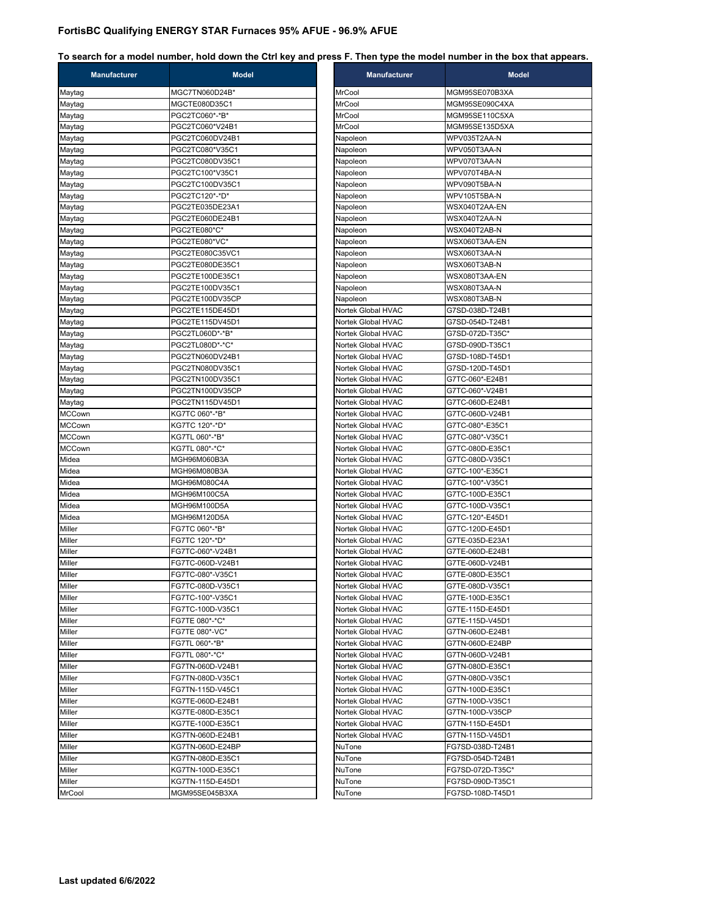**FortisBC Qualifying ENERGY STAR Furnaces 95% AFUE - 96.9% AFUE**

**To search for a model number, hold down the Ctrl key and press F. Then type the model number in the box that appears.**

| Manufacturer | Model |
|---|---|
| Maytag | MGC7TN060D24B* |
| Maytag | MGCTE080D35C1 |
| Maytag | PGC2TC060*-*B* |
| Maytag | PGC2TC060*V24B1 |
| Maytag | PGC2TC060DV24B1 |
| Maytag | PGC2TC080*V35C1 |
| Maytag | PGC2TC080DV35C1 |
| Maytag | PGC2TC100*V35C1 |
| Maytag | PGC2TC100DV35C1 |
| Maytag | PGC2TC120*-*D* |
| Maytag | PGC2TE035DE23A1 |
| Maytag | PGC2TE060DE24B1 |
| Maytag | PGC2TE080*C* |
| Maytag | PGC2TE080*VC* |
| Maytag | PGC2TE080C35VC1 |
| Maytag | PGC2TE080DE35C1 |
| Maytag | PGC2TE100DE35C1 |
| Maytag | PGC2TE100DV35C1 |
| Maytag | PGC2TE100DV35CP |
| Maytag | PGC2TE115DE45D1 |
| Maytag | PGC2TE115DV45D1 |
| Maytag | PGC2TL060D*-*B* |
| Maytag | PGC2TL080D*-*C* |
| Maytag | PGC2TN060DV24B1 |
| Maytag | PGC2TN080DV35C1 |
| Maytag | PGC2TN100DV35C1 |
| Maytag | PGC2TN100DV35CP |
| Maytag | PGC2TN115DV45D1 |
| MCCown | KG7TC 060*-*B* |
| MCCown | KG7TC 120*-*D* |
| MCCown | KG7TL 060*-*B* |
| MCCown | KG7TL 080*-*C* |
| Midea | MGH96M060B3A |
| Midea | MGH96M080B3A |
| Midea | MGH96M080C4A |
| Midea | MGH96M100C5A |
| Midea | MGH96M100D5A |
| Midea | MGH96M120D5A |
| Miller | FG7TC 060*-*B* |
| Miller | FG7TC 120*-*D* |
| Miller | FG7TC-060*-V24B1 |
| Miller | FG7TC-060D-V24B1 |
| Miller | FG7TC-080*-V35C1 |
| Miller | FG7TC-080D-V35C1 |
| Miller | FG7TC-100*-V35C1 |
| Miller | FG7TC-100D-V35C1 |
| Miller | FG7TE 080*-*C* |
| Miller | FG7TE 080*-VC* |
| Miller | FG7TL 060*-*B* |
| Miller | FG7TL 080*-*C* |
| Miller | FG7TN-060D-V24B1 |
| Miller | FG7TN-080D-V35C1 |
| Miller | FG7TN-115D-V45C1 |
| Miller | KG7TE-060D-E24B1 |
| Miller | KG7TE-080D-E35C1 |
| Miller | KG7TE-100D-E35C1 |
| Miller | KG7TN-060D-E24B1 |
| Miller | KG7TN-060D-E24BP |
| Miller | KG7TN-080D-E35C1 |
| Miller | KG7TN-100D-E35C1 |
| Miller | KG7TN-115D-E45D1 |
| MrCool | MGM95SE045B3XA |
| MrCool | MGM95SE070B3XA |
| MrCool | MGM95SE090C4XA |
| MrCool | MGM95SE110C5XA |
| MrCool | MGM95SE135D5XA |
| Napoleon | WPV035T2AA-N |
| Napoleon | WPV050T3AA-N |
| Napoleon | WPV070T3AA-N |
| Napoleon | WPV070T4BA-N |
| Napoleon | WPV090T5BA-N |
| Napoleon | WPV105T5BA-N |
| Napoleon | WSX040T2AA-EN |
| Napoleon | WSX040T2AA-N |
| Napoleon | WSX040T2AB-N |
| Napoleon | WSX060T3AA-EN |
| Napoleon | WSX060T3AA-N |
| Napoleon | WSX060T3AB-N |
| Napoleon | WSX080T3AA-EN |
| Napoleon | WSX080T3AA-N |
| Napoleon | WSX080T3AB-N |
| Nortek Global HVAC | G7SD-038D-T24B1 |
| Nortek Global HVAC | G7SD-054D-T24B1 |
| Nortek Global HVAC | G7SD-072D-T35C* |
| Nortek Global HVAC | G7SD-090D-T35C1 |
| Nortek Global HVAC | G7SD-108D-T45D1 |
| Nortek Global HVAC | G7SD-120D-T45D1 |
| Nortek Global HVAC | G7TC-060*-E24B1 |
| Nortek Global HVAC | G7TC-060*-V24B1 |
| Nortek Global HVAC | G7TC-060D-E24B1 |
| Nortek Global HVAC | G7TC-060D-V24B1 |
| Nortek Global HVAC | G7TC-080*-E35C1 |
| Nortek Global HVAC | G7TC-080*-V35C1 |
| Nortek Global HVAC | G7TC-080D-E35C1 |
| Nortek Global HVAC | G7TC-080D-V35C1 |
| Nortek Global HVAC | G7TC-100*-E35C1 |
| Nortek Global HVAC | G7TC-100*-V35C1 |
| Nortek Global HVAC | G7TC-100D-E35C1 |
| Nortek Global HVAC | G7TC-100D-V35C1 |
| Nortek Global HVAC | G7TC-120*-E45D1 |
| Nortek Global HVAC | G7TC-120D-E45D1 |
| Nortek Global HVAC | G7TE-035D-E23A1 |
| Nortek Global HVAC | G7TE-060D-E24B1 |
| Nortek Global HVAC | G7TE-060D-V24B1 |
| Nortek Global HVAC | G7TE-080D-E35C1 |
| Nortek Global HVAC | G7TE-080D-V35C1 |
| Nortek Global HVAC | G7TE-100D-E35C1 |
| Nortek Global HVAC | G7TE-115D-E45D1 |
| Nortek Global HVAC | G7TE-115D-V45D1 |
| Nortek Global HVAC | G7TN-060D-E24B1 |
| Nortek Global HVAC | G7TN-060D-E24BP |
| Nortek Global HVAC | G7TN-060D-V24B1 |
| Nortek Global HVAC | G7TN-080D-E35C1 |
| Nortek Global HVAC | G7TN-080D-V35C1 |
| Nortek Global HVAC | G7TN-100D-E35C1 |
| Nortek Global HVAC | G7TN-100D-V35C1 |
| Nortek Global HVAC | G7TN-100D-V35CP |
| Nortek Global HVAC | G7TN-115D-E45D1 |
| Nortek Global HVAC | G7TN-115D-V45D1 |
| NuTone | FG7SD-038D-T24B1 |
| NuTone | FG7SD-054D-T24B1 |
| NuTone | FG7SD-072D-T35C* |
| NuTone | FG7SD-090D-T35C1 |
| NuTone | FG7SD-108D-T45D1 |

**Last updated 6/6/2022**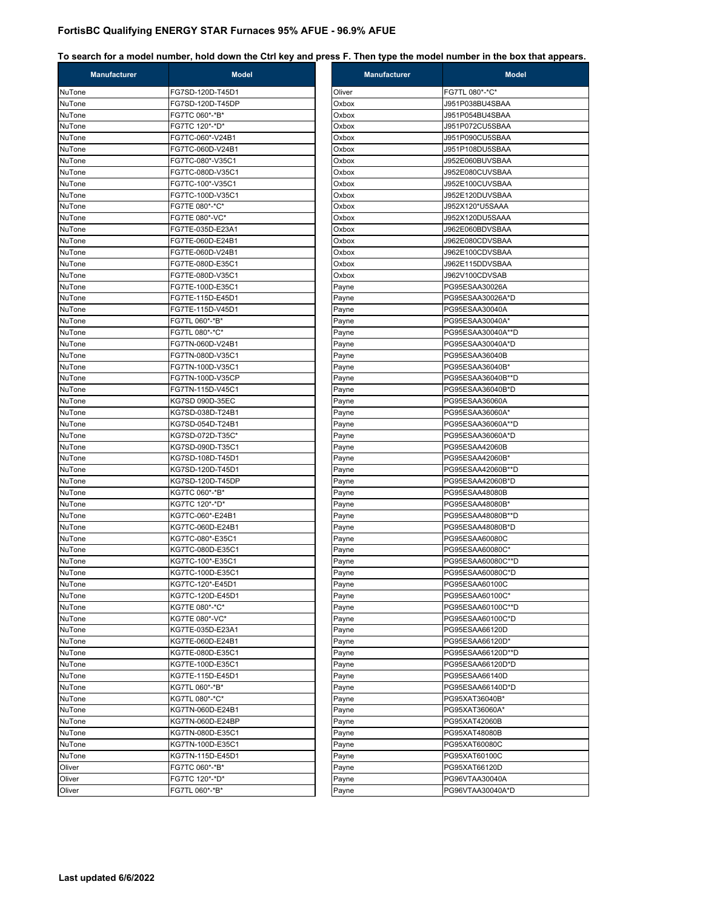## FortisBC Qualifying ENERGY STAR Furnaces 95% AFUE - 96.9% AFUE

**To search for a model number, hold down the Ctrl key and press F. Then type the model number in the box that appears.**

| Manufacturer | Model |
|---|---|
| NuTone | FG7SD-120D-T45D1 |
| NuTone | FG7SD-120D-T45DP |
| NuTone | FG7TC 060*-*B* |
| NuTone | FG7TC 120*-*D* |
| NuTone | FG7TC-060*-V24B1 |
| NuTone | FG7TC-060D-V24B1 |
| NuTone | FG7TC-080*-V35C1 |
| NuTone | FG7TC-080D-V35C1 |
| NuTone | FG7TC-100*-V35C1 |
| NuTone | FG7TC-100D-V35C1 |
| NuTone | FG7TE 080*-*C* |
| NuTone | FG7TE 080*-VC* |
| NuTone | FG7TE-035D-E23A1 |
| NuTone | FG7TE-060D-E24B1 |
| NuTone | FG7TE-060D-V24B1 |
| NuTone | FG7TE-080D-E35C1 |
| NuTone | FG7TE-080D-V35C1 |
| NuTone | FG7TE-100D-E35C1 |
| NuTone | FG7TE-115D-E45D1 |
| NuTone | FG7TE-115D-V45D1 |
| NuTone | FG7TL 060*-*B* |
| NuTone | FG7TL 080*-*C* |
| NuTone | FG7TN-060D-V24B1 |
| NuTone | FG7TN-080D-V35C1 |
| NuTone | FG7TN-100D-V35C1 |
| NuTone | FG7TN-100D-V35CP |
| NuTone | FG7TN-115D-V45C1 |
| NuTone | KG7SD 090D-35EC |
| NuTone | KG7SD-038D-T24B1 |
| NuTone | KG7SD-054D-T24B1 |
| NuTone | KG7SD-072D-T35C* |
| NuTone | KG7SD-090D-T35C1 |
| NuTone | KG7SD-108D-T45D1 |
| NuTone | KG7SD-120D-T45D1 |
| NuTone | KG7SD-120D-T45DP |
| NuTone | KG7TC 060*-*B* |
| NuTone | KG7TC 120*-*D* |
| NuTone | KG7TC-060*-E24B1 |
| NuTone | KG7TC-060D-E24B1 |
| NuTone | KG7TC-080*-E35C1 |
| NuTone | KG7TC-080D-E35C1 |
| NuTone | KG7TC-100*-E35C1 |
| NuTone | KG7TC-100D-E35C1 |
| NuTone | KG7TC-120*-E45D1 |
| NuTone | KG7TC-120D-E45D1 |
| NuTone | KG7TE 080*-*C* |
| NuTone | KG7TE 080*-VC* |
| NuTone | KG7TE-035D-E23A1 |
| NuTone | KG7TE-060D-E24B1 |
| NuTone | KG7TE-080D-E35C1 |
| NuTone | KG7TE-100D-E35C1 |
| NuTone | KG7TE-115D-E45D1 |
| NuTone | KG7TL 060*-*B* |
| NuTone | KG7TL 080*-*C* |
| NuTone | KG7TN-060D-E24B1 |
| NuTone | KG7TN-060D-E24BP |
| NuTone | KG7TN-080D-E35C1 |
| NuTone | KG7TN-100D-E35C1 |
| NuTone | KG7TN-115D-E45D1 |
| Oliver | FG7TC 060*-*B* |
| Oliver | FG7TC 120*-*D* |
| Oliver | FG7TL 060*-*B* |
| Oliver | FG7TL 080*-*C* |
| Oxbox | J951P038BU4SBAA |
| Oxbox | J951P054BU4SBAA |
| Oxbox | J951P072CU5SBAA |
| Oxbox | J951P090CU5SBAA |
| Oxbox | J951P108DU5SBAA |
| Oxbox | J952E060BUVSBAA |
| Oxbox | J952E080CUVSBAA |
| Oxbox | J952E100CUVSBAA |
| Oxbox | J952E120DUVSBAA |
| Oxbox | J952X120*U5SAAA |
| Oxbox | J952X120DU5SAAA |
| Oxbox | J962E060BDVSBAA |
| Oxbox | J962E080CDVSBAA |
| Oxbox | J962E100CDVSBAA |
| Oxbox | J962E115DDVSBAA |
| Oxbox | J962V100CDVSAB |
| Payne | PG95ESAA30026A |
| Payne | PG95ESAA30026A*D |
| Payne | PG95ESAA30040A |
| Payne | PG95ESAA30040A* |
| Payne | PG95ESAA30040A**D |
| Payne | PG95ESAA30040A*D |
| Payne | PG95ESAA36040B |
| Payne | PG95ESAA36040B* |
| Payne | PG95ESAA36040B**D |
| Payne | PG95ESAA36040B*D |
| Payne | PG95ESAA36060A |
| Payne | PG95ESAA36060A* |
| Payne | PG95ESAA36060A**D |
| Payne | PG95ESAA36060A*D |
| Payne | PG95ESAA42060B |
| Payne | PG95ESAA42060B* |
| Payne | PG95ESAA42060B**D |
| Payne | PG95ESAA42060B*D |
| Payne | PG95ESAA48080B |
| Payne | PG95ESAA48080B* |
| Payne | PG95ESAA48080B**D |
| Payne | PG95ESAA48080B*D |
| Payne | PG95ESAA60080C |
| Payne | PG95ESAA60080C* |
| Payne | PG95ESAA60080C**D |
| Payne | PG95ESAA60080C*D |
| Payne | PG95ESAA60100C |
| Payne | PG95ESAA60100C* |
| Payne | PG95ESAA60100C**D |
| Payne | PG95ESAA60100C*D |
| Payne | PG95ESAA66120D |
| Payne | PG95ESAA66120D* |
| Payne | PG95ESAA66120D**D |
| Payne | PG95ESAA66120D*D |
| Payne | PG95ESAA66140D |
| Payne | PG95ESAA66140D*D |
| Payne | PG95XAT36040B* |
| Payne | PG95XAT36060A* |
| Payne | PG95XAT42060B |
| Payne | PG95XAT48080B |
| Payne | PG95XAT60080C |
| Payne | PG95XAT60100C |
| Payne | PG95XAT66120D |
| Payne | PG96VTAA30040A |
| Payne | PG96VTAA30040A*D |

**Last updated 6/6/2022**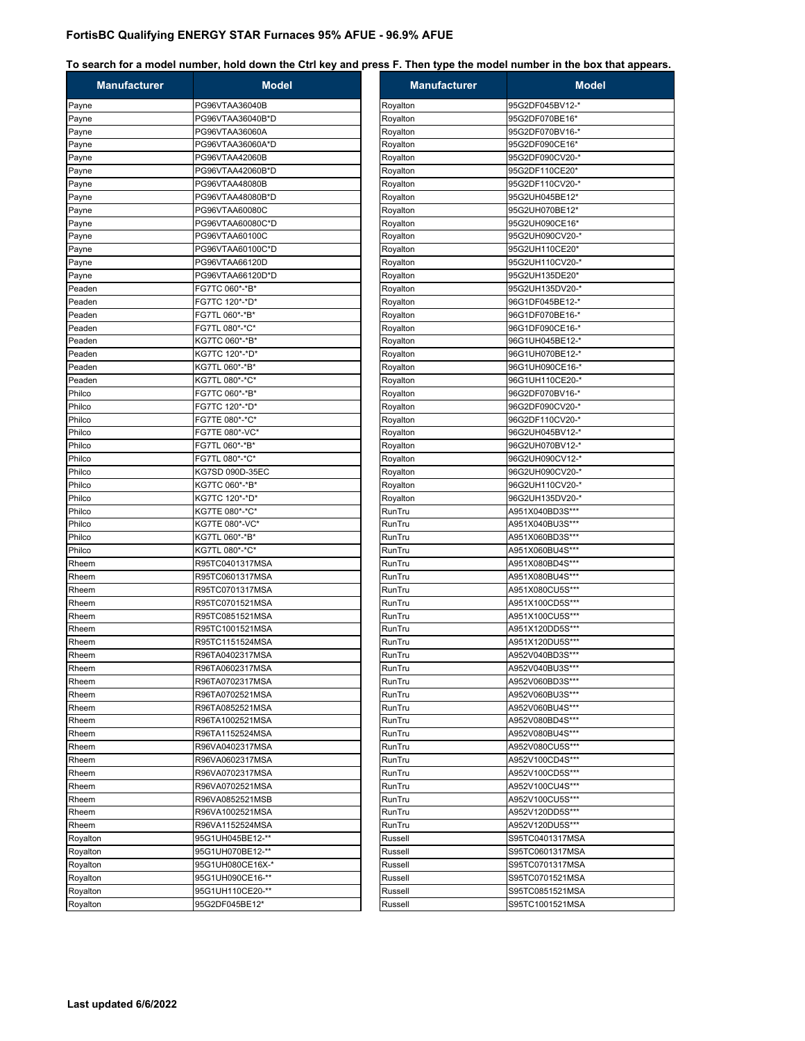**FortisBC Qualifying ENERGY STAR Furnaces 95% AFUE - 96.9% AFUE**

**To search for a model number, hold down the Ctrl key and press F. Then type the model number in the box that appears.**

| Manufacturer | Model |
|---|---|
| Payne | PG96VTAA36040B |
| Payne | PG96VTAA36040B*D |
| Payne | PG96VTAA36060A |
| Payne | PG96VTAA36060A*D |
| Payne | PG96VTAA42060B |
| Payne | PG96VTAA42060B*D |
| Payne | PG96VTAA48080B |
| Payne | PG96VTAA48080B*D |
| Payne | PG96VTAA60080C |
| Payne | PG96VTAA60080C*D |
| Payne | PG96VTAA60100C |
| Payne | PG96VTAA60100C*D |
| Payne | PG96VTAA66120D |
| Payne | PG96VTAA66120D*D |
| Peaden | FG7TC 060*-*B* |
| Peaden | FG7TC 120*-*D* |
| Peaden | FG7TL 060*-*B* |
| Peaden | FG7TL 080*-*C* |
| Peaden | KG7TC 060*-*B* |
| Peaden | KG7TC 120*-*D* |
| Peaden | KG7TL 060*-*B* |
| Peaden | KG7TL 080*-*C* |
| Philco | FG7TC 060*-*B* |
| Philco | FG7TC 120*-*D* |
| Philco | FG7TE 080*-*C* |
| Philco | FG7TE 080*-VC* |
| Philco | FG7TL 060*-*B* |
| Philco | FG7TL 080*-*C* |
| Philco | KG7SD 090D-35EC |
| Philco | KG7TC 060*-*B* |
| Philco | KG7TC 120*-*D* |
| Philco | KG7TE 080*-*C* |
| Philco | KG7TE 080*-VC* |
| Philco | KG7TL 060*-*B* |
| Philco | KG7TL 080*-*C* |
| Rheem | R95TC0401317MSA |
| Rheem | R95TC0601317MSA |
| Rheem | R95TC0701317MSA |
| Rheem | R95TC0701521MSA |
| Rheem | R95TC0851521MSA |
| Rheem | R95TC1001521MSA |
| Rheem | R95TC1151524MSA |
| Rheem | R96TA0402317MSA |
| Rheem | R96TA0602317MSA |
| Rheem | R96TA0702317MSA |
| Rheem | R96TA0702521MSA |
| Rheem | R96TA0852521MSA |
| Rheem | R96TA1002521MSA |
| Rheem | R96TA1152524MSA |
| Rheem | R96VA0402317MSA |
| Rheem | R96VA0602317MSA |
| Rheem | R96VA0702317MSA |
| Rheem | R96VA0702521MSA |
| Rheem | R96VA0852521MSB |
| Rheem | R96VA1002521MSA |
| Rheem | R96VA1152524MSA |
| Royalton | 95G1UH045BE12-** |
| Royalton | 95G1UH070BE12-** |
| Royalton | 95G1UH080CE16X-* |
| Royalton | 95G1UH090CE16-** |
| Royalton | 95G1UH110CE20-** |
| Royalton | 95G2DF045BE12* |
| Royalton | 95G2DF045BV12-* |
| Royalton | 95G2DF070BE16* |
| Royalton | 95G2DF070BV16-* |
| Royalton | 95G2DF090CE16* |
| Royalton | 95G2DF090CV20-* |
| Royalton | 95G2DF110CE20* |
| Royalton | 95G2DF110CV20-* |
| Royalton | 95G2UH045BE12* |
| Royalton | 95G2UH070BE12* |
| Royalton | 95G2UH090CE16* |
| Royalton | 95G2UH090CV20-* |
| Royalton | 95G2UH110CE20* |
| Royalton | 95G2UH110CV20-* |
| Royalton | 95G2UH135DE20* |
| Royalton | 95G2UH135DV20-* |
| Royalton | 96G1DF045BE12-* |
| Royalton | 96G1DF070BE16-* |
| Royalton | 96G1DF090CE16-* |
| Royalton | 96G1UH045BE12-* |
| Royalton | 96G1UH070BE12-* |
| Royalton | 96G1UH090CE16-* |
| Royalton | 96G1UH110CE20-* |
| Royalton | 96G2DF070BV16-* |
| Royalton | 96G2DF090CV20-* |
| Royalton | 96G2DF110CV20-* |
| Royalton | 96G2UH045BV12-* |
| Royalton | 96G2UH070BV12-* |
| Royalton | 96G2UH090CV12-* |
| Royalton | 96G2UH090CV20-* |
| Royalton | 96G2UH110CV20-* |
| Royalton | 96G2UH135DV20-* |
| RunTru | A951X040BD3S*** |
| RunTru | A951X040BU3S*** |
| RunTru | A951X060BD3S*** |
| RunTru | A951X060BU4S*** |
| RunTru | A951X080BD4S*** |
| RunTru | A951X080BU4S*** |
| RunTru | A951X080CU5S*** |
| RunTru | A951X100CD5S*** |
| RunTru | A951X100CU5S*** |
| RunTru | A951X120DD5S*** |
| RunTru | A951X120DU5S*** |
| RunTru | A952V040BD3S*** |
| RunTru | A952V040BU3S*** |
| RunTru | A952V060BD3S*** |
| RunTru | A952V060BU3S*** |
| RunTru | A952V060BU4S*** |
| RunTru | A952V080BD4S*** |
| RunTru | A952V080BU4S*** |
| RunTru | A952V080CU5S*** |
| RunTru | A952V100CD4S*** |
| RunTru | A952V100CD5S*** |
| RunTru | A952V100CU4S*** |
| RunTru | A952V100CU5S*** |
| RunTru | A952V120DD5S*** |
| RunTru | A952V120DU5S*** |
| Russell | S95TC0401317MSA |
| Russell | S95TC0601317MSA |
| Russell | S95TC0701317MSA |
| Russell | S95TC0701521MSA |
| Russell | S95TC0851521MSA |
| Russell | S95TC1001521MSA |

**Last updated 6/6/2022**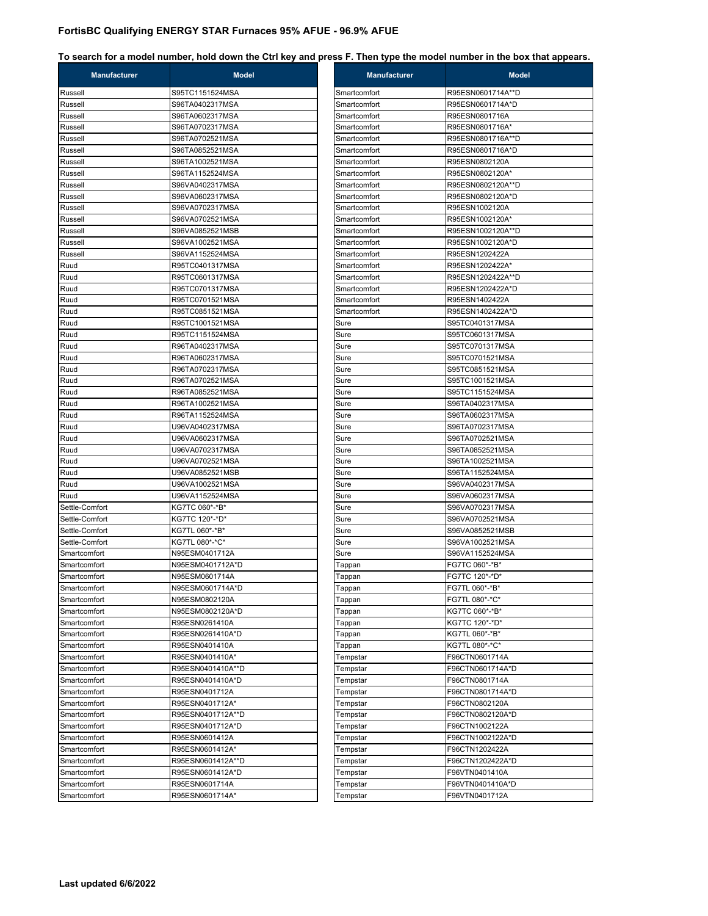## FortisBC Qualifying ENERGY STAR Furnaces 95% AFUE - 96.9% AFUE

**To search for a model number, hold down the Ctrl key and press F. Then type the model number in the box that appears.**

| Manufacturer | Model |
|---|---|
| Russell | S95TC1151524MSA |
| Russell | S96TA0402317MSA |
| Russell | S96TA0602317MSA |
| Russell | S96TA0702317MSA |
| Russell | S96TA0702521MSA |
| Russell | S96TA0852521MSA |
| Russell | S96TA1002521MSA |
| Russell | S96TA1152524MSA |
| Russell | S96VA0402317MSA |
| Russell | S96VA0602317MSA |
| Russell | S96VA0702317MSA |
| Russell | S96VA0702521MSA |
| Russell | S96VA0852521MSB |
| Russell | S96VA1002521MSA |
| Russell | S96VA1152524MSA |
| Ruud | R95TC0401317MSA |
| Ruud | R95TC0601317MSA |
| Ruud | R95TC0701317MSA |
| Ruud | R95TC0701521MSA |
| Ruud | R95TC0851521MSA |
| Ruud | R95TC1001521MSA |
| Ruud | R95TC1151524MSA |
| Ruud | R96TA0402317MSA |
| Ruud | R96TA0602317MSA |
| Ruud | R96TA0702317MSA |
| Ruud | R96TA0702521MSA |
| Ruud | R96TA0852521MSA |
| Ruud | R96TA1002521MSA |
| Ruud | R96TA1152524MSA |
| Ruud | U96VA0402317MSA |
| Ruud | U96VA0602317MSA |
| Ruud | U96VA0702317MSA |
| Ruud | U96VA0702521MSA |
| Ruud | U96VA0852521MSB |
| Ruud | U96VA1002521MSA |
| Ruud | U96VA1152524MSA |
| Settle-Comfort | KG7TC 060*-*B* |
| Settle-Comfort | KG7TC 120*-*D* |
| Settle-Comfort | KG7TL 060*-*B* |
| Settle-Comfort | KG7TL 080*-*C* |
| Smartcomfort | N95ESM0401712A |
| Smartcomfort | N95ESM0401712A*D |
| Smartcomfort | N95ESM0601714A |
| Smartcomfort | N95ESM0601714A*D |
| Smartcomfort | N95ESM0802120A |
| Smartcomfort | N95ESM0802120A*D |
| Smartcomfort | R95ESN0261410A |
| Smartcomfort | R95ESN0261410A*D |
| Smartcomfort | R95ESN0401410A |
| Smartcomfort | R95ESN0401410A* |
| Smartcomfort | R95ESN0401410A**D |
| Smartcomfort | R95ESN0401410A*D |
| Smartcomfort | R95ESN0401712A |
| Smartcomfort | R95ESN0401712A* |
| Smartcomfort | R95ESN0401712A**D |
| Smartcomfort | R95ESN0401712A*D |
| Smartcomfort | R95ESN0601412A |
| Smartcomfort | R95ESN0601412A* |
| Smartcomfort | R95ESN0601412A**D |
| Smartcomfort | R95ESN0601412A*D |
| Smartcomfort | R95ESN0601714A |
| Smartcomfort | R95ESN0601714A* |
| Smartcomfort | R95ESN0601714A**D |
| Smartcomfort | R95ESN0601714A*D |
| Smartcomfort | R95ESN0801716A |
| Smartcomfort | R95ESN0801716A* |
| Smartcomfort | R95ESN0801716A**D |
| Smartcomfort | R95ESN0801716A*D |
| Smartcomfort | R95ESN0802120A |
| Smartcomfort | R95ESN0802120A* |
| Smartcomfort | R95ESN0802120A**D |
| Smartcomfort | R95ESN0802120A*D |
| Smartcomfort | R95ESN1002120A |
| Smartcomfort | R95ESN1002120A* |
| Smartcomfort | R95ESN1002120A**D |
| Smartcomfort | R95ESN1002120A*D |
| Smartcomfort | R95ESN1202422A |
| Smartcomfort | R95ESN1202422A* |
| Smartcomfort | R95ESN1202422A**D |
| Smartcomfort | R95ESN1202422A*D |
| Smartcomfort | R95ESN1402422A |
| Smartcomfort | R95ESN1402422A*D |
| Sure | S95TC0401317MSA |
| Sure | S95TC0601317MSA |
| Sure | S95TC0701317MSA |
| Sure | S95TC0701521MSA |
| Sure | S95TC0851521MSA |
| Sure | S95TC1001521MSA |
| Sure | S95TC1151524MSA |
| Sure | S96TA0402317MSA |
| Sure | S96TA0602317MSA |
| Sure | S96TA0702317MSA |
| Sure | S96TA0702521MSA |
| Sure | S96TA0852521MSA |
| Sure | S96TA1002521MSA |
| Sure | S96TA1152524MSA |
| Sure | S96VA0402317MSA |
| Sure | S96VA0602317MSA |
| Sure | S96VA0702317MSA |
| Sure | S96VA0702521MSA |
| Sure | S96VA0852521MSB |
| Sure | S96VA1002521MSA |
| Sure | S96VA1152524MSA |
| Tappan | FG7TC 060*-*B* |
| Tappan | FG7TC 120*-*D* |
| Tappan | FG7TL 060*-*B* |
| Tappan | FG7TL 080*-*C* |
| Tappan | KG7TC 060*-*B* |
| Tappan | KG7TC 120*-*D* |
| Tappan | KG7TL 060*-*B* |
| Tappan | KG7TL 080*-*C* |
| Tempstar | F96CTN0601714A |
| Tempstar | F96CTN0601714A*D |
| Tempstar | F96CTN0801714A |
| Tempstar | F96CTN0801714A*D |
| Tempstar | F96CTN0802120A |
| Tempstar | F96CTN0802120A*D |
| Tempstar | F96CTN1002122A |
| Tempstar | F96CTN1002122A*D |
| Tempstar | F96CTN1202422A |
| Tempstar | F96CTN1202422A*D |
| Tempstar | F96VTN0401410A |
| Tempstar | F96VTN0401410A*D |
| Tempstar | F96VTN0401712A |

**Last updated 6/6/2022**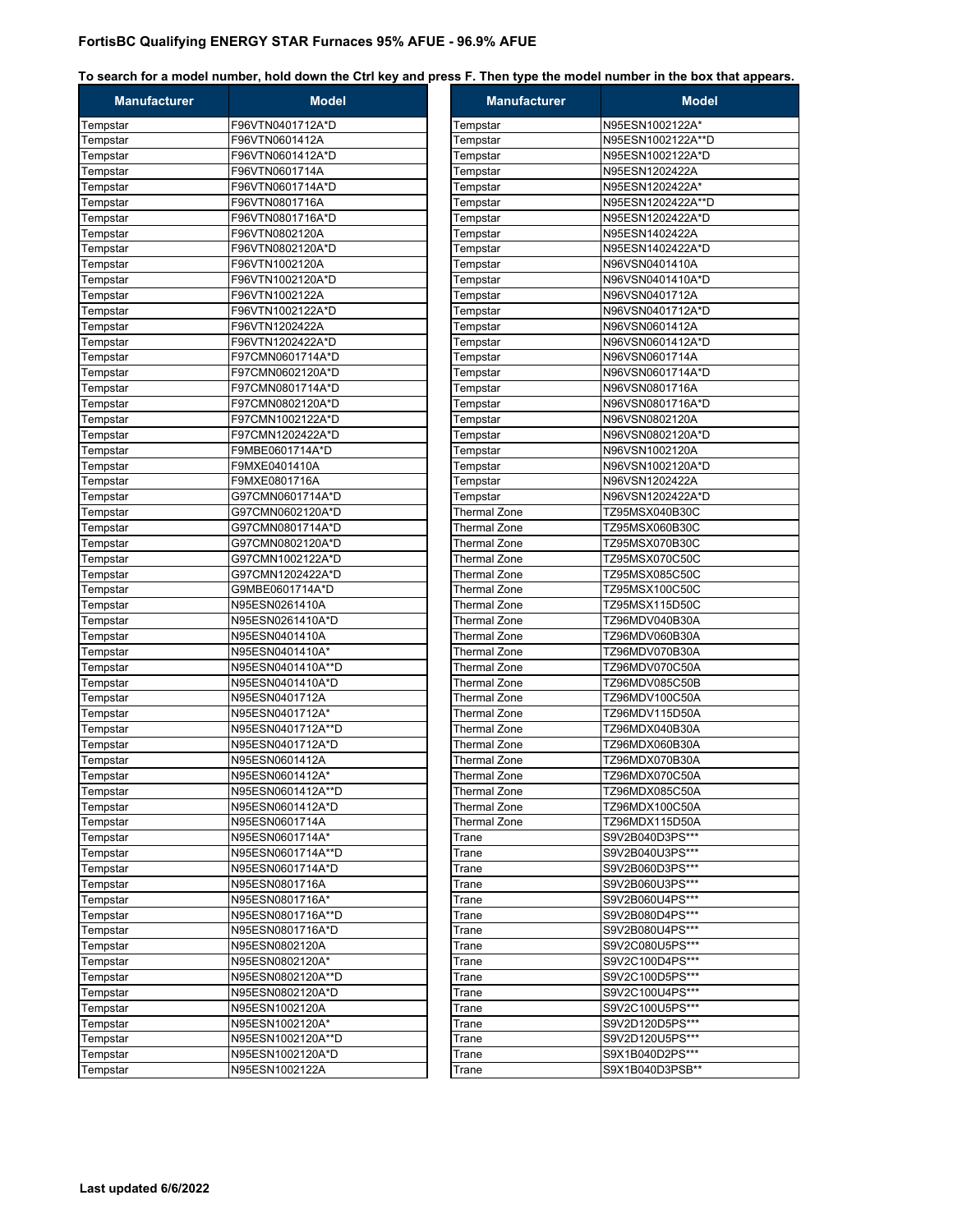**FortisBC Qualifying ENERGY STAR Furnaces 95% AFUE - 96.9% AFUE**

**To search for a model number, hold down the Ctrl key and press F. Then type the model number in the box that appears.**

| Manufacturer | Model |
|---|---|
| Tempstar | F96VTN0401712A*D |
| Tempstar | F96VTN0601412A |
| Tempstar | F96VTN0601412A*D |
| Tempstar | F96VTN0601714A |
| Tempstar | F96VTN0601714A*D |
| Tempstar | F96VTN0801716A |
| Tempstar | F96VTN0801716A*D |
| Tempstar | F96VTN0802120A |
| Tempstar | F96VTN0802120A*D |
| Tempstar | F96VTN1002120A |
| Tempstar | F96VTN1002120A*D |
| Tempstar | F96VTN1002122A |
| Tempstar | F96VTN1002122A*D |
| Tempstar | F96VTN1202422A |
| Tempstar | F96VTN1202422A*D |
| Tempstar | F97CMN0601714A*D |
| Tempstar | F97CMN0602120A*D |
| Tempstar | F97CMN0801714A*D |
| Tempstar | F97CMN0802120A*D |
| Tempstar | F97CMN1002122A*D |
| Tempstar | F97CMN1202422A*D |
| Tempstar | F9MBE0601714A*D |
| Tempstar | F9MXE0401410A |
| Tempstar | F9MXE0801716A |
| Tempstar | G97CMN0601714A*D |
| Tempstar | G97CMN0602120A*D |
| Tempstar | G97CMN0801714A*D |
| Tempstar | G97CMN0802120A*D |
| Tempstar | G97CMN1002122A*D |
| Tempstar | G97CMN1202422A*D |
| Tempstar | G9MBE0601714A*D |
| Tempstar | N95ESN0261410A |
| Tempstar | N95ESN0261410A*D |
| Tempstar | N95ESN0401410A |
| Tempstar | N95ESN0401410A* |
| Tempstar | N95ESN0401410A**D |
| Tempstar | N95ESN0401410A*D |
| Tempstar | N95ESN0401712A |
| Tempstar | N95ESN0401712A* |
| Tempstar | N95ESN0401712A**D |
| Tempstar | N95ESN0401712A*D |
| Tempstar | N95ESN0601412A |
| Tempstar | N95ESN0601412A* |
| Tempstar | N95ESN0601412A**D |
| Tempstar | N95ESN0601412A*D |
| Tempstar | N95ESN0601714A |
| Tempstar | N95ESN0601714A* |
| Tempstar | N95ESN0601714A**D |
| Tempstar | N95ESN0601714A*D |
| Tempstar | N95ESN0801716A |
| Tempstar | N95ESN0801716A* |
| Tempstar | N95ESN0801716A**D |
| Tempstar | N95ESN0801716A*D |
| Tempstar | N95ESN0802120A |
| Tempstar | N95ESN0802120A* |
| Tempstar | N95ESN0802120A**D |
| Tempstar | N95ESN0802120A*D |
| Tempstar | N95ESN1002120A |
| Tempstar | N95ESN1002120A* |
| Tempstar | N95ESN1002120A**D |
| Tempstar | N95ESN1002120A*D |
| Tempstar | N95ESN1002122A |
| Tempstar | N95ESN1002122A* |
| Tempstar | N95ESN1002122A**D |
| Tempstar | N95ESN1002122A*D |
| Tempstar | N95ESN1202422A |
| Tempstar | N95ESN1202422A* |
| Tempstar | N95ESN1202422A**D |
| Tempstar | N95ESN1202422A*D |
| Tempstar | N95ESN1402422A |
| Tempstar | N95ESN1402422A*D |
| Tempstar | N96VSN0401410A |
| Tempstar | N96VSN0401410A*D |
| Tempstar | N96VSN0401712A |
| Tempstar | N96VSN0401712A*D |
| Tempstar | N96VSN0601412A |
| Tempstar | N96VSN0601412A*D |
| Tempstar | N96VSN0601714A |
| Tempstar | N96VSN0601714A*D |
| Tempstar | N96VSN0801716A |
| Tempstar | N96VSN0801716A*D |
| Tempstar | N96VSN0802120A |
| Tempstar | N96VSN0802120A*D |
| Tempstar | N96VSN1002120A |
| Tempstar | N96VSN1002120A*D |
| Tempstar | N96VSN1202422A |
| Tempstar | N96VSN1202422A*D |
| Thermal Zone | TZ95MSX040B30C |
| Thermal Zone | TZ95MSX060B30C |
| Thermal Zone | TZ95MSX070B30C |
| Thermal Zone | TZ95MSX070C50C |
| Thermal Zone | TZ95MSX085C50C |
| Thermal Zone | TZ95MSX100C50C |
| Thermal Zone | TZ95MSX115D50C |
| Thermal Zone | TZ96MDV040B30A |
| Thermal Zone | TZ96MDV060B30A |
| Thermal Zone | TZ96MDV070B30A |
| Thermal Zone | TZ96MDV070C50A |
| Thermal Zone | TZ96MDV085C50B |
| Thermal Zone | TZ96MDV100C50A |
| Thermal Zone | TZ96MDV115D50A |
| Thermal Zone | TZ96MDX040B30A |
| Thermal Zone | TZ96MDX060B30A |
| Thermal Zone | TZ96MDX070B30A |
| Thermal Zone | TZ96MDX070C50A |
| Thermal Zone | TZ96MDX085C50A |
| Thermal Zone | TZ96MDX100C50A |
| Thermal Zone | TZ96MDX115D50A |
| Trane | S9V2B040D3PS*** |
| Trane | S9V2B040U3PS*** |
| Trane | S9V2B060D3PS*** |
| Trane | S9V2B060U3PS*** |
| Trane | S9V2B060U4PS*** |
| Trane | S9V2B080D4PS*** |
| Trane | S9V2B080U4PS*** |
| Trane | S9V2C080U5PS*** |
| Trane | S9V2C100D4PS*** |
| Trane | S9V2C100D5PS*** |
| Trane | S9V2C100U4PS*** |
| Trane | S9V2C100U5PS*** |
| Trane | S9V2D120D5PS*** |
| Trane | S9V2D120U5PS*** |
| Trane | S9X1B040D2PS*** |
| Trane | S9X1B040D3PSB** |

**Last updated 6/6/2022**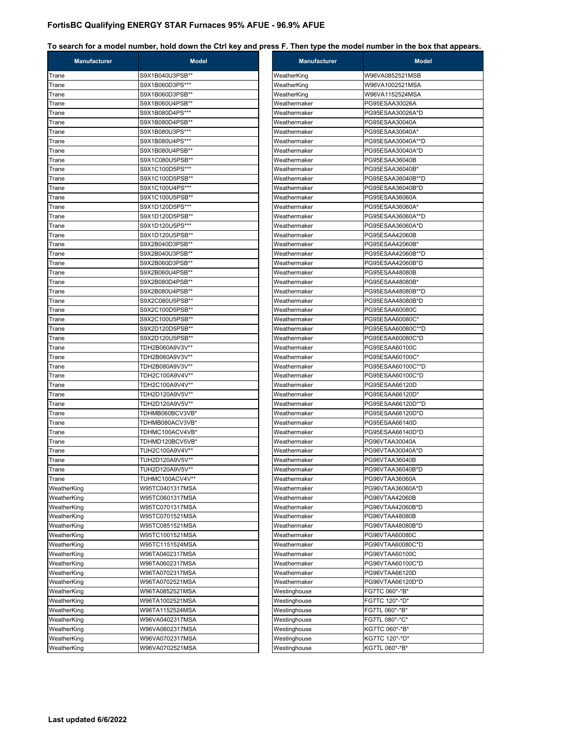**FortisBC Qualifying ENERGY STAR Furnaces 95% AFUE - 96.9% AFUE**

**To search for a model number, hold down the Ctrl key and press F. Then type the model number in the box that appears.**

| Manufacturer | Model |
|---|---|
| Trane | S9X1B040U3PSB** |
| Trane | S9X1B060D3PS*** |
| Trane | S9X1B060D3PSB** |
| Trane | S9X1B060U4PSB** |
| Trane | S9X1B080D4PS*** |
| Trane | S9X1B080D4PSB** |
| Trane | S9X1B080U3PS*** |
| Trane | S9X1B080U4PS*** |
| Trane | S9X1B080U4PSB** |
| Trane | S9X1C080U5PSB** |
| Trane | S9X1C100D5PS*** |
| Trane | S9X1C100D5PSB** |
| Trane | S9X1C100U4PS*** |
| Trane | S9X1C100U5PSB** |
| Trane | S9X1D120D5PS*** |
| Trane | S9X1D120D5PSB** |
| Trane | S9X1D120U5PS*** |
| Trane | S9X1D120U5PSB** |
| Trane | S9X2B040D3PSB** |
| Trane | S9X2B040U3PSB** |
| Trane | S9X2B060D3PSB** |
| Trane | S9X2B060U4PSB** |
| Trane | S9X2B080D4PSB** |
| Trane | S9X2B080U4PSB** |
| Trane | S9X2C080U5PSB** |
| Trane | S9X2C100D5PSB** |
| Trane | S9X2C100U5PSB** |
| Trane | S9X2D120D5PSB** |
| Trane | S9X2D120U5PSB** |
| Trane | TDH2B060A9V3V** |
| Trane | TDH2B060A9V3V** |
| Trane | TDH2B080A9V3V** |
| Trane | TDH2C100A9V4V** |
| Trane | TDH2C100A9V4V** |
| Trane | TDH2D120A9V5V** |
| Trane | TDH2D120A9V5V** |
| Trane | TDHMB060BCV3VB* |
| Trane | TDHMB080ACV3VB* |
| Trane | TDHMC100ACV4VB* |
| Trane | TDHMD120BCV5VB* |
| Trane | TUH2C100A9V4V** |
| Trane | TUH2D120A9V5V** |
| Trane | TUH2D120A9V5V** |
| Trane | TUHMC100ACV4V** |
| WeatherKing | W95TC0401317MSA |
| WeatherKing | W95TC0601317MSA |
| WeatherKing | W95TC0701317MSA |
| WeatherKing | W95TC0701521MSA |
| WeatherKing | W95TC0851521MSA |
| WeatherKing | W95TC1001521MSA |
| WeatherKing | W95TC1151524MSA |
| WeatherKing | W96TA0402317MSA |
| WeatherKing | W96TA0602317MSA |
| WeatherKing | W96TA0702317MSA |
| WeatherKing | W96TA0702521MSA |
| WeatherKing | W96TA0852521MSA |
| WeatherKing | W96TA1002521MSA |
| WeatherKing | W96TA1152524MSA |
| WeatherKing | W96VA0402317MSA |
| WeatherKing | W96VA0602317MSA |
| WeatherKing | W96VA0702317MSA |
| WeatherKing | W96VA0702521MSA |
| WeatherKing | W96VA0852521MSB |
| WeatherKing | W96VA1002521MSA |
| WeatherKing | W96VA1152524MSA |
| Weathermaker | PG95ESAA30026A |
| Weathermaker | PG95ESAA30026A*D |
| Weathermaker | PG95ESAA30040A |
| Weathermaker | PG95ESAA30040A* |
| Weathermaker | PG95ESAA30040A**D |
| Weathermaker | PG95ESAA30040A*D |
| Weathermaker | PG95ESAA36040B |
| Weathermaker | PG95ESAA36040B* |
| Weathermaker | PG95ESAA36040B**D |
| Weathermaker | PG95ESAA36040B*D |
| Weathermaker | PG95ESAA36060A |
| Weathermaker | PG95ESAA36060A* |
| Weathermaker | PG95ESAA36060A**D |
| Weathermaker | PG95ESAA36060A*D |
| Weathermaker | PG95ESAA42060B |
| Weathermaker | PG95ESAA42060B* |
| Weathermaker | PG95ESAA42060B**D |
| Weathermaker | PG95ESAA42060B*D |
| Weathermaker | PG95ESAA48080B |
| Weathermaker | PG95ESAA48080B* |
| Weathermaker | PG95ESAA48080B**D |
| Weathermaker | PG95ESAA48080B*D |
| Weathermaker | PG95ESAA60080C |
| Weathermaker | PG95ESAA60080C* |
| Weathermaker | PG95ESAA60080C**D |
| Weathermaker | PG95ESAA60080C*D |
| Weathermaker | PG95ESAA60100C |
| Weathermaker | PG95ESAA60100C* |
| Weathermaker | PG95ESAA60100C**D |
| Weathermaker | PG95ESAA60100C*D |
| Weathermaker | PG95ESAA66120D |
| Weathermaker | PG95ESAA66120D* |
| Weathermaker | PG95ESAA66120D**D |
| Weathermaker | PG95ESAA66120D*D |
| Weathermaker | PG95ESAA66140D |
| Weathermaker | PG95ESAA66140D*D |
| Weathermaker | PG96VTAA30040A |
| Weathermaker | PG96VTAA30040A*D |
| Weathermaker | PG96VTAA36040B |
| Weathermaker | PG96VTAA36040B*D |
| Weathermaker | PG96VTAA36060A |
| Weathermaker | PG96VTAA36060A*D |
| Weathermaker | PG96VTAA42060B |
| Weathermaker | PG96VTAA42060B*D |
| Weathermaker | PG96VTAA48080B |
| Weathermaker | PG96VTAA48080B*D |
| Weathermaker | PG96VTAA60080C |
| Weathermaker | PG96VTAA60080C*D |
| Weathermaker | PG96VTAA60100C |
| Weathermaker | PG96VTAA60100C*D |
| Weathermaker | PG96VTAA66120D |
| Weathermaker | PG96VTAA66120D*D |
| Westinghouse | FG7TC 060*-*B* |
| Westinghouse | FG7TC 120*-*D* |
| Westinghouse | FG7TL 060*-*B* |
| Westinghouse | FG7TL 080*-*C* |
| Westinghouse | KG7TC 060*-*B* |
| Westinghouse | KG7TC 120*-*D* |
| Westinghouse | KG7TL 060*-*B* |

**Last updated 6/6/2022**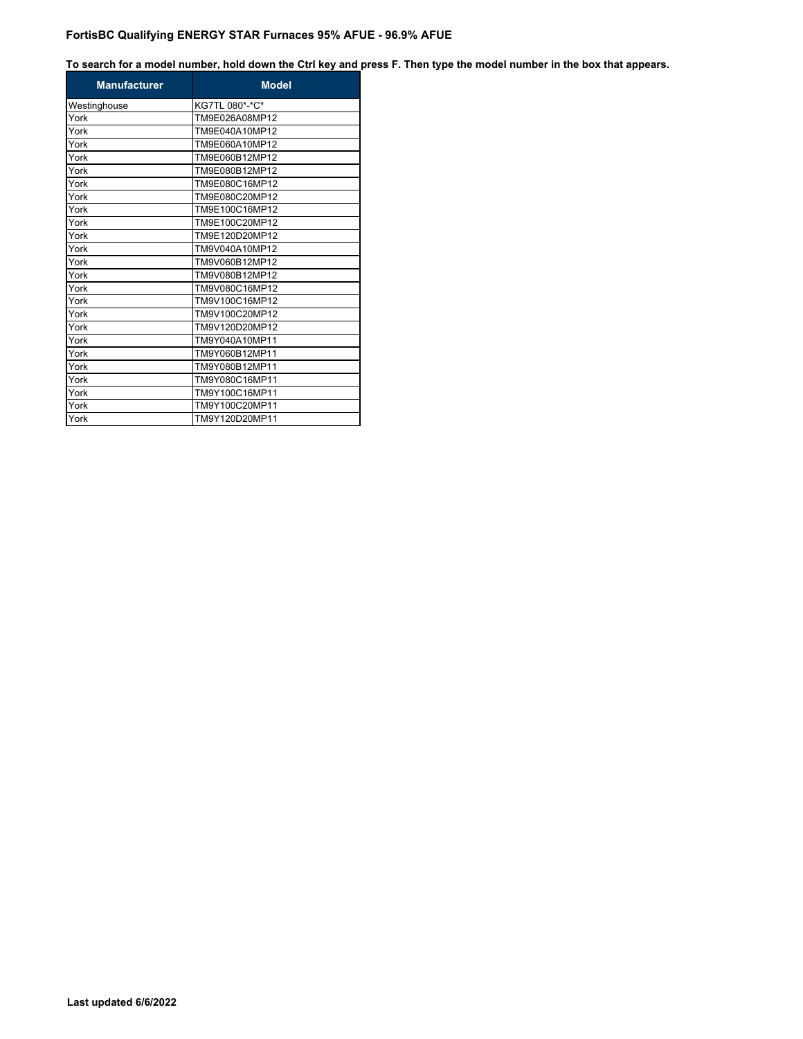**FortisBC Qualifying ENERGY STAR Furnaces 95% AFUE - 96.9% AFUE**

**To search for a model number, hold down the Ctrl key and press F. Then type the model number in the box that appears.**

| Manufacturer | Model |
|---|---|
| Westinghouse | KG7TL 080*-*C* |
| York | TM9E026A08MP12 |
| York | TM9E040A10MP12 |
| York | TM9E060A10MP12 |
| York | TM9E060B12MP12 |
| York | TM9E080B12MP12 |
| York | TM9E080C16MP12 |
| York | TM9E080C20MP12 |
| York | TM9E100C16MP12 |
| York | TM9E100C20MP12 |
| York | TM9E120D20MP12 |
| York | TM9V040A10MP12 |
| York | TM9V060B12MP12 |
| York | TM9V080B12MP12 |
| York | TM9V080C16MP12 |
| York | TM9V100C16MP12 |
| York | TM9V100C20MP12 |
| York | TM9V120D20MP12 |
| York | TM9Y040A10MP11 |
| York | TM9Y060B12MP11 |
| York | TM9Y080B12MP11 |
| York | TM9Y080C16MP11 |
| York | TM9Y100C16MP11 |
| York | TM9Y100C20MP11 |
| York | TM9Y120D20MP11 |

**Last updated 6/6/2022**